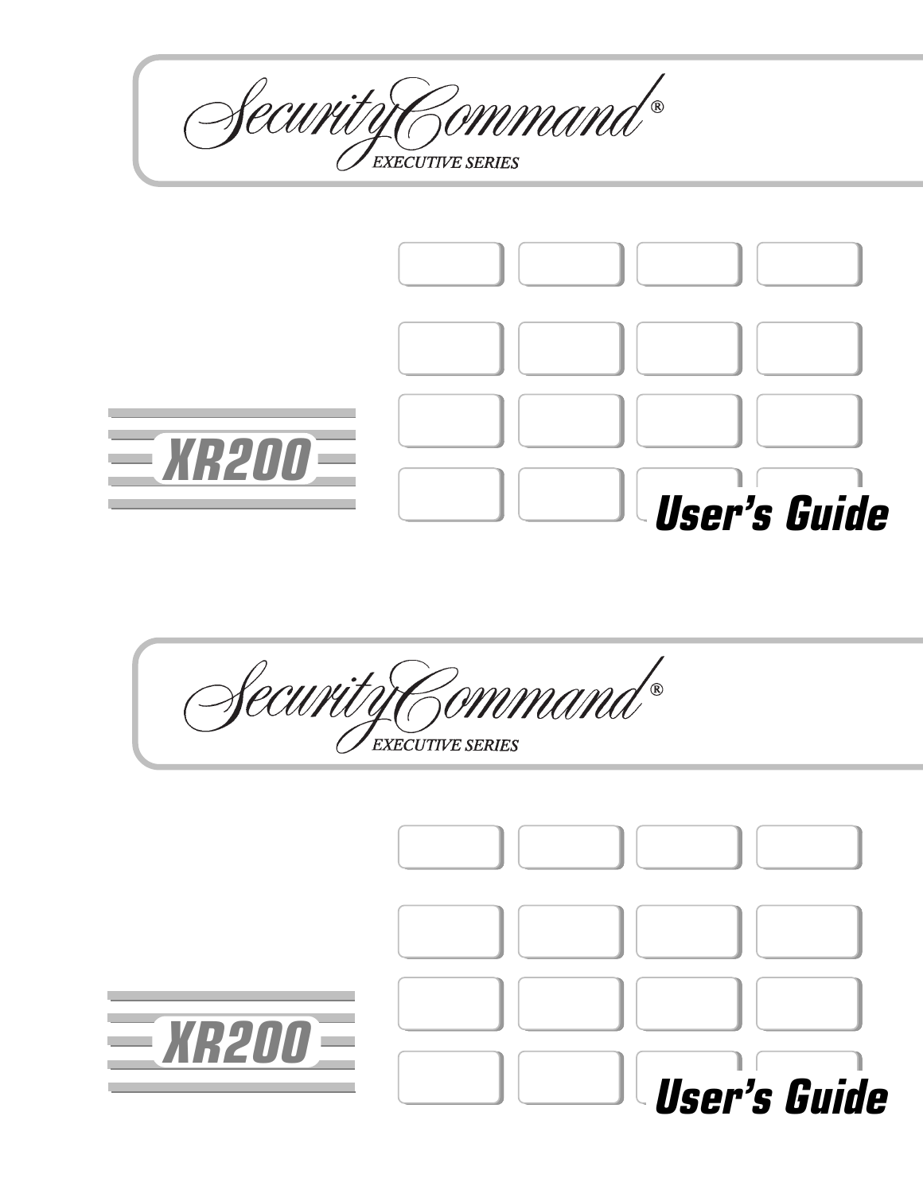# Security Command®

EXECUTIVE SERIES

# XR200

# User's Guide

# Security Command®

EXECUTIVE SERIES

# XR200

# User's Guide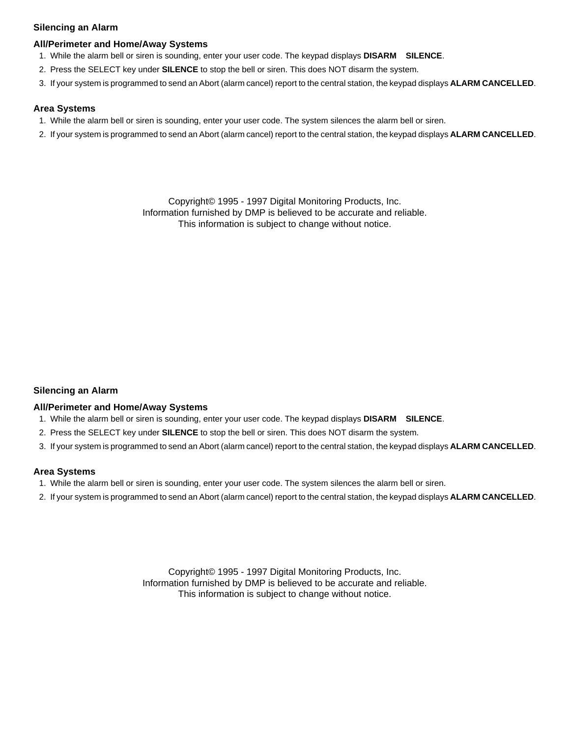## Silencing an Alarm

### All/Perimeter and Home/Away Systems

1. While the alarm bell or siren is sounding, enter your user code. The keypad displays **DISARM    SILENCE**.
2. Press the SELECT key under **SILENCE** to stop the bell or siren. This does NOT disarm the system.
3. If your system is programmed to send an Abort (alarm cancel) report to the central station, the keypad displays **ALARM CANCELLED**.

### Area Systems

1. While the alarm bell or siren is sounding, enter your user code. The system silences the alarm bell or siren.
2. If your system is programmed to send an Abort (alarm cancel) report to the central station, the keypad displays **ALARM CANCELLED**.

Copyright© 1995 - 1997 Digital Monitoring Products, Inc.
Information furnished by DMP is believed to be accurate and reliable.
This information is subject to change without notice.

## Silencing an Alarm

### All/Perimeter and Home/Away Systems

1. While the alarm bell or siren is sounding, enter your user code. The keypad displays **DISARM    SILENCE**.
2. Press the SELECT key under **SILENCE** to stop the bell or siren. This does NOT disarm the system.
3. If your system is programmed to send an Abort (alarm cancel) report to the central station, the keypad displays **ALARM CANCELLED**.

### Area Systems

1. While the alarm bell or siren is sounding, enter your user code. The system silences the alarm bell or siren.
2. If your system is programmed to send an Abort (alarm cancel) report to the central station, the keypad displays **ALARM CANCELLED**.

Copyright© 1995 - 1997 Digital Monitoring Products, Inc.
Information furnished by DMP is believed to be accurate and reliable.
This information is subject to change without notice.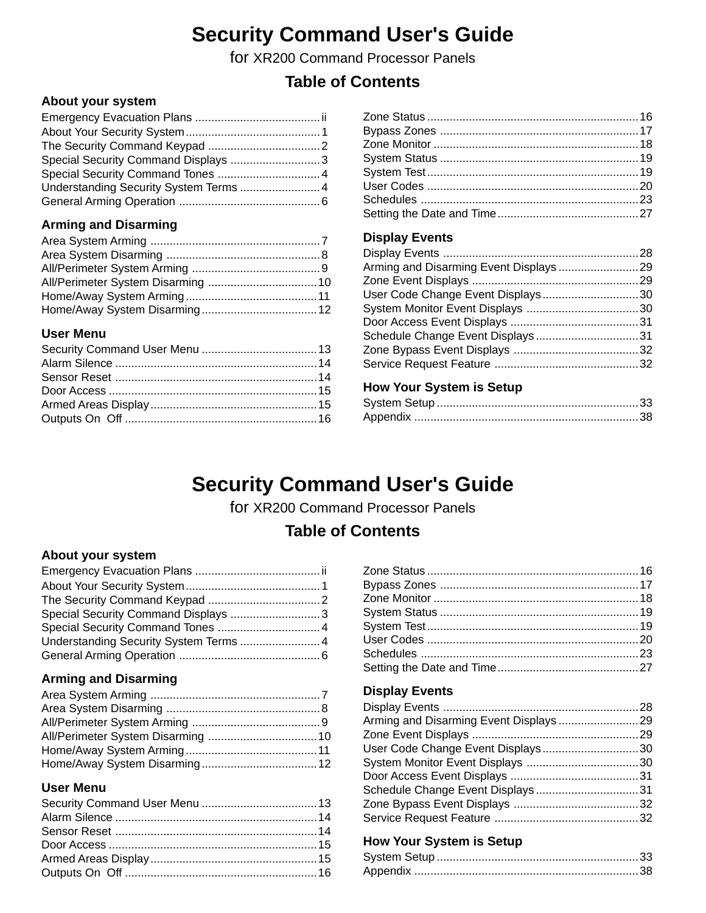# Security Command User's Guide

for XR200 Command Processor Panels

## Table of Contents

### About your system

- Emergency Evacuation Plans ....... ii
- About Your Security System ....... 1
- The Security Command Keypad ....... 2
- Special Security Command Displays ....... 3
- Special Security Command Tones ....... 4
- Understanding Security System Terms ....... 4
- General Arming Operation ....... 6

### Arming and Disarming

- Area System Arming ....... 7
- Area System Disarming ....... 8
- All/Perimeter System Arming ....... 9
- All/Perimeter System Disarming ....... 10
- Home/Away System Arming ....... 11
- Home/Away System Disarming ....... 12

### User Menu

- Security Command User Menu ....... 13
- Alarm Silence ....... 14
- Sensor Reset ....... 14
- Door Access ....... 15
- Armed Areas Display ....... 15
- Outputs On Off ....... 16
- Zone Status ....... 16
- Bypass Zones ....... 17
- Zone Monitor ....... 18
- System Status ....... 19
- System Test ....... 19
- User Codes ....... 20
- Schedules ....... 23
- Setting the Date and Time ....... 27

### Display Events

- Display Events ....... 28
- Arming and Disarming Event Displays ....... 29
- Zone Event Displays ....... 29
- User Code Change Event Displays ....... 30
- System Monitor Event Displays ....... 30
- Door Access Event Displays ....... 31
- Schedule Change Event Displays ....... 31
- Zone Bypass Event Displays ....... 32
- Service Request Feature ....... 32

### How Your System is Setup

- System Setup ....... 33
- Appendix ....... 38

# Security Command User's Guide

for XR200 Command Processor Panels

## Table of Contents

### About your system

- Emergency Evacuation Plans ....... ii
- About Your Security System ....... 1
- The Security Command Keypad ....... 2
- Special Security Command Displays ....... 3
- Special Security Command Tones ....... 4
- Understanding Security System Terms ....... 4
- General Arming Operation ....... 6

### Arming and Disarming

- Area System Arming ....... 7
- Area System Disarming ....... 8
- All/Perimeter System Arming ....... 9
- All/Perimeter System Disarming ....... 10
- Home/Away System Arming ....... 11
- Home/Away System Disarming ....... 12

### User Menu

- Security Command User Menu ....... 13
- Alarm Silence ....... 14
- Sensor Reset ....... 14
- Door Access ....... 15
- Armed Areas Display ....... 15
- Outputs On Off ....... 16
- Zone Status ....... 16
- Bypass Zones ....... 17
- Zone Monitor ....... 18
- System Status ....... 19
- System Test ....... 19
- User Codes ....... 20
- Schedules ....... 23
- Setting the Date and Time ....... 27

### Display Events

- Display Events ....... 28
- Arming and Disarming Event Displays ....... 29
- Zone Event Displays ....... 29
- User Code Change Event Displays ....... 30
- System Monitor Event Displays ....... 30
- Door Access Event Displays ....... 31
- Schedule Change Event Displays ....... 31
- Zone Bypass Event Displays ....... 32
- Service Request Feature ....... 32

### How Your System is Setup

- System Setup ....... 33
- Appendix ....... 38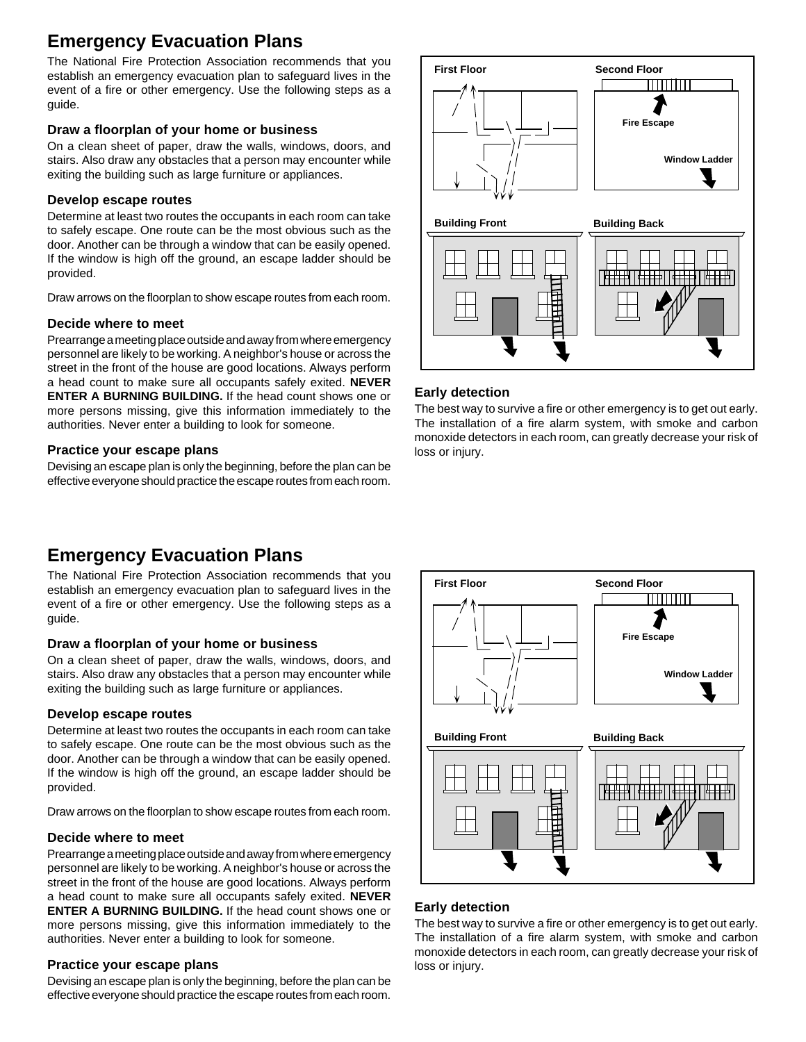# Emergency Evacuation Plans

The National Fire Protection Association recommends that you establish an emergency evacuation plan to safeguard lives in the event of a fire or other emergency. Use the following steps as a guide.

### Draw a floorplan of your home or business

On a clean sheet of paper, draw the walls, windows, doors, and stairs. Also draw any obstacles that a person may encounter while exiting the building such as large furniture or appliances.

### Develop escape routes

Determine at least two routes the occupants in each room can take to safely escape. One route can be the most obvious such as the door. Another can be through a window that can be easily opened. If the window is high off the ground, an escape ladder should be provided.

Draw arrows on the floorplan to show escape routes from each room.

### Decide where to meet

Prearrange a meeting place outside and away from where emergency personnel are likely to be working. A neighbor's house or across the street in the front of the house are good locations. Always perform a head count to make sure all occupants safely exited. **NEVER ENTER A BURNING BUILDING.** If the head count shows one or more persons missing, give this information immediately to the authorities. Never enter a building to look for someone.

### Practice your escape plans

Devising an escape plan is only the beginning, before the plan can be effective everyone should practice the escape routes from each room.

First Floor | Second Floor | Fire Escape | Window Ladder | Building Front | Building Back

### Early detection

The best way to survive a fire or other emergency is to get out early. The installation of a fire alarm system, with smoke and carbon monoxide detectors in each room, can greatly decrease your risk of loss or injury.

# Emergency Evacuation Plans

The National Fire Protection Association recommends that you establish an emergency evacuation plan to safeguard lives in the event of a fire or other emergency. Use the following steps as a guide.

### Draw a floorplan of your home or business

On a clean sheet of paper, draw the walls, windows, doors, and stairs. Also draw any obstacles that a person may encounter while exiting the building such as large furniture or appliances.

### Develop escape routes

Determine at least two routes the occupants in each room can take to safely escape. One route can be the most obvious such as the door. Another can be through a window that can be easily opened. If the window is high off the ground, an escape ladder should be provided.

Draw arrows on the floorplan to show escape routes from each room.

### Decide where to meet

Prearrange a meeting place outside and away from where emergency personnel are likely to be working. A neighbor's house or across the street in the front of the house are good locations. Always perform a head count to make sure all occupants safely exited. **NEVER ENTER A BURNING BUILDING.** If the head count shows one or more persons missing, give this information immediately to the authorities. Never enter a building to look for someone.

### Practice your escape plans

Devising an escape plan is only the beginning, before the plan can be effective everyone should practice the escape routes from each room.

First Floor | Second Floor | Fire Escape | Window Ladder | Building Front | Building Back

### Early detection

The best way to survive a fire or other emergency is to get out early. The installation of a fire alarm system, with smoke and carbon monoxide detectors in each room, can greatly decrease your risk of loss or injury.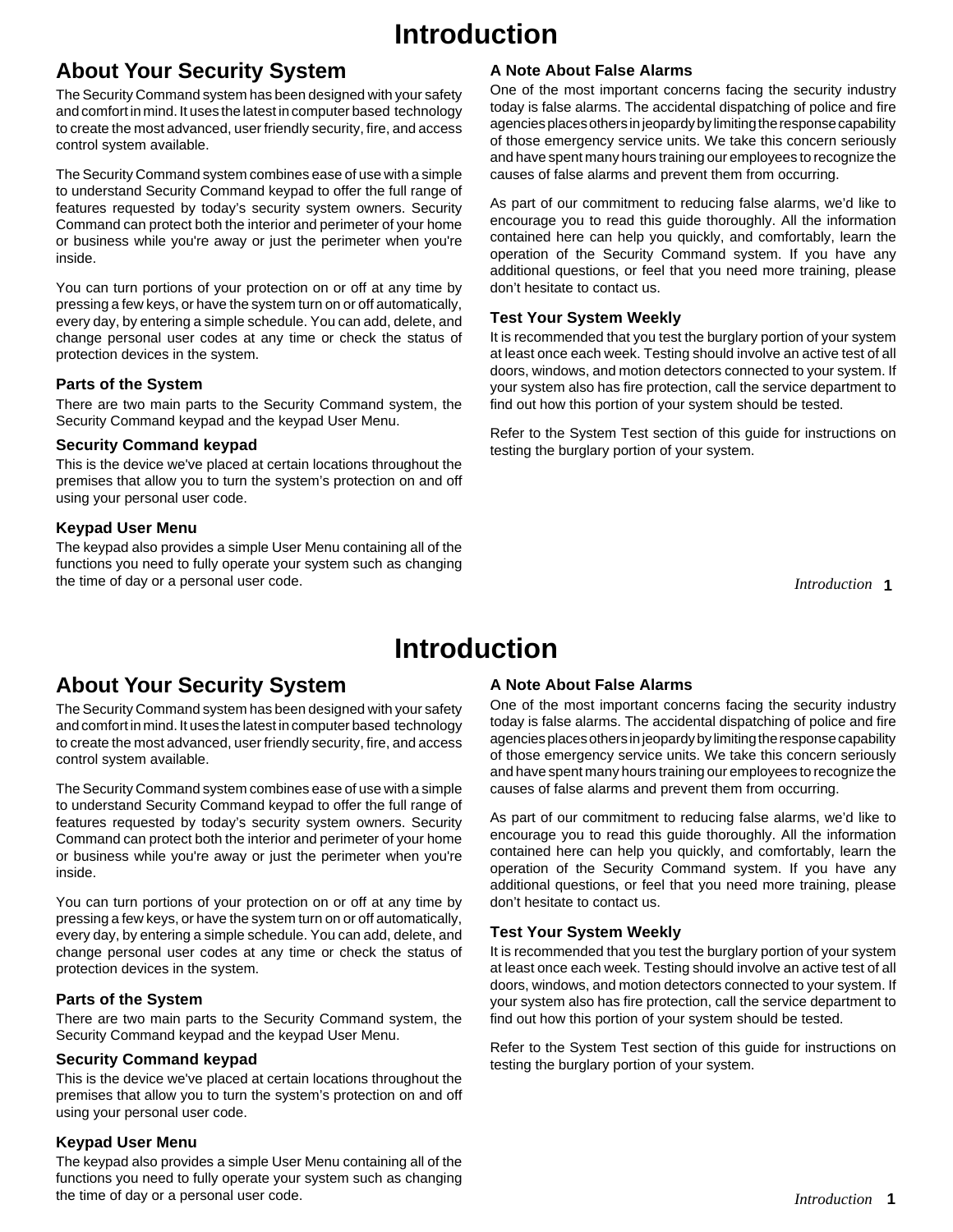# Introduction

## About Your Security System

The Security Command system has been designed with your safety and comfort in mind. It uses the latest in computer based technology to create the most advanced, user friendly security, fire, and access control system available.

The Security Command system combines ease of use with a simple to understand Security Command keypad to offer the full range of features requested by today's security system owners. Security Command can protect both the interior and perimeter of your home or business while you're away or just the perimeter when you're inside.

You can turn portions of your protection on or off at any time by pressing a few keys, or have the system turn on or off automatically, every day, by entering a simple schedule. You can add, delete, and change personal user codes at any time or check the status of protection devices in the system.

### Parts of the System

There are two main parts to the Security Command system, the Security Command keypad and the keypad User Menu.

### Security Command keypad

This is the device we've placed at certain locations throughout the premises that allow you to turn the system's protection on and off using your personal user code.

### Keypad User Menu

The keypad also provides a simple User Menu containing all of the functions you need to fully operate your system such as changing the time of day or a personal user code.

### A Note About False Alarms

One of the most important concerns facing the security industry today is false alarms. The accidental dispatching of police and fire agencies places others in jeopardy by limiting the response capability of those emergency service units. We take this concern seriously and have spent many hours training our employees to recognize the causes of false alarms and prevent them from occurring.

As part of our commitment to reducing false alarms, we'd like to encourage you to read this guide thoroughly. All the information contained here can help you quickly, and comfortably, learn the operation of the Security Command system. If you have any additional questions, or feel that you need more training, please don't hesitate to contact us.

### Test Your System Weekly

It is recommended that you test the burglary portion of your system at least once each week. Testing should involve an active test of all doors, windows, and motion detectors connected to your system. If your system also has fire protection, call the service department to find out how this portion of your system should be tested.

Refer to the System Test section of this guide for instructions on testing the burglary portion of your system.

# Introduction

## About Your Security System

The Security Command system has been designed with your safety and comfort in mind. It uses the latest in computer based technology to create the most advanced, user friendly security, fire, and access control system available.

The Security Command system combines ease of use with a simple to understand Security Command keypad to offer the full range of features requested by today's security system owners. Security Command can protect both the interior and perimeter of your home or business while you're away or just the perimeter when you're inside.

You can turn portions of your protection on or off at any time by pressing a few keys, or have the system turn on or off automatically, every day, by entering a simple schedule. You can add, delete, and change personal user codes at any time or check the status of protection devices in the system.

### Parts of the System

There are two main parts to the Security Command system, the Security Command keypad and the keypad User Menu.

### Security Command keypad

This is the device we've placed at certain locations throughout the premises that allow you to turn the system's protection on and off using your personal user code.

### Keypad User Menu

The keypad also provides a simple User Menu containing all of the functions you need to fully operate your system such as changing the time of day or a personal user code.

### A Note About False Alarms

One of the most important concerns facing the security industry today is false alarms. The accidental dispatching of police and fire agencies places others in jeopardy by limiting the response capability of those emergency service units. We take this concern seriously and have spent many hours training our employees to recognize the causes of false alarms and prevent them from occurring.

As part of our commitment to reducing false alarms, we'd like to encourage you to read this guide thoroughly. All the information contained here can help you quickly, and comfortably, learn the operation of the Security Command system. If you have any additional questions, or feel that you need more training, please don't hesitate to contact us.

### Test Your System Weekly

It is recommended that you test the burglary portion of your system at least once each week. Testing should involve an active test of all doors, windows, and motion detectors connected to your system. If your system also has fire protection, call the service department to find out how this portion of your system should be tested.

Refer to the System Test section of this guide for instructions on testing the burglary portion of your system.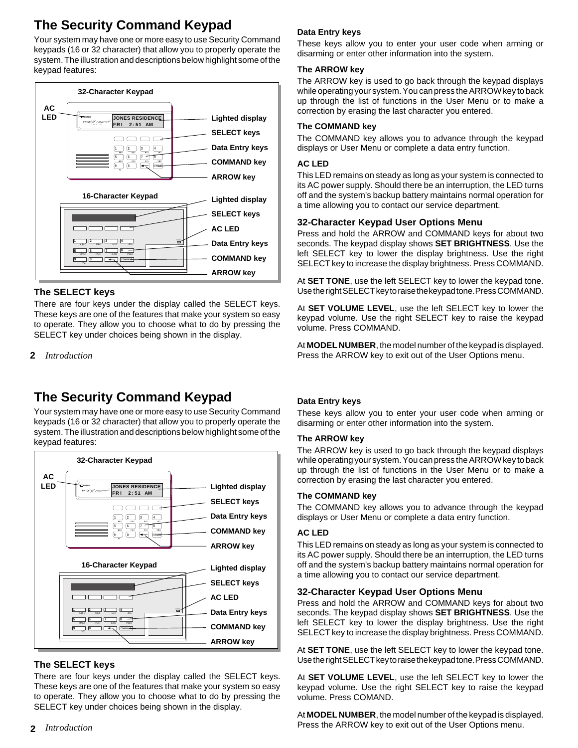# The Security Command Keypad

Your system may have one or more easy to use Security Command keypads (16 or 32 character) that allow you to properly operate the system. The illustration and descriptions below highlight some of the keypad features:

## The SELECT keys

There are four keys under the display called the SELECT keys. These keys are one of the features that make your system so easy to operate. They allow you to choose what to do by pressing the SELECT key under choices being shown in the display.

### Data Entry keys

These keys allow you to enter your user code when arming or disarming or enter other information into the system.

### The ARROW key

The ARROW key is used to go back through the keypad displays while operating your system. You can press the ARROW key to back up through the list of functions in the User Menu or to make a correction by erasing the last character you entered.

### The COMMAND key

The COMMAND key allows you to advance through the keypad displays or User Menu or complete a data entry function.

### AC LED

This LED remains on steady as long as your system is connected to its AC power supply. Should there be an interruption, the LED turns off and the system's backup battery maintains normal operation for a time allowing you to contact our service department.

## 32-Character Keypad User Options Menu

Press and hold the ARROW and COMMAND keys for about two seconds. The keypad display shows **SET BRIGHTNESS**. Use the left SELECT key to lower the display brightness. Use the right SELECT key to increase the display brightness. Press COMMAND.

At **SET TONE**, use the left SELECT key to lower the keypad tone. Use the right SELECT key to raise the keypad tone. Press COMMAND.

At **SET VOLUME LEVEL**, use the left SELECT key to lower the keypad volume. Use the right SELECT key to raise the keypad volume. Press COMMAND.

At **MODEL NUMBER**, the model number of the keypad is displayed. Press the ARROW key to exit out of the User Options menu.

# The Security Command Keypad

Your system may have one or more easy to use Security Command keypads (16 or 32 character) that allow you to properly operate the system. The illustration and descriptions below highlight some of the keypad features:

## The SELECT keys

There are four keys under the display called the SELECT keys. These keys are one of the features that make your system so easy to operate. They allow you to choose what to do by pressing the SELECT key under choices being shown in the display.

### Data Entry keys

These keys allow you to enter your user code when arming or disarming or enter other information into the system.

### The ARROW key

The ARROW key is used to go back through the keypad displays while operating your system. You can press the ARROW key to back up through the list of functions in the User Menu or to make a correction by erasing the last character you entered.

### The COMMAND key

The COMMAND key allows you to advance through the keypad displays or User Menu or complete a data entry function.

### AC LED

This LED remains on steady as long as your system is connected to its AC power supply. Should there be an interruption, the LED turns off and the system's backup battery maintains normal operation for a time allowing you to contact our service department.

## 32-Character Keypad User Options Menu

Press and hold the ARROW and COMMAND keys for about two seconds. The keypad display shows **SET BRIGHTNESS**. Use the left SELECT key to lower the display brightness. Use the right SELECT key to increase the display brightness. Press COMMAND.

At **SET TONE**, use the left SELECT key to lower the keypad tone. Use the right SELECT key to raise the keypad tone. Press COMMAND.

At **SET VOLUME LEVEL**, use the left SELECT key to lower the keypad volume. Use the right SELECT key to raise the keypad volume. Press COMAND.

At **MODEL NUMBER**, the model number of the keypad is displayed. Press the ARROW key to exit out of the User Options menu.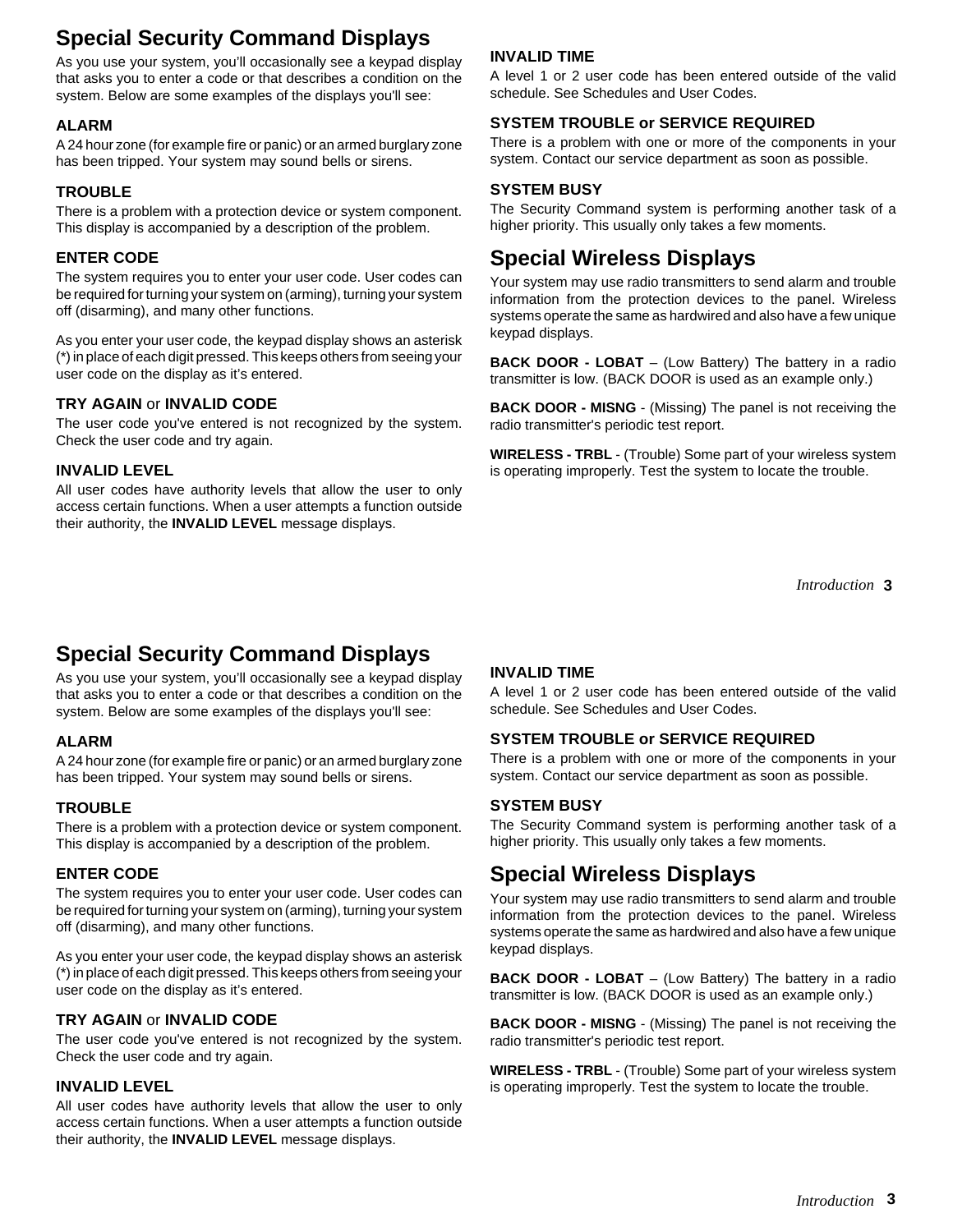## Special Security Command Displays

As you use your system, you'll occasionally see a keypad display that asks you to enter a code or that describes a condition on the system. Below are some examples of the displays you'll see:

### ALARM

A 24 hour zone (for example fire or panic) or an armed burglary zone has been tripped. Your system may sound bells or sirens.

### TROUBLE

There is a problem with a protection device or system component. This display is accompanied by a description of the problem.

### ENTER CODE

The system requires you to enter your user code. User codes can be required for turning your system on (arming), turning your system off (disarming), and many other functions.

As you enter your user code, the keypad display shows an asterisk (*) in place of each digit pressed. This keeps others from seeing your user code on the display as it's entered.

### TRY AGAIN or INVALID CODE

The user code you've entered is not recognized by the system. Check the user code and try again.

### INVALID LEVEL

All user codes have authority levels that allow the user to only access certain functions. When a user attempts a function outside their authority, the **INVALID LEVEL** message displays.

### INVALID TIME

A level 1 or 2 user code has been entered outside of the valid schedule. See Schedules and User Codes.

### SYSTEM TROUBLE or SERVICE REQUIRED

There is a problem with one or more of the components in your system. Contact our service department as soon as possible.

### SYSTEM BUSY

The Security Command system is performing another task of a higher priority. This usually only takes a few moments.

## Special Wireless Displays

Your system may use radio transmitters to send alarm and trouble information from the protection devices to the panel. Wireless systems operate the same as hardwired and also have a few unique keypad displays.

**BACK DOOR - LOBAT** – (Low Battery) The battery in a radio transmitter is low. (BACK DOOR is used as an example only.)

**BACK DOOR - MISNG** - (Missing) The panel is not receiving the radio transmitter's periodic test report.

**WIRELESS - TRBL** - (Trouble) Some part of your wireless system is operating improperly. Test the system to locate the trouble.

## Special Security Command Displays

As you use your system, you'll occasionally see a keypad display that asks you to enter a code or that describes a condition on the system. Below are some examples of the displays you'll see:

### ALARM

A 24 hour zone (for example fire or panic) or an armed burglary zone has been tripped. Your system may sound bells or sirens.

### TROUBLE

There is a problem with a protection device or system component. This display is accompanied by a description of the problem.

### ENTER CODE

The system requires you to enter your user code. User codes can be required for turning your system on (arming), turning your system off (disarming), and many other functions.

As you enter your user code, the keypad display shows an asterisk (*) in place of each digit pressed. This keeps others from seeing your user code on the display as it's entered.

### TRY AGAIN or INVALID CODE

The user code you've entered is not recognized by the system. Check the user code and try again.

### INVALID LEVEL

All user codes have authority levels that allow the user to only access certain functions. When a user attempts a function outside their authority, the **INVALID LEVEL** message displays.

### INVALID TIME

A level 1 or 2 user code has been entered outside of the valid schedule. See Schedules and User Codes.

### SYSTEM TROUBLE or SERVICE REQUIRED

There is a problem with one or more of the components in your system. Contact our service department as soon as possible.

### SYSTEM BUSY

The Security Command system is performing another task of a higher priority. This usually only takes a few moments.

## Special Wireless Displays

Your system may use radio transmitters to send alarm and trouble information from the protection devices to the panel. Wireless systems operate the same as hardwired and also have a few unique keypad displays.

**BACK DOOR - LOBAT** – (Low Battery) The battery in a radio transmitter is low. (BACK DOOR is used as an example only.)

**BACK DOOR - MISNG** - (Missing) The panel is not receiving the radio transmitter's periodic test report.

**WIRELESS - TRBL** - (Trouble) Some part of your wireless system is operating improperly. Test the system to locate the trouble.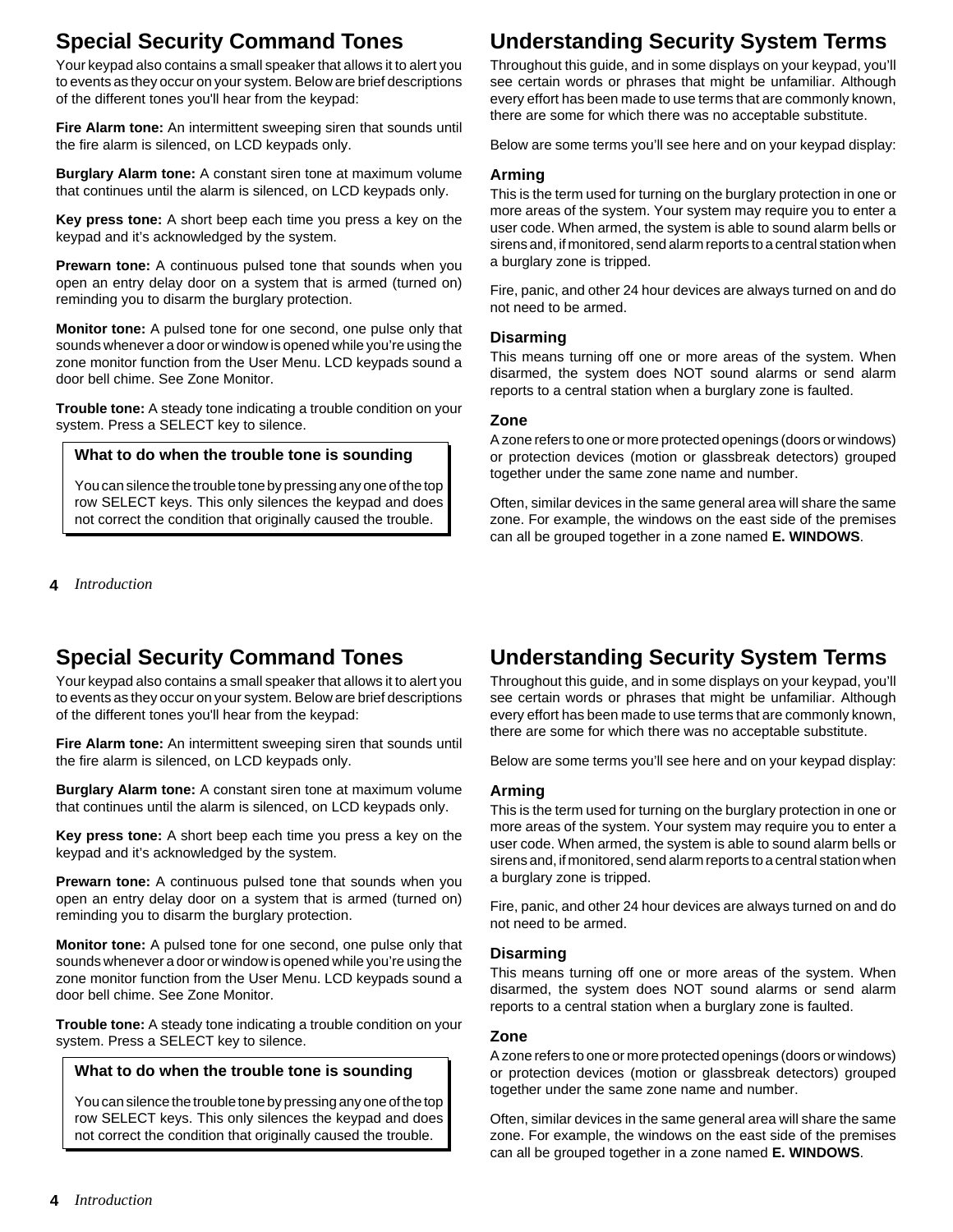## Special Security Command Tones

Your keypad also contains a small speaker that allows it to alert you to events as they occur on your system. Below are brief descriptions of the different tones you'll hear from the keypad:

**Fire Alarm tone:** An intermittent sweeping siren that sounds until the fire alarm is silenced, on LCD keypads only.

**Burglary Alarm tone:** A constant siren tone at maximum volume that continues until the alarm is silenced, on LCD keypads only.

**Key press tone:** A short beep each time you press a key on the keypad and it's acknowledged by the system.

**Prewarn tone:** A continuous pulsed tone that sounds when you open an entry delay door on a system that is armed (turned on) reminding you to disarm the burglary protection.

**Monitor tone:** A pulsed tone for one second, one pulse only that sounds whenever a door or window is opened while you're using the zone monitor function from the User Menu. LCD keypads sound a door bell chime. See Zone Monitor.

**Trouble tone:** A steady tone indicating a trouble condition on your system. Press a SELECT key to silence.

> **What to do when the trouble tone is sounding**
>
> You can silence the trouble tone by pressing any one of the top row SELECT keys. This only silences the keypad and does not correct the condition that originally caused the trouble.

## Understanding Security System Terms

Throughout this guide, and in some displays on your keypad, you'll see certain words or phrases that might be unfamiliar. Although every effort has been made to use terms that are commonly known, there are some for which there was no acceptable substitute.

Below are some terms you'll see here and on your keypad display:

### Arming

This is the term used for turning on the burglary protection in one or more areas of the system. Your system may require you to enter a user code. When armed, the system is able to sound alarm bells or sirens and, if monitored, send alarm reports to a central station when a burglary zone is tripped.

Fire, panic, and other 24 hour devices are always turned on and do not need to be armed.

### Disarming

This means turning off one or more areas of the system. When disarmed, the system does NOT sound alarms or send alarm reports to a central station when a burglary zone is faulted.

### Zone

A zone refers to one or more protected openings (doors or windows) or protection devices (motion or glassbreak detectors) grouped together under the same zone name and number.

Often, similar devices in the same general area will share the same zone. For example, the windows on the east side of the premises can all be grouped together in a zone named **E. WINDOWS**.

## Special Security Command Tones

Your keypad also contains a small speaker that allows it to alert you to events as they occur on your system. Below are brief descriptions of the different tones you'll hear from the keypad:

**Fire Alarm tone:** An intermittent sweeping siren that sounds until the fire alarm is silenced, on LCD keypads only.

**Burglary Alarm tone:** A constant siren tone at maximum volume that continues until the alarm is silenced, on LCD keypads only.

**Key press tone:** A short beep each time you press a key on the keypad and it's acknowledged by the system.

**Prewarn tone:** A continuous pulsed tone that sounds when you open an entry delay door on a system that is armed (turned on) reminding you to disarm the burglary protection.

**Monitor tone:** A pulsed tone for one second, one pulse only that sounds whenever a door or window is opened while you're using the zone monitor function from the User Menu. LCD keypads sound a door bell chime. See Zone Monitor.

**Trouble tone:** A steady tone indicating a trouble condition on your system. Press a SELECT key to silence.

> **What to do when the trouble tone is sounding**
>
> You can silence the trouble tone by pressing any one of the top row SELECT keys. This only silences the keypad and does not correct the condition that originally caused the trouble.

## Understanding Security System Terms

Throughout this guide, and in some displays on your keypad, you'll see certain words or phrases that might be unfamiliar. Although every effort has been made to use terms that are commonly known, there are some for which there was no acceptable substitute.

Below are some terms you'll see here and on your keypad display:

### Arming

This is the term used for turning on the burglary protection in one or more areas of the system. Your system may require you to enter a user code. When armed, the system is able to sound alarm bells or sirens and, if monitored, send alarm reports to a central station when a burglary zone is tripped.

Fire, panic, and other 24 hour devices are always turned on and do not need to be armed.

### Disarming

This means turning off one or more areas of the system. When disarmed, the system does NOT sound alarms or send alarm reports to a central station when a burglary zone is faulted.

### Zone

A zone refers to one or more protected openings (doors or windows) or protection devices (motion or glassbreak detectors) grouped together under the same zone name and number.

Often, similar devices in the same general area will share the same zone. For example, the windows on the east side of the premises can all be grouped together in a zone named **E. WINDOWS**.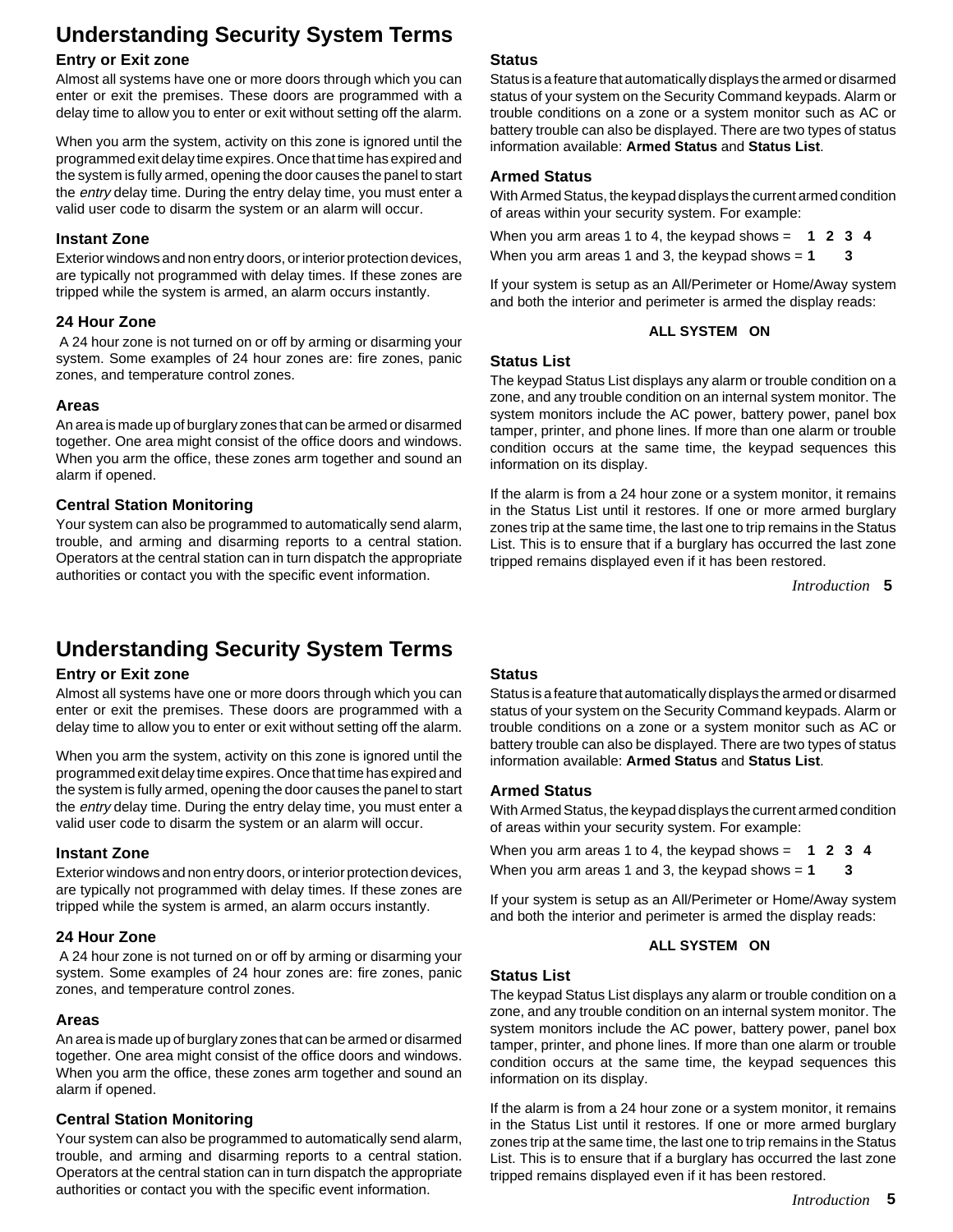# Understanding Security System Terms

### Entry or Exit zone

Almost all systems have one or more doors through which you can enter or exit the premises. These doors are programmed with a delay time to allow you to enter or exit without setting off the alarm.

When you arm the system, activity on this zone is ignored until the programmed exit delay time expires. Once that time has expired and the system is fully armed, opening the door causes the panel to start the *entry* delay time. During the entry delay time, you must enter a valid user code to disarm the system or an alarm will occur.

### Instant Zone

Exterior windows and non entry doors, or interior protection devices, are typically not programmed with delay times. If these zones are tripped while the system is armed, an alarm occurs instantly.

### 24 Hour Zone

A 24 hour zone is not turned on or off by arming or disarming your system. Some examples of 24 hour zones are: fire zones, panic zones, and temperature control zones.

### Areas

An area is made up of burglary zones that can be armed or disarmed together. One area might consist of the office doors and windows. When you arm the office, these zones arm together and sound an alarm if opened.

### Central Station Monitoring

Your system can also be programmed to automatically send alarm, trouble, and arming and disarming reports to a central station. Operators at the central station can in turn dispatch the appropriate authorities or contact you with the specific event information.

### Status

Status is a feature that automatically displays the armed or disarmed status of your system on the Security Command keypads. Alarm or trouble conditions on a zone or a system monitor such as AC or battery trouble can also be displayed. There are two types of status information available: **Armed Status** and **Status List**.

### Armed Status

With Armed Status, the keypad displays the current armed condition of areas within your security system. For example:

When you arm areas 1 to 4, the keypad shows = **1 2 3 4**

When you arm areas 1 and 3, the keypad shows = **1 3**

If your system is setup as an All/Perimeter or Home/Away system and both the interior and perimeter is armed the display reads:

**ALL SYSTEM ON**

### Status List

The keypad Status List displays any alarm or trouble condition on a zone, and any trouble condition on an internal system monitor. The system monitors include the AC power, battery power, panel box tamper, printer, and phone lines. If more than one alarm or trouble condition occurs at the same time, the keypad sequences this information on its display.

If the alarm is from a 24 hour zone or a system monitor, it remains in the Status List until it restores. If one or more armed burglary zones trip at the same time, the last one to trip remains in the Status List. This is to ensure that if a burglary has occurred the last zone tripped remains displayed even if it has been restored.

# Understanding Security System Terms

### Entry or Exit zone

Almost all systems have one or more doors through which you can enter or exit the premises. These doors are programmed with a delay time to allow you to enter or exit without setting off the alarm.

When you arm the system, activity on this zone is ignored until the programmed exit delay time expires. Once that time has expired and the system is fully armed, opening the door causes the panel to start the *entry* delay time. During the entry delay time, you must enter a valid user code to disarm the system or an alarm will occur.

### Instant Zone

Exterior windows and non entry doors, or interior protection devices, are typically not programmed with delay times. If these zones are tripped while the system is armed, an alarm occurs instantly.

### 24 Hour Zone

A 24 hour zone is not turned on or off by arming or disarming your system. Some examples of 24 hour zones are: fire zones, panic zones, and temperature control zones.

### Areas

An area is made up of burglary zones that can be armed or disarmed together. One area might consist of the office doors and windows. When you arm the office, these zones arm together and sound an alarm if opened.

### Central Station Monitoring

Your system can also be programmed to automatically send alarm, trouble, and arming and disarming reports to a central station. Operators at the central station can in turn dispatch the appropriate authorities or contact you with the specific event information.

### Status

Status is a feature that automatically displays the armed or disarmed status of your system on the Security Command keypads. Alarm or trouble conditions on a zone or a system monitor such as AC or battery trouble can also be displayed. There are two types of status information available: **Armed Status** and **Status List**.

### Armed Status

With Armed Status, the keypad displays the current armed condition of areas within your security system. For example:

When you arm areas 1 to 4, the keypad shows = **1 2 3 4**

When you arm areas 1 and 3, the keypad shows = **1 3**

If your system is setup as an All/Perimeter or Home/Away system and both the interior and perimeter is armed the display reads:

**ALL SYSTEM ON**

### Status List

The keypad Status List displays any alarm or trouble condition on a zone, and any trouble condition on an internal system monitor. The system monitors include the AC power, battery power, panel box tamper, printer, and phone lines. If more than one alarm or trouble condition occurs at the same time, the keypad sequences this information on its display.

If the alarm is from a 24 hour zone or a system monitor, it remains in the Status List until it restores. If one or more armed burglary zones trip at the same time, the last one to trip remains in the Status List. This is to ensure that if a burglary has occurred the last zone tripped remains displayed even if it has been restored.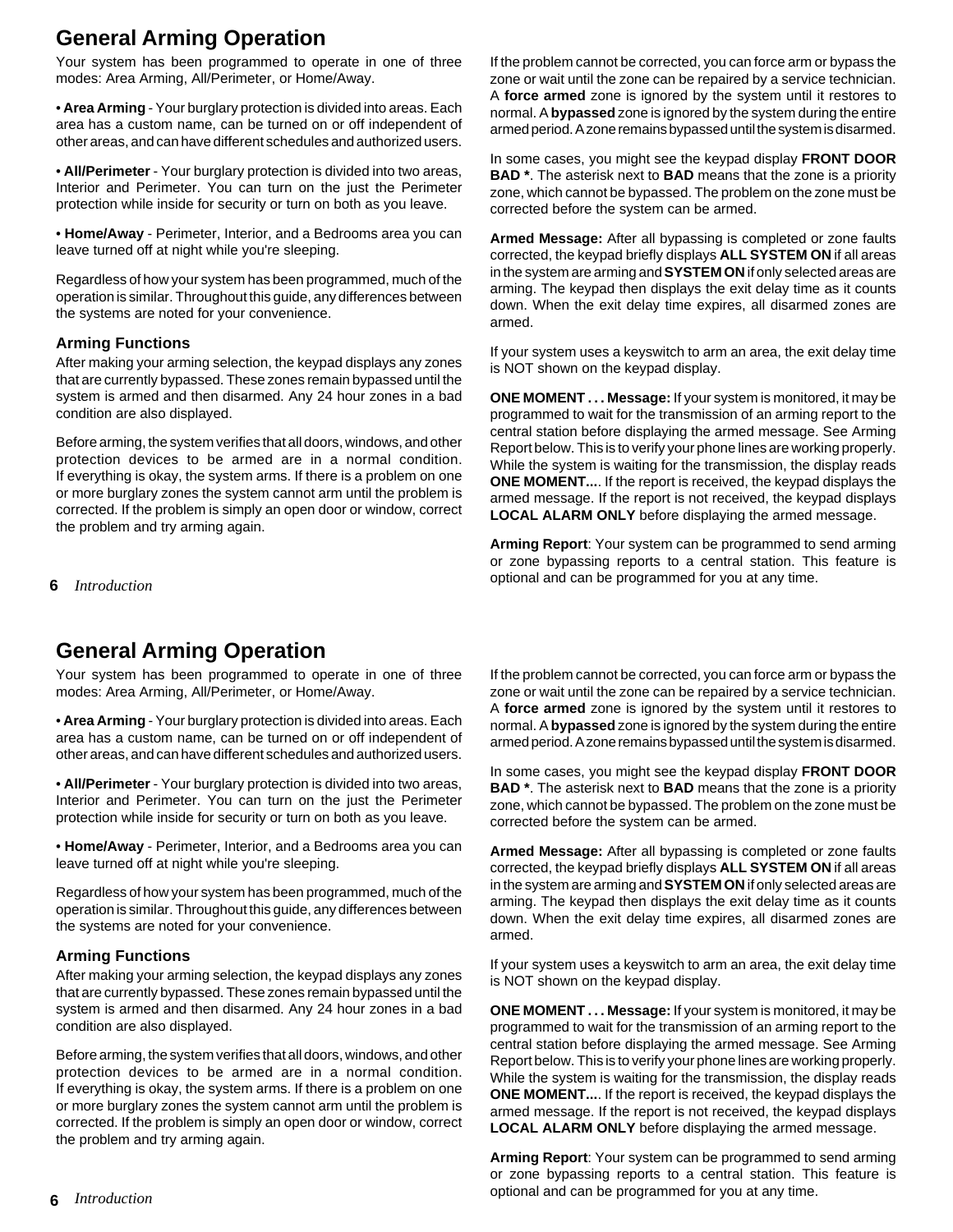# General Arming Operation

Your system has been programmed to operate in one of three modes: Area Arming, All/Perimeter, or Home/Away.

• **Area Arming** - Your burglary protection is divided into areas. Each area has a custom name, can be turned on or off independent of other areas, and can have different schedules and authorized users.

• **All/Perimeter** - Your burglary protection is divided into two areas, Interior and Perimeter. You can turn on the just the Perimeter protection while inside for security or turn on both as you leave.

• **Home/Away** - Perimeter, Interior, and a Bedrooms area you can leave turned off at night while you're sleeping.

Regardless of how your system has been programmed, much of the operation is similar. Throughout this guide, any differences between the systems are noted for your convenience.

### Arming Functions

After making your arming selection, the keypad displays any zones that are currently bypassed. These zones remain bypassed until the system is armed and then disarmed. Any 24 hour zones in a bad condition are also displayed.

Before arming, the system verifies that all doors, windows, and other protection devices to be armed are in a normal condition. If everything is okay, the system arms. If there is a problem on one or more burglary zones the system cannot arm until the problem is corrected. If the problem is simply an open door or window, correct the problem and try arming again.

If the problem cannot be corrected, you can force arm or bypass the zone or wait until the zone can be repaired by a service technician. A **force armed** zone is ignored by the system until it restores to normal. A **bypassed** zone is ignored by the system during the entire armed period. A zone remains bypassed until the system is disarmed.

In some cases, you might see the keypad display **FRONT DOOR BAD ***. The asterisk next to **BAD** means that the zone is a priority zone, which cannot be bypassed. The problem on the zone must be corrected before the system can be armed.

**Armed Message:** After all bypassing is completed or zone faults corrected, the keypad briefly displays **ALL SYSTEM ON** if all areas in the system are arming and **SYSTEM ON** if only selected areas are arming. The keypad then displays the exit delay time as it counts down. When the exit delay time expires, all disarmed zones are armed.

If your system uses a keyswitch to arm an area, the exit delay time is NOT shown on the keypad display.

**ONE MOMENT . . . Message:** If your system is monitored, it may be programmed to wait for the transmission of an arming report to the central station before displaying the armed message. See Arming Report below. This is to verify your phone lines are working properly. While the system is waiting for the transmission, the display reads **ONE MOMENT...**. If the report is received, the keypad displays the armed message. If the report is not received, the keypad displays **LOCAL ALARM ONLY** before displaying the armed message.

**Arming Report**: Your system can be programmed to send arming or zone bypassing reports to a central station. This feature is optional and can be programmed for you at any time.

# General Arming Operation

Your system has been programmed to operate in one of three modes: Area Arming, All/Perimeter, or Home/Away.

• **Area Arming** - Your burglary protection is divided into areas. Each area has a custom name, can be turned on or off independent of other areas, and can have different schedules and authorized users.

• **All/Perimeter** - Your burglary protection is divided into two areas, Interior and Perimeter. You can turn on the just the Perimeter protection while inside for security or turn on both as you leave.

• **Home/Away** - Perimeter, Interior, and a Bedrooms area you can leave turned off at night while you're sleeping.

Regardless of how your system has been programmed, much of the operation is similar. Throughout this guide, any differences between the systems are noted for your convenience.

### Arming Functions

After making your arming selection, the keypad displays any zones that are currently bypassed. These zones remain bypassed until the system is armed and then disarmed. Any 24 hour zones in a bad condition are also displayed.

Before arming, the system verifies that all doors, windows, and other protection devices to be armed are in a normal condition. If everything is okay, the system arms. If there is a problem on one or more burglary zones the system cannot arm until the problem is corrected. If the problem is simply an open door or window, correct the problem and try arming again.

If the problem cannot be corrected, you can force arm or bypass the zone or wait until the zone can be repaired by a service technician. A **force armed** zone is ignored by the system until it restores to normal. A **bypassed** zone is ignored by the system during the entire armed period. A zone remains bypassed until the system is disarmed.

In some cases, you might see the keypad display **FRONT DOOR BAD ***. The asterisk next to **BAD** means that the zone is a priority zone, which cannot be bypassed. The problem on the zone must be corrected before the system can be armed.

**Armed Message:** After all bypassing is completed or zone faults corrected, the keypad briefly displays **ALL SYSTEM ON** if all areas in the system are arming and **SYSTEM ON** if only selected areas are arming. The keypad then displays the exit delay time as it counts down. When the exit delay time expires, all disarmed zones are armed.

If your system uses a keyswitch to arm an area, the exit delay time is NOT shown on the keypad display.

**ONE MOMENT . . . Message:** If your system is monitored, it may be programmed to wait for the transmission of an arming report to the central station before displaying the armed message. See Arming Report below. This is to verify your phone lines are working properly. While the system is waiting for the transmission, the display reads **ONE MOMENT...**. If the report is received, the keypad displays the armed message. If the report is not received, the keypad displays **LOCAL ALARM ONLY** before displaying the armed message.

**Arming Report**: Your system can be programmed to send arming or zone bypassing reports to a central station. This feature is optional and can be programmed for you at any time.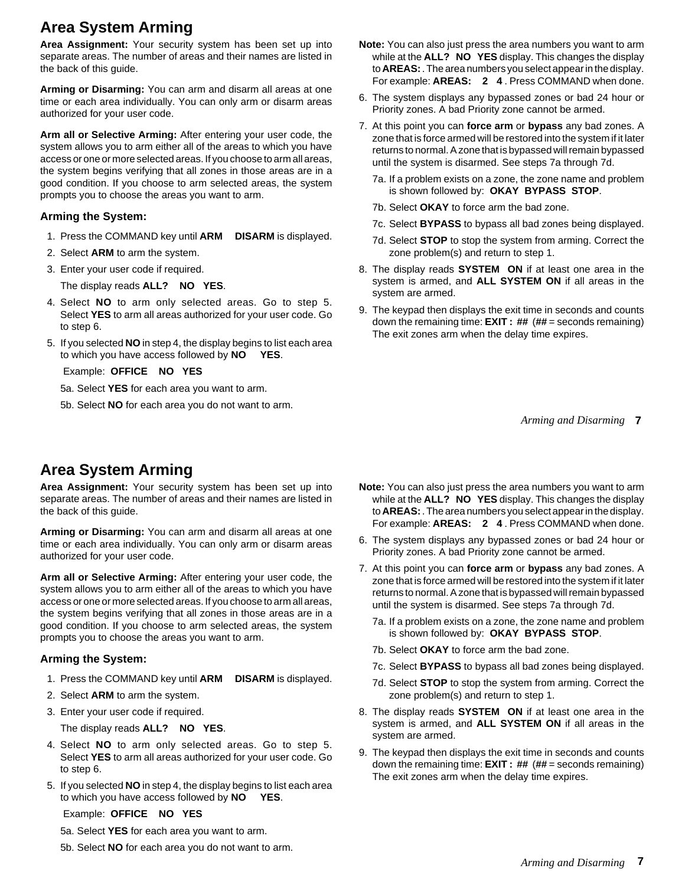# Area System Arming

**Area Assignment:** Your security system has been set up into separate areas. The number of areas and their names are listed in the back of this guide.

**Arming or Disarming:** You can arm and disarm all areas at one time or each area individually. You can only arm or disarm areas authorized for your user code.

**Arm all or Selective Arming:** After entering your user code, the system allows you to arm either all of the areas to which you have access or one or more selected areas. If you choose to arm all areas, the system begins verifying that all zones in those areas are in a good condition. If you choose to arm selected areas, the system prompts you to choose the areas you want to arm.

### Arming the System:

1. Press the COMMAND key until **ARM DISARM** is displayed.
2. Select **ARM** to arm the system.
3. Enter your user code if required.

   The display reads **ALL? NO YES**.
4. Select **NO** to arm only selected areas. Go to step 5. Select **YES** to arm all areas authorized for your user code. Go to step 6.
5. If you selected **NO** in step 4, the display begins to list each area to which you have access followed by **NO YES**.

   Example: **OFFICE NO YES**

   5a. Select **YES** for each area you want to arm.

   5b. Select **NO** for each area you do not want to arm.

**Note:** You can also just press the area numbers you want to arm while at the **ALL? NO YES** display. This changes the display to **AREAS:** . The area numbers you select appear in the display. For example: **AREAS: 2 4** . Press COMMAND when done.

6. The system displays any bypassed zones or bad 24 hour or Priority zones. A bad Priority zone cannot be armed.
7. At this point you can **force arm** or **bypass** any bad zones. A zone that is force armed will be restored into the system if it later returns to normal. A zone that is bypassed will remain bypassed until the system is disarmed. See steps 7a through 7d.

   7a. If a problem exists on a zone, the zone name and problem is shown followed by: **OKAY BYPASS STOP**.

   7b. Select **OKAY** to force arm the bad zone.

   7c. Select **BYPASS** to bypass all bad zones being displayed.

   7d. Select **STOP** to stop the system from arming. Correct the zone problem(s) and return to step 1.
8. The display reads **SYSTEM ON** if at least one area in the system is armed, and **ALL SYSTEM ON** if all areas in the system are armed.
9. The keypad then displays the exit time in seconds and counts down the remaining time: **EXIT : ##** (**##** = seconds remaining) The exit zones arm when the delay time expires.

# Area System Arming

**Area Assignment:** Your security system has been set up into separate areas. The number of areas and their names are listed in the back of this guide.

**Arming or Disarming:** You can arm and disarm all areas at one time or each area individually. You can only arm or disarm areas authorized for your user code.

**Arm all or Selective Arming:** After entering your user code, the system allows you to arm either all of the areas to which you have access or one or more selected areas. If you choose to arm all areas, the system begins verifying that all zones in those areas are in a good condition. If you choose to arm selected areas, the system prompts you to choose the areas you want to arm.

### Arming the System:

1. Press the COMMAND key until **ARM DISARM** is displayed.
2. Select **ARM** to arm the system.
3. Enter your user code if required.

   The display reads **ALL? NO YES**.
4. Select **NO** to arm only selected areas. Go to step 5. Select **YES** to arm all areas authorized for your user code. Go to step 6.
5. If you selected **NO** in step 4, the display begins to list each area to which you have access followed by **NO YES**.

   Example: **OFFICE NO YES**

   5a. Select **YES** for each area you want to arm.

   5b. Select **NO** for each area you do not want to arm.

**Note:** You can also just press the area numbers you want to arm while at the **ALL? NO YES** display. This changes the display to **AREAS:** . The area numbers you select appear in the display. For example: **AREAS: 2 4** . Press COMMAND when done.

6. The system displays any bypassed zones or bad 24 hour or Priority zones. A bad Priority zone cannot be armed.
7. At this point you can **force arm** or **bypass** any bad zones. A zone that is force armed will be restored into the system if it later returns to normal. A zone that is bypassed will remain bypassed until the system is disarmed. See steps 7a through 7d.

   7a. If a problem exists on a zone, the zone name and problem is shown followed by: **OKAY BYPASS STOP**.

   7b. Select **OKAY** to force arm the bad zone.

   7c. Select **BYPASS** to bypass all bad zones being displayed.

   7d. Select **STOP** to stop the system from arming. Correct the zone problem(s) and return to step 1.
8. The display reads **SYSTEM ON** if at least one area in the system is armed, and **ALL SYSTEM ON** if all areas in the system are armed.
9. The keypad then displays the exit time in seconds and counts down the remaining time: **EXIT : ##** (**##** = seconds remaining) The exit zones arm when the delay time expires.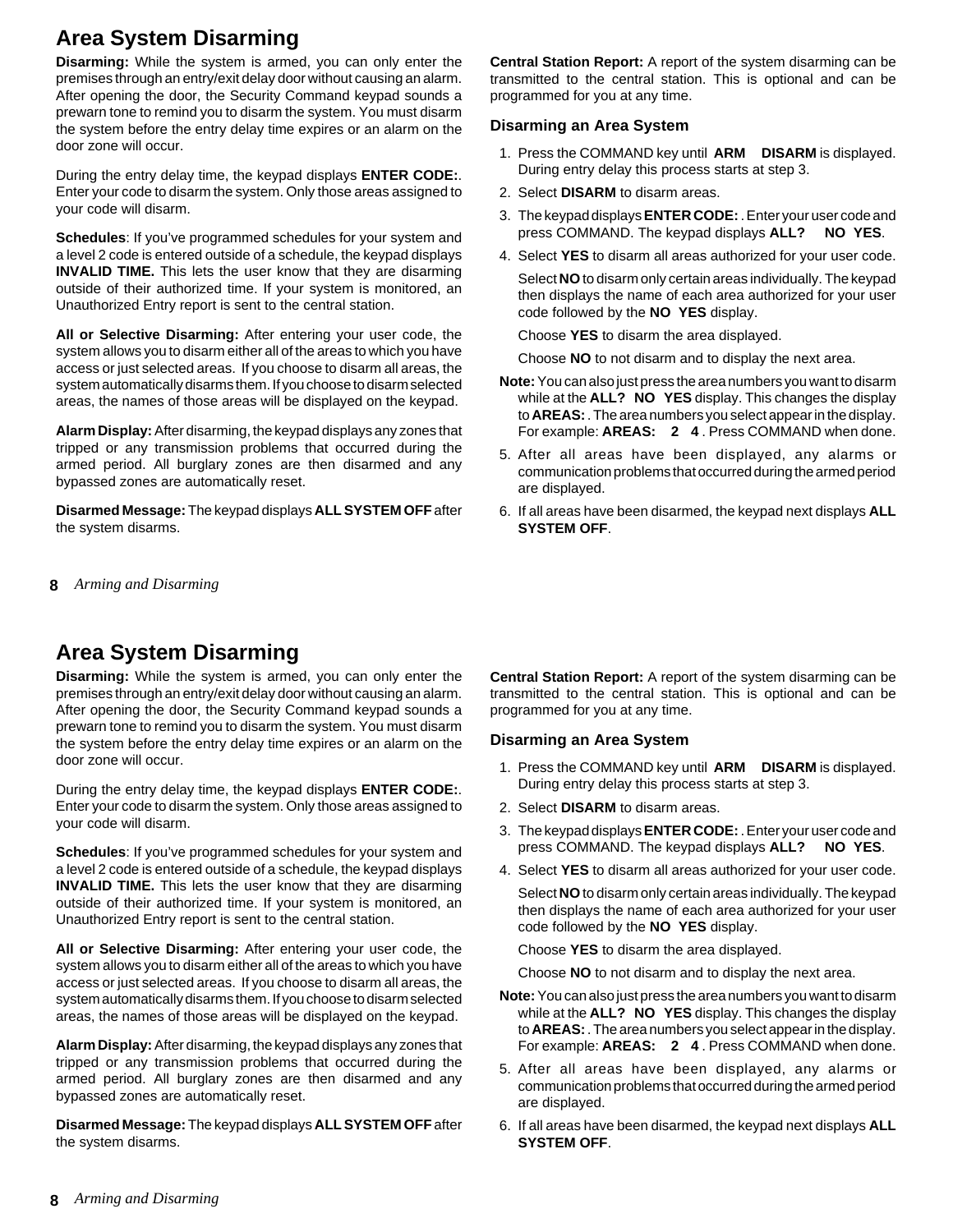# Area System Disarming

**Disarming:** While the system is armed, you can only enter the premises through an entry/exit delay door without causing an alarm. After opening the door, the Security Command keypad sounds a prewarn tone to remind you to disarm the system. You must disarm the system before the entry delay time expires or an alarm on the door zone will occur.

During the entry delay time, the keypad displays **ENTER CODE:**. Enter your code to disarm the system. Only those areas assigned to your code will disarm.

**Schedules**: If you've programmed schedules for your system and a level 2 code is entered outside of a schedule, the keypad displays **INVALID TIME.** This lets the user know that they are disarming outside of their authorized time. If your system is monitored, an Unauthorized Entry report is sent to the central station.

**All or Selective Disarming:** After entering your user code, the system allows you to disarm either all of the areas to which you have access or just selected areas. If you choose to disarm all areas, the system automatically disarms them. If you choose to disarm selected areas, the names of those areas will be displayed on the keypad.

**Alarm Display:** After disarming, the keypad displays any zones that tripped or any transmission problems that occurred during the armed period. All burglary zones are then disarmed and any bypassed zones are automatically reset.

**Disarmed Message:** The keypad displays **ALL SYSTEM OFF** after the system disarms.

**Central Station Report:** A report of the system disarming can be transmitted to the central station. This is optional and can be programmed for you at any time.

### Disarming an Area System

1. Press the COMMAND key until **ARM DISARM** is displayed. During entry delay this process starts at step 3.
2. Select **DISARM** to disarm areas.
3. The keypad displays **ENTER CODE:** . Enter your user code and press COMMAND. The keypad displays **ALL? NO YES**.
4. Select **YES** to disarm all areas authorized for your user code.

   Select **NO** to disarm only certain areas individually. The keypad then displays the name of each area authorized for your user code followed by the **NO YES** display.

   Choose **YES** to disarm the area displayed.

   Choose **NO** to not disarm and to display the next area.

**Note:** You can also just press the area numbers you want to disarm while at the **ALL? NO YES** display. This changes the display to **AREAS:** . The area numbers you select appear in the display. For example: **AREAS: 2 4** . Press COMMAND when done.

5. After all areas have been displayed, any alarms or communication problems that occurred during the armed period are displayed.
6. If all areas have been disarmed, the keypad next displays **ALL SYSTEM OFF**.

# Area System Disarming

**Disarming:** While the system is armed, you can only enter the premises through an entry/exit delay door without causing an alarm. After opening the door, the Security Command keypad sounds a prewarn tone to remind you to disarm the system. You must disarm the system before the entry delay time expires or an alarm on the door zone will occur.

During the entry delay time, the keypad displays **ENTER CODE:**. Enter your code to disarm the system. Only those areas assigned to your code will disarm.

**Schedules**: If you've programmed schedules for your system and a level 2 code is entered outside of a schedule, the keypad displays **INVALID TIME.** This lets the user know that they are disarming outside of their authorized time. If your system is monitored, an Unauthorized Entry report is sent to the central station.

**All or Selective Disarming:** After entering your user code, the system allows you to disarm either all of the areas to which you have access or just selected areas. If you choose to disarm all areas, the system automatically disarms them. If you choose to disarm selected areas, the names of those areas will be displayed on the keypad.

**Alarm Display:** After disarming, the keypad displays any zones that tripped or any transmission problems that occurred during the armed period. All burglary zones are then disarmed and any bypassed zones are automatically reset.

**Disarmed Message:** The keypad displays **ALL SYSTEM OFF** after the system disarms.

**Central Station Report:** A report of the system disarming can be transmitted to the central station. This is optional and can be programmed for you at any time.

### Disarming an Area System

1. Press the COMMAND key until **ARM DISARM** is displayed. During entry delay this process starts at step 3.
2. Select **DISARM** to disarm areas.
3. The keypad displays **ENTER CODE:** . Enter your user code and press COMMAND. The keypad displays **ALL? NO YES**.
4. Select **YES** to disarm all areas authorized for your user code.

   Select **NO** to disarm only certain areas individually. The keypad then displays the name of each area authorized for your user code followed by the **NO YES** display.

   Choose **YES** to disarm the area displayed.

   Choose **NO** to not disarm and to display the next area.

**Note:** You can also just press the area numbers you want to disarm while at the **ALL? NO YES** display. This changes the display to **AREAS:** . The area numbers you select appear in the display. For example: **AREAS: 2 4** . Press COMMAND when done.

5. After all areas have been displayed, any alarms or communication problems that occurred during the armed period are displayed.
6. If all areas have been disarmed, the keypad next displays **ALL SYSTEM OFF**.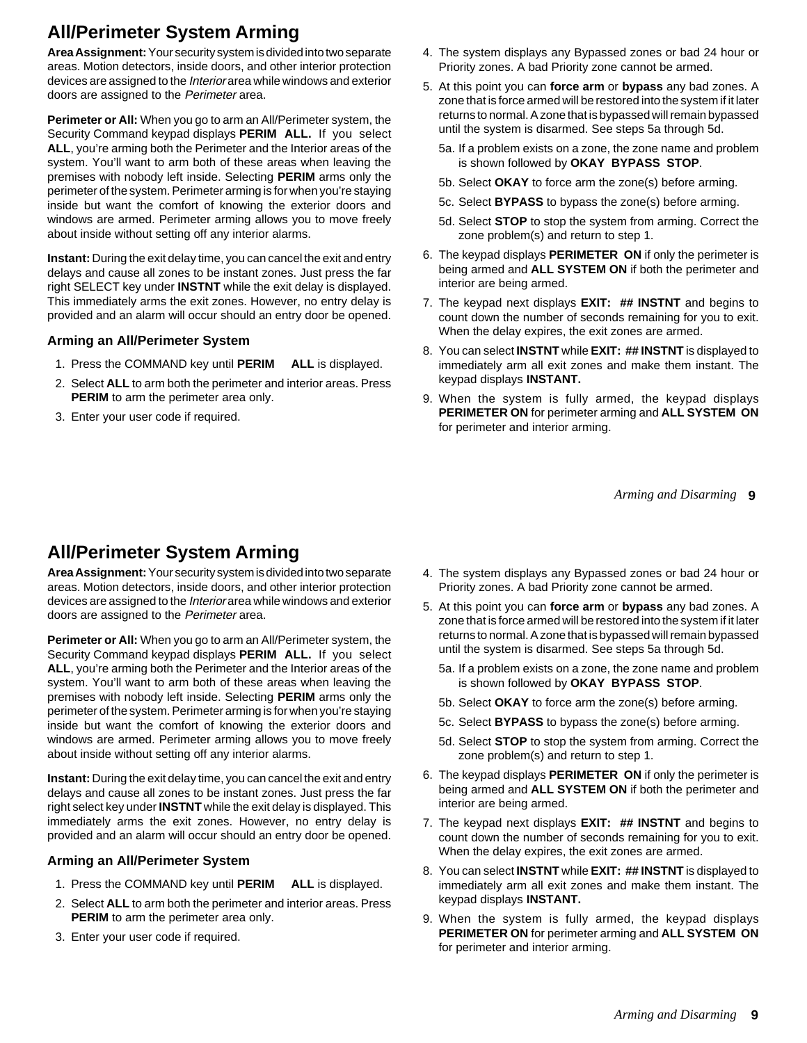## All/Perimeter System Arming

**Area Assignment:** Your security system is divided into two separate areas. Motion detectors, inside doors, and other interior protection devices are assigned to the *Interior* area while windows and exterior doors are assigned to the *Perimeter* area.

**Perimeter or All:** When you go to arm an All/Perimeter system, the Security Command keypad displays **PERIM ALL.** If you select **ALL**, you're arming both the Perimeter and the Interior areas of the system. You'll want to arm both of these areas when leaving the premises with nobody left inside. Selecting **PERIM** arms only the perimeter of the system. Perimeter arming is for when you're staying inside but want the comfort of knowing the exterior doors and windows are armed. Perimeter arming allows you to move freely about inside without setting off any interior alarms.

**Instant:** During the exit delay time, you can cancel the exit and entry delays and cause all zones to be instant zones. Just press the far right SELECT key under **INSTNT** while the exit delay is displayed. This immediately arms the exit zones. However, no entry delay is provided and an alarm will occur should an entry door be opened.

### Arming an All/Perimeter System

1. Press the COMMAND key until **PERIM ALL** is displayed.
2. Select **ALL** to arm both the perimeter and interior areas. Press **PERIM** to arm the perimeter area only.
3. Enter your user code if required.
4. The system displays any Bypassed zones or bad 24 hour or Priority zones. A bad Priority zone cannot be armed.
5. At this point you can **force arm** or **bypass** any bad zones. A zone that is force armed will be restored into the system if it later returns to normal. A zone that is bypassed will remain bypassed until the system is disarmed. See steps 5a through 5d.
   - 5a. If a problem exists on a zone, the zone name and problem is shown followed by **OKAY BYPASS STOP**.
   - 5b. Select **OKAY** to force arm the zone(s) before arming.
   - 5c. Select **BYPASS** to bypass the zone(s) before arming.
   - 5d. Select **STOP** to stop the system from arming. Correct the zone problem(s) and return to step 1.
6. The keypad displays **PERIMETER ON** if only the perimeter is being armed and **ALL SYSTEM ON** if both the perimeter and interior are being armed.
7. The keypad next displays **EXIT: ## INSTNT** and begins to count down the number of seconds remaining for you to exit. When the delay expires, the exit zones are armed.
8. You can select **INSTNT** while **EXIT: ## INSTNT** is displayed to immediately arm all exit zones and make them instant. The keypad displays **INSTANT.**
9. When the system is fully armed, the keypad displays **PERIMETER ON** for perimeter arming and **ALL SYSTEM ON** for perimeter and interior arming.

## All/Perimeter System Arming

**Area Assignment:** Your security system is divided into two separate areas. Motion detectors, inside doors, and other interior protection devices are assigned to the *Interior* area while windows and exterior doors are assigned to the *Perimeter* area.

**Perimeter or All:** When you go to arm an All/Perimeter system, the Security Command keypad displays **PERIM ALL.** If you select **ALL**, you're arming both the Perimeter and the Interior areas of the system. You'll want to arm both of these areas when leaving the premises with nobody left inside. Selecting **PERIM** arms only the perimeter of the system. Perimeter arming is for when you're staying inside but want the comfort of knowing the exterior doors and windows are armed. Perimeter arming allows you to move freely about inside without setting off any interior alarms.

**Instant:** During the exit delay time, you can cancel the exit and entry delays and cause all zones to be instant zones. Just press the far right select key under **INSTNT** while the exit delay is displayed. This immediately arms the exit zones. However, no entry delay is provided and an alarm will occur should an entry door be opened.

### Arming an All/Perimeter System

1. Press the COMMAND key until **PERIM ALL** is displayed.
2. Select **ALL** to arm both the perimeter and interior areas. Press **PERIM** to arm the perimeter area only.
3. Enter your user code if required.
4. The system displays any Bypassed zones or bad 24 hour or Priority zones. A bad Priority zone cannot be armed.
5. At this point you can **force arm** or **bypass** any bad zones. A zone that is force armed will be restored into the system if it later returns to normal. A zone that is bypassed will remain bypassed until the system is disarmed. See steps 5a through 5d.
   - 5a. If a problem exists on a zone, the zone name and problem is shown followed by **OKAY BYPASS STOP**.
   - 5b. Select **OKAY** to force arm the zone(s) before arming.
   - 5c. Select **BYPASS** to bypass the zone(s) before arming.
   - 5d. Select **STOP** to stop the system from arming. Correct the zone problem(s) and return to step 1.
6. The keypad displays **PERIMETER ON** if only the perimeter is being armed and **ALL SYSTEM ON** if both the perimeter and interior are being armed.
7. The keypad next displays **EXIT: ## INSTNT** and begins to count down the number of seconds remaining for you to exit. When the delay expires, the exit zones are armed.
8. You can select **INSTNT** while **EXIT: ## INSTNT** is displayed to immediately arm all exit zones and make them instant. The keypad displays **INSTANT.**
9. When the system is fully armed, the keypad displays **PERIMETER ON** for perimeter arming and **ALL SYSTEM ON** for perimeter and interior arming.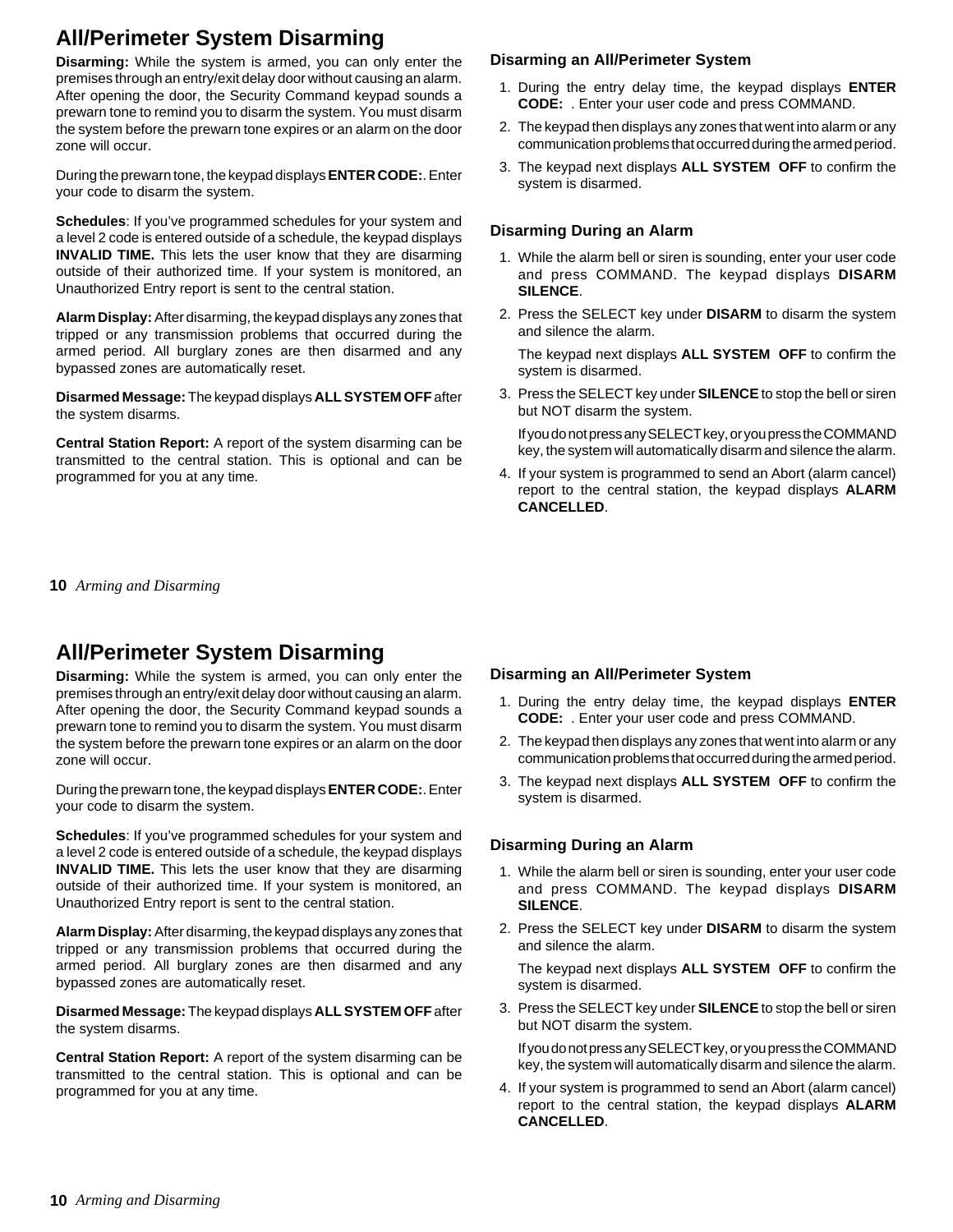## All/Perimeter System Disarming

**Disarming:** While the system is armed, you can only enter the premises through an entry/exit delay door without causing an alarm. After opening the door, the Security Command keypad sounds a prewarn tone to remind you to disarm the system. You must disarm the system before the prewarn tone expires or an alarm on the door zone will occur.

During the prewarn tone, the keypad displays **ENTER CODE:**. Enter your code to disarm the system.

**Schedules**: If you've programmed schedules for your system and a level 2 code is entered outside of a schedule, the keypad displays **INVALID TIME.** This lets the user know that they are disarming outside of their authorized time. If your system is monitored, an Unauthorized Entry report is sent to the central station.

**Alarm Display:** After disarming, the keypad displays any zones that tripped or any transmission problems that occurred during the armed period. All burglary zones are then disarmed and any bypassed zones are automatically reset.

**Disarmed Message:** The keypad displays **ALL SYSTEM OFF** after the system disarms.

**Central Station Report:** A report of the system disarming can be transmitted to the central station. This is optional and can be programmed for you at any time.

### Disarming an All/Perimeter System

1. During the entry delay time, the keypad displays **ENTER CODE:** . Enter your user code and press COMMAND.
2. The keypad then displays any zones that went into alarm or any communication problems that occurred during the armed period.
3. The keypad next displays **ALL SYSTEM OFF** to confirm the system is disarmed.

### Disarming During an Alarm

1. While the alarm bell or siren is sounding, enter your user code and press COMMAND. The keypad displays **DISARM SILENCE**.
2. Press the SELECT key under **DISARM** to disarm the system and silence the alarm.

   The keypad next displays **ALL SYSTEM OFF** to confirm the system is disarmed.
3. Press the SELECT key under **SILENCE** to stop the bell or siren but NOT disarm the system.

   If you do not press any SELECT key, or you press the COMMAND key, the system will automatically disarm and silence the alarm.
4. If your system is programmed to send an Abort (alarm cancel) report to the central station, the keypad displays **ALARM CANCELLED**.

## All/Perimeter System Disarming

**Disarming:** While the system is armed, you can only enter the premises through an entry/exit delay door without causing an alarm. After opening the door, the Security Command keypad sounds a prewarn tone to remind you to disarm the system. You must disarm the system before the prewarn tone expires or an alarm on the door zone will occur.

During the prewarn tone, the keypad displays **ENTER CODE:**. Enter your code to disarm the system.

**Schedules**: If you've programmed schedules for your system and a level 2 code is entered outside of a schedule, the keypad displays **INVALID TIME.** This lets the user know that they are disarming outside of their authorized time. If your system is monitored, an Unauthorized Entry report is sent to the central station.

**Alarm Display:** After disarming, the keypad displays any zones that tripped or any transmission problems that occurred during the armed period. All burglary zones are then disarmed and any bypassed zones are automatically reset.

**Disarmed Message:** The keypad displays **ALL SYSTEM OFF** after the system disarms.

**Central Station Report:** A report of the system disarming can be transmitted to the central station. This is optional and can be programmed for you at any time.

### Disarming an All/Perimeter System

1. During the entry delay time, the keypad displays **ENTER CODE:** . Enter your user code and press COMMAND.
2. The keypad then displays any zones that went into alarm or any communication problems that occurred during the armed period.
3. The keypad next displays **ALL SYSTEM OFF** to confirm the system is disarmed.

### Disarming During an Alarm

1. While the alarm bell or siren is sounding, enter your user code and press COMMAND. The keypad displays **DISARM SILENCE**.
2. Press the SELECT key under **DISARM** to disarm the system and silence the alarm.

   The keypad next displays **ALL SYSTEM OFF** to confirm the system is disarmed.
3. Press the SELECT key under **SILENCE** to stop the bell or siren but NOT disarm the system.

   If you do not press any SELECT key, or you press the COMMAND key, the system will automatically disarm and silence the alarm.
4. If your system is programmed to send an Abort (alarm cancel) report to the central station, the keypad displays **ALARM CANCELLED**.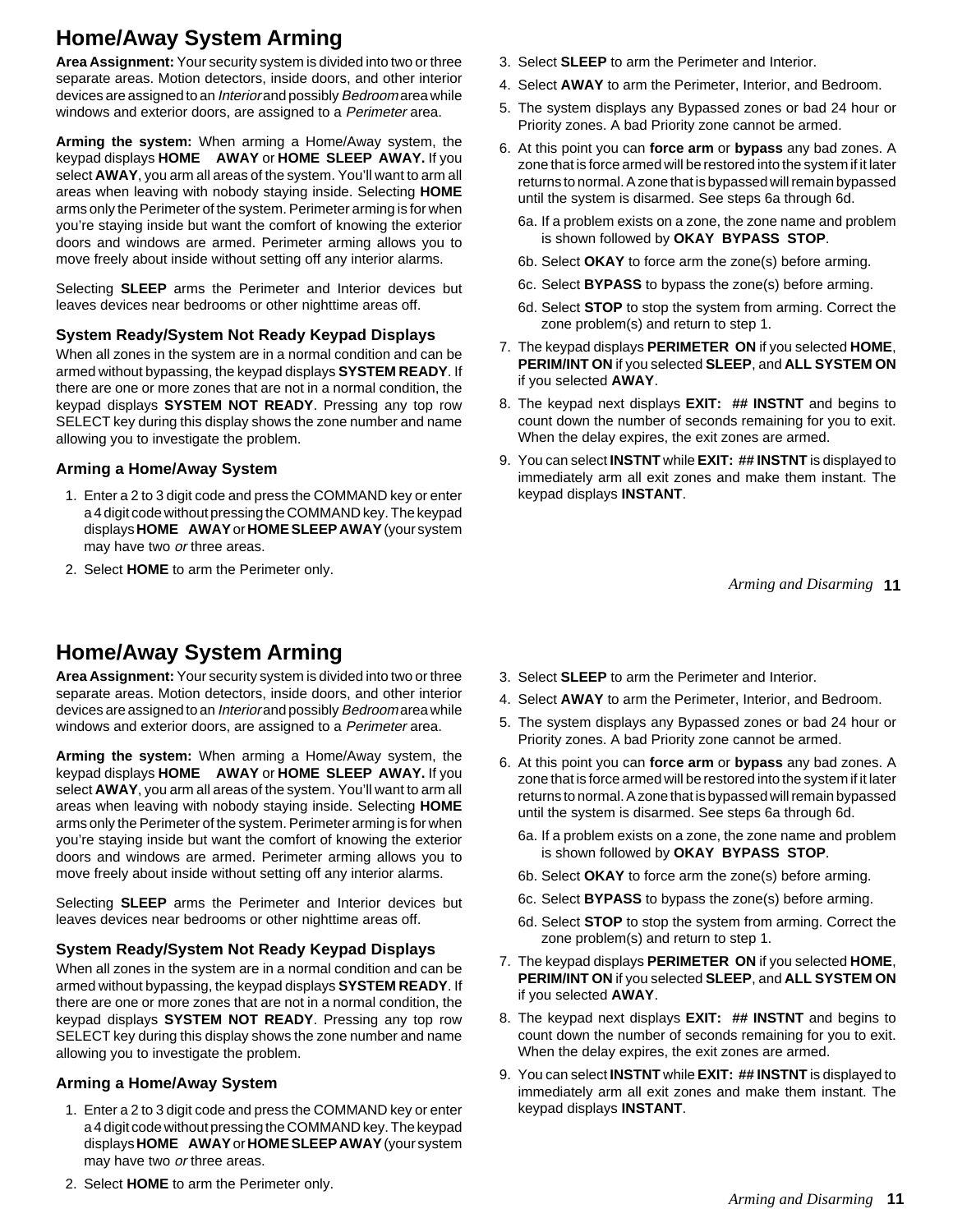# Home/Away System Arming

**Area Assignment:** Your security system is divided into two or three separate areas. Motion detectors, inside doors, and other interior devices are assigned to an *Interior* and possibly *Bedroom* area while windows and exterior doors, are assigned to a *Perimeter* area.

**Arming the system:** When arming a Home/Away system, the keypad displays **HOME AWAY** or **HOME SLEEP AWAY.** If you select **AWAY**, you arm all areas of the system. You'll want to arm all areas when leaving with nobody staying inside. Selecting **HOME** arms only the Perimeter of the system. Perimeter arming is for when you're staying inside but want the comfort of knowing the exterior doors and windows are armed. Perimeter arming allows you to move freely about inside without setting off any interior alarms.

Selecting **SLEEP** arms the Perimeter and Interior devices but leaves devices near bedrooms or other nighttime areas off.

### System Ready/System Not Ready Keypad Displays

When all zones in the system are in a normal condition and can be armed without bypassing, the keypad displays **SYSTEM READY**. If there are one or more zones that are not in a normal condition, the keypad displays **SYSTEM NOT READY**. Pressing any top row SELECT key during this display shows the zone number and name allowing you to investigate the problem.

### Arming a Home/Away System

1. Enter a 2 to 3 digit code and press the COMMAND key or enter a 4 digit code without pressing the COMMAND key. The keypad displays **HOME AWAY** or **HOME SLEEP AWAY** (your system may have two *or* three areas.
2. Select **HOME** to arm the Perimeter only.
3. Select **SLEEP** to arm the Perimeter and Interior.
4. Select **AWAY** to arm the Perimeter, Interior, and Bedroom.
5. The system displays any Bypassed zones or bad 24 hour or Priority zones. A bad Priority zone cannot be armed.
6. At this point you can **force arm** or **bypass** any bad zones. A zone that is force armed will be restored into the system if it later returns to normal. A zone that is bypassed will remain bypassed until the system is disarmed. See steps 6a through 6d.

   6a. If a problem exists on a zone, the zone name and problem is shown followed by **OKAY BYPASS STOP**.

   6b. Select **OKAY** to force arm the zone(s) before arming.

   6c. Select **BYPASS** to bypass the zone(s) before arming.

   6d. Select **STOP** to stop the system from arming. Correct the zone problem(s) and return to step 1.
7. The keypad displays **PERIMETER ON** if you selected **HOME**, **PERIM/INT ON** if you selected **SLEEP**, and **ALL SYSTEM ON** if you selected **AWAY**.
8. The keypad next displays **EXIT: ## INSTNT** and begins to count down the number of seconds remaining for you to exit. When the delay expires, the exit zones are armed.
9. You can select **INSTNT** while **EXIT: ## INSTNT** is displayed to immediately arm all exit zones and make them instant. The keypad displays **INSTANT**.

# Home/Away System Arming

**Area Assignment:** Your security system is divided into two or three separate areas. Motion detectors, inside doors, and other interior devices are assigned to an *Interior* and possibly *Bedroom* area while windows and exterior doors, are assigned to a *Perimeter* area.

**Arming the system:** When arming a Home/Away system, the keypad displays **HOME AWAY** or **HOME SLEEP AWAY.** If you select **AWAY**, you arm all areas of the system. You'll want to arm all areas when leaving with nobody staying inside. Selecting **HOME** arms only the Perimeter of the system. Perimeter arming is for when you're staying inside but want the comfort of knowing the exterior doors and windows are armed. Perimeter arming allows you to move freely about inside without setting off any interior alarms.

Selecting **SLEEP** arms the Perimeter and Interior devices but leaves devices near bedrooms or other nighttime areas off.

### System Ready/System Not Ready Keypad Displays

When all zones in the system are in a normal condition and can be armed without bypassing, the keypad displays **SYSTEM READY**. If there are one or more zones that are not in a normal condition, the keypad displays **SYSTEM NOT READY**. Pressing any top row SELECT key during this display shows the zone number and name allowing you to investigate the problem.

### Arming a Home/Away System

1. Enter a 2 to 3 digit code and press the COMMAND key or enter a 4 digit code without pressing the COMMAND key. The keypad displays **HOME AWAY** or **HOME SLEEP AWAY** (your system may have two *or* three areas.
2. Select **HOME** to arm the Perimeter only.
3. Select **SLEEP** to arm the Perimeter and Interior.
4. Select **AWAY** to arm the Perimeter, Interior, and Bedroom.
5. The system displays any Bypassed zones or bad 24 hour or Priority zones. A bad Priority zone cannot be armed.
6. At this point you can **force arm** or **bypass** any bad zones. A zone that is force armed will be restored into the system if it later returns to normal. A zone that is bypassed will remain bypassed until the system is disarmed. See steps 6a through 6d.

   6a. If a problem exists on a zone, the zone name and problem is shown followed by **OKAY BYPASS STOP**.

   6b. Select **OKAY** to force arm the zone(s) before arming.

   6c. Select **BYPASS** to bypass the zone(s) before arming.

   6d. Select **STOP** to stop the system from arming. Correct the zone problem(s) and return to step 1.
7. The keypad displays **PERIMETER ON** if you selected **HOME**, **PERIM/INT ON** if you selected **SLEEP**, and **ALL SYSTEM ON** if you selected **AWAY**.
8. The keypad next displays **EXIT: ## INSTNT** and begins to count down the number of seconds remaining for you to exit. When the delay expires, the exit zones are armed.
9. You can select **INSTNT** while **EXIT: ## INSTNT** is displayed to immediately arm all exit zones and make them instant. The keypad displays **INSTANT**.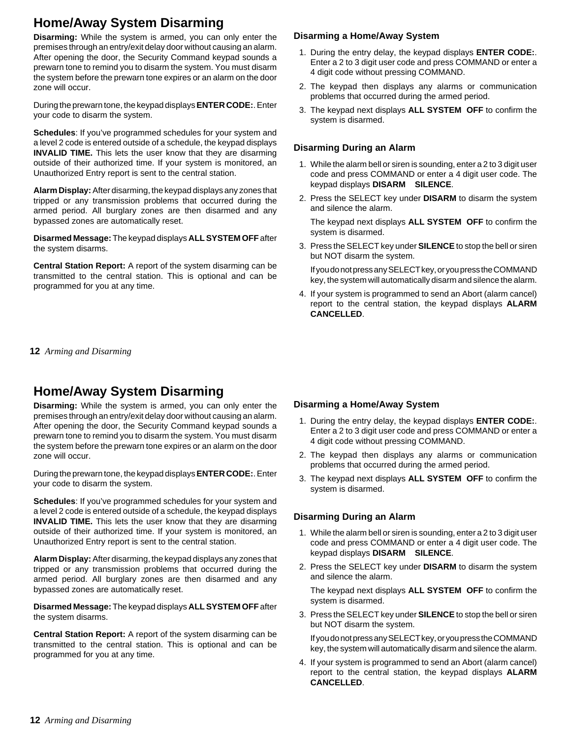## Home/Away System Disarming

**Disarming:** While the system is armed, you can only enter the premises through an entry/exit delay door without causing an alarm. After opening the door, the Security Command keypad sounds a prewarn tone to remind you to disarm the system. You must disarm the system before the prewarn tone expires or an alarm on the door zone will occur.

During the prewarn tone, the keypad displays **ENTER CODE:**. Enter your code to disarm the system.

**Schedules**: If you've programmed schedules for your system and a level 2 code is entered outside of a schedule, the keypad displays **INVALID TIME.** This lets the user know that they are disarming outside of their authorized time. If your system is monitored, an Unauthorized Entry report is sent to the central station.

**Alarm Display:** After disarming, the keypad displays any zones that tripped or any transmission problems that occurred during the armed period. All burglary zones are then disarmed and any bypassed zones are automatically reset.

**Disarmed Message:** The keypad displays **ALL SYSTEM OFF** after the system disarms.

**Central Station Report:** A report of the system disarming can be transmitted to the central station. This is optional and can be programmed for you at any time.

### Disarming a Home/Away System

1. During the entry delay, the keypad displays **ENTER CODE:**. Enter a 2 to 3 digit user code and press COMMAND or enter a 4 digit code without pressing COMMAND.
2. The keypad then displays any alarms or communication problems that occurred during the armed period.
3. The keypad next displays **ALL SYSTEM OFF** to confirm the system is disarmed.

### Disarming During an Alarm

1. While the alarm bell or siren is sounding, enter a 2 to 3 digit user code and press COMMAND or enter a 4 digit user code. The keypad displays **DISARM SILENCE**.
2. Press the SELECT key under **DISARM** to disarm the system and silence the alarm.

   The keypad next displays **ALL SYSTEM OFF** to confirm the system is disarmed.
3. Press the SELECT key under **SILENCE** to stop the bell or siren but NOT disarm the system.

   If you do not press any SELECT key, or you press the COMMAND key, the system will automatically disarm and silence the alarm.
4. If your system is programmed to send an Abort (alarm cancel) report to the central station, the keypad displays **ALARM CANCELLED**.

## Home/Away System Disarming

**Disarming:** While the system is armed, you can only enter the premises through an entry/exit delay door without causing an alarm. After opening the door, the Security Command keypad sounds a prewarn tone to remind you to disarm the system. You must disarm the system before the prewarn tone expires or an alarm on the door zone will occur.

During the prewarn tone, the keypad displays **ENTER CODE:**. Enter your code to disarm the system.

**Schedules**: If you've programmed schedules for your system and a level 2 code is entered outside of a schedule, the keypad displays **INVALID TIME.** This lets the user know that they are disarming outside of their authorized time. If your system is monitored, an Unauthorized Entry report is sent to the central station.

**Alarm Display:** After disarming, the keypad displays any zones that tripped or any transmission problems that occurred during the armed period. All burglary zones are then disarmed and any bypassed zones are automatically reset.

**Disarmed Message:** The keypad displays **ALL SYSTEM OFF** after the system disarms.

**Central Station Report:** A report of the system disarming can be transmitted to the central station. This is optional and can be programmed for you at any time.

### Disarming a Home/Away System

1. During the entry delay, the keypad displays **ENTER CODE:**. Enter a 2 to 3 digit user code and press COMMAND or enter a 4 digit code without pressing COMMAND.
2. The keypad then displays any alarms or communication problems that occurred during the armed period.
3. The keypad next displays **ALL SYSTEM OFF** to confirm the system is disarmed.

### Disarming During an Alarm

1. While the alarm bell or siren is sounding, enter a 2 to 3 digit user code and press COMMAND or enter a 4 digit user code. The keypad displays **DISARM SILENCE**.
2. Press the SELECT key under **DISARM** to disarm the system and silence the alarm.

   The keypad next displays **ALL SYSTEM OFF** to confirm the system is disarmed.
3. Press the SELECT key under **SILENCE** to stop the bell or siren but NOT disarm the system.

   If you do not press any SELECT key, or you press the COMMAND key, the system will automatically disarm and silence the alarm.
4. If your system is programmed to send an Abort (alarm cancel) report to the central station, the keypad displays **ALARM CANCELLED**.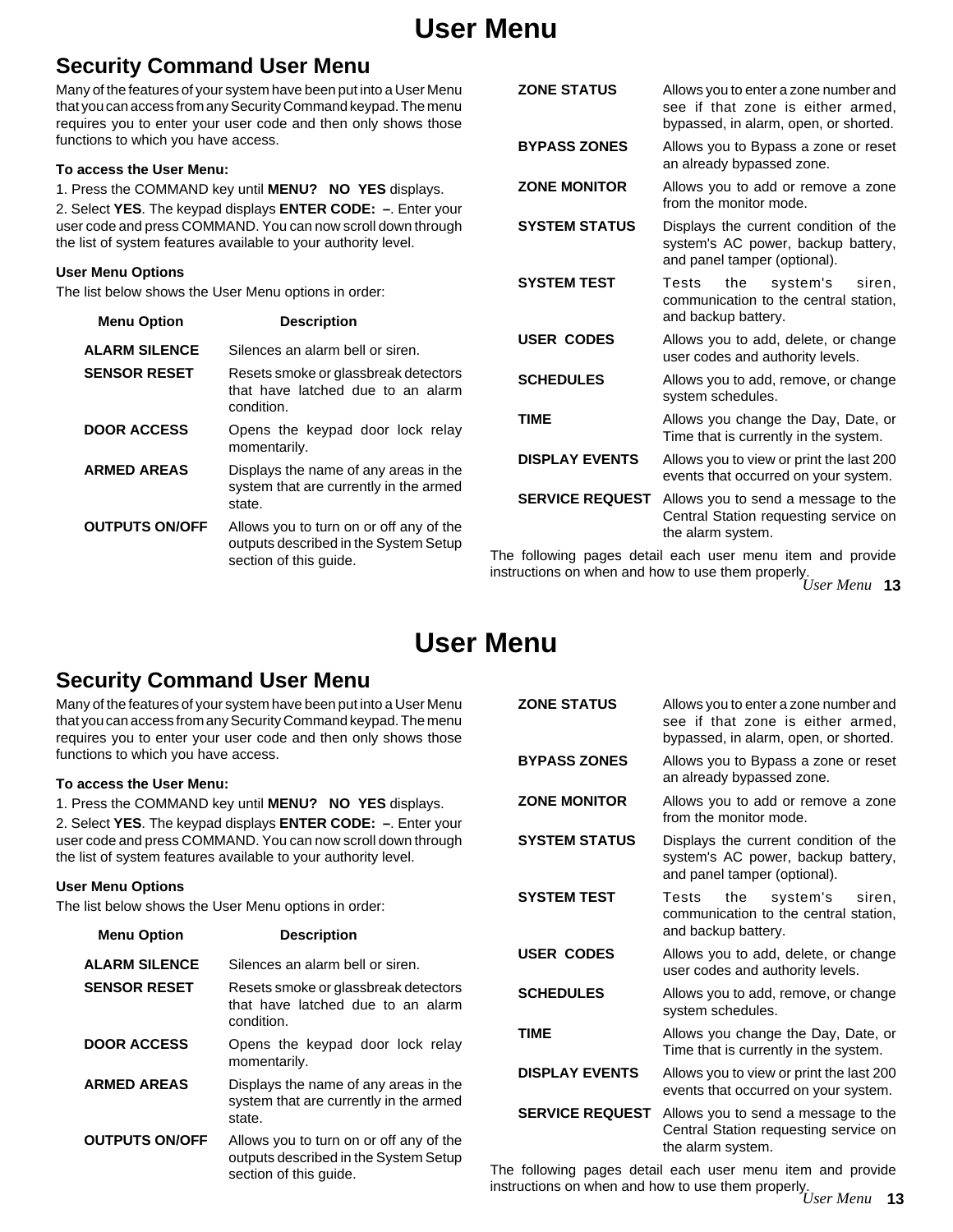# User Menu

## Security Command User Menu

Many of the features of your system have been put into a User Menu that you can access from any Security Command keypad. The menu requires you to enter your user code and then only shows those functions to which you have access.

**To access the User Menu:**

1. Press the COMMAND key until **MENU? NO YES** displays.
2. Select **YES**. The keypad displays **ENTER CODE: –**. Enter your user code and press COMMAND. You can now scroll down through the list of system features available to your authority level.

**User Menu Options**

The list below shows the User Menu options in order:

| Menu Option | Description |
|---|---|
| **ALARM SILENCE** | Silences an alarm bell or siren. |
| **SENSOR RESET** | Resets smoke or glassbreak detectors that have latched due to an alarm condition. |
| **DOOR ACCESS** | Opens the keypad door lock relay momentarily. |
| **ARMED AREAS** | Displays the name of any areas in the system that are currently in the armed state. |
| **OUTPUTS ON/OFF** | Allows you to turn on or off any of the outputs described in the System Setup section of this guide. |
| **ZONE STATUS** | Allows you to enter a zone number and see if that zone is either armed, bypassed, in alarm, open, or shorted. |
| **BYPASS ZONES** | Allows you to Bypass a zone or reset an already bypassed zone. |
| **ZONE MONITOR** | Allows you to add or remove a zone from the monitor mode. |
| **SYSTEM STATUS** | Displays the current condition of the system's AC power, backup battery, and panel tamper (optional). |
| **SYSTEM TEST** | Tests the system's siren, communication to the central station, and backup battery. |
| **USER CODES** | Allows you to add, delete, or change user codes and authority levels. |
| **SCHEDULES** | Allows you to add, remove, or change system schedules. |
| **TIME** | Allows you change the Day, Date, or Time that is currently in the system. |
| **DISPLAY EVENTS** | Allows you to view or print the last 200 events that occurred on your system. |
| **SERVICE REQUEST** | Allows you to send a message to the Central Station requesting service on the alarm system. |

The following pages detail each user menu item and provide instructions on when and how to use them properly.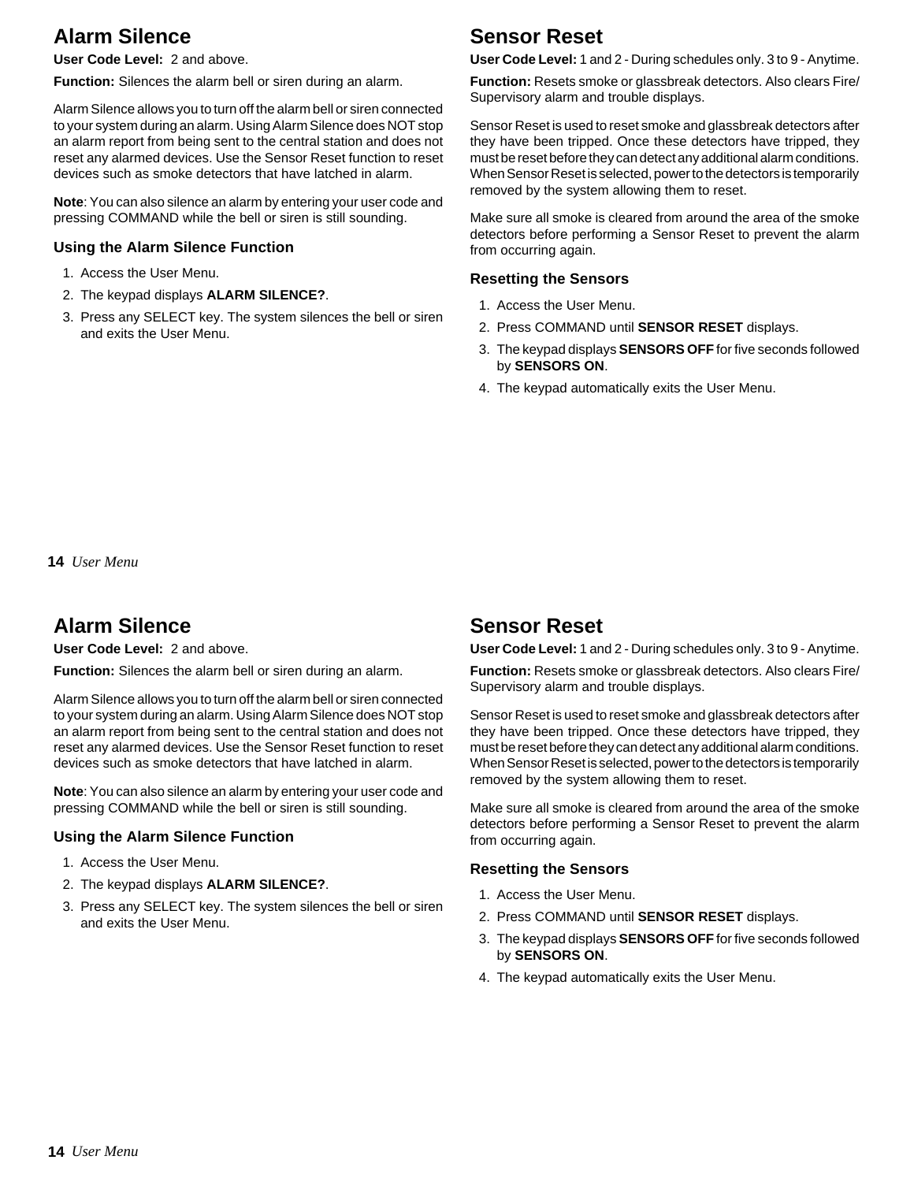## Alarm Silence

**User Code Level:** 2 and above.

**Function:** Silences the alarm bell or siren during an alarm.

Alarm Silence allows you to turn off the alarm bell or siren connected to your system during an alarm. Using Alarm Silence does NOT stop an alarm report from being sent to the central station and does not reset any alarmed devices. Use the Sensor Reset function to reset devices such as smoke detectors that have latched in alarm.

**Note**: You can also silence an alarm by entering your user code and pressing COMMAND while the bell or siren is still sounding.

### Using the Alarm Silence Function

1. Access the User Menu.
2. The keypad displays **ALARM SILENCE?**.
3. Press any SELECT key. The system silences the bell or siren and exits the User Menu.

## Sensor Reset

**User Code Level:** 1 and 2 - During schedules only. 3 to 9 - Anytime.

**Function:** Resets smoke or glassbreak detectors. Also clears Fire/Supervisory alarm and trouble displays.

Sensor Reset is used to reset smoke and glassbreak detectors after they have been tripped. Once these detectors have tripped, they must be reset before they can detect any additional alarm conditions. When Sensor Reset is selected, power to the detectors is temporarily removed by the system allowing them to reset.

Make sure all smoke is cleared from around the area of the smoke detectors before performing a Sensor Reset to prevent the alarm from occurring again.

### Resetting the Sensors

1. Access the User Menu.
2. Press COMMAND until **SENSOR RESET** displays.
3. The keypad displays **SENSORS OFF** for five seconds followed by **SENSORS ON**.
4. The keypad automatically exits the User Menu.

## Alarm Silence

**User Code Level:** 2 and above.

**Function:** Silences the alarm bell or siren during an alarm.

Alarm Silence allows you to turn off the alarm bell or siren connected to your system during an alarm. Using Alarm Silence does NOT stop an alarm report from being sent to the central station and does not reset any alarmed devices. Use the Sensor Reset function to reset devices such as smoke detectors that have latched in alarm.

**Note**: You can also silence an alarm by entering your user code and pressing COMMAND while the bell or siren is still sounding.

### Using the Alarm Silence Function

1. Access the User Menu.
2. The keypad displays **ALARM SILENCE?**.
3. Press any SELECT key. The system silences the bell or siren and exits the User Menu.

## Sensor Reset

**User Code Level:** 1 and 2 - During schedules only. 3 to 9 - Anytime.

**Function:** Resets smoke or glassbreak detectors. Also clears Fire/Supervisory alarm and trouble displays.

Sensor Reset is used to reset smoke and glassbreak detectors after they have been tripped. Once these detectors have tripped, they must be reset before they can detect any additional alarm conditions. When Sensor Reset is selected, power to the detectors is temporarily removed by the system allowing them to reset.

Make sure all smoke is cleared from around the area of the smoke detectors before performing a Sensor Reset to prevent the alarm from occurring again.

### Resetting the Sensors

1. Access the User Menu.
2. Press COMMAND until **SENSOR RESET** displays.
3. The keypad displays **SENSORS OFF** for five seconds followed by **SENSORS ON**.
4. The keypad automatically exits the User Menu.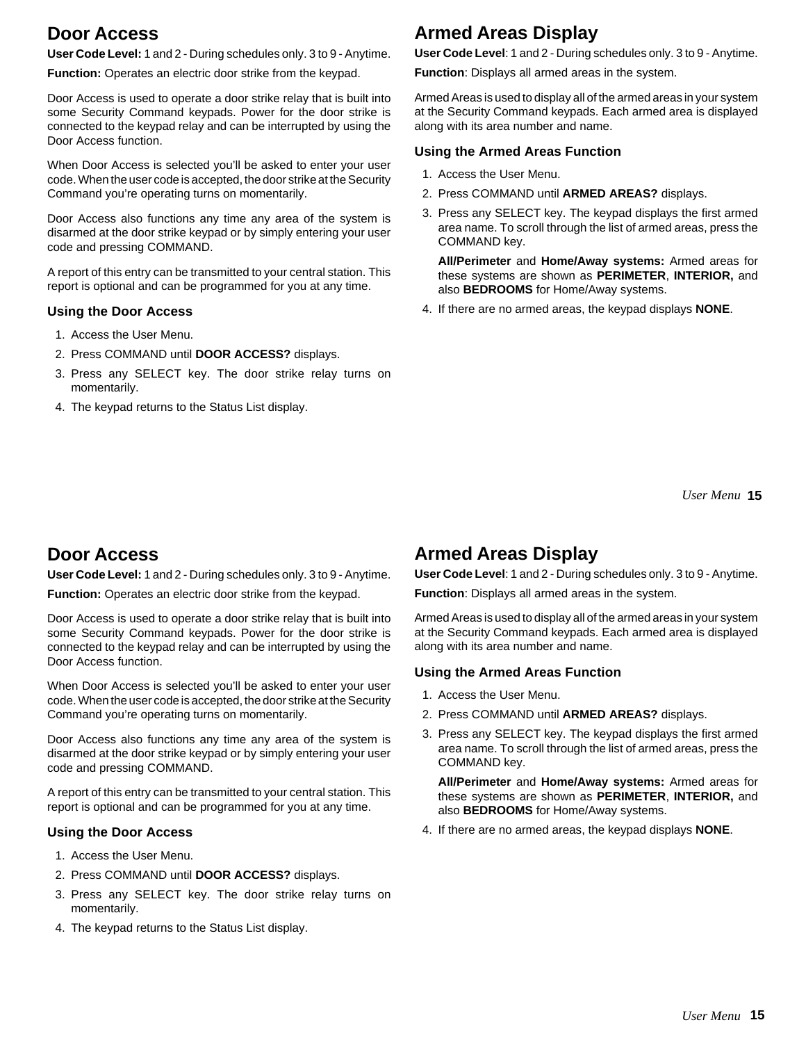## Door Access

**User Code Level:** 1 and 2 - During schedules only. 3 to 9 - Anytime.

**Function:** Operates an electric door strike from the keypad.

Door Access is used to operate a door strike relay that is built into some Security Command keypads. Power for the door strike is connected to the keypad relay and can be interrupted by using the Door Access function.

When Door Access is selected you'll be asked to enter your user code. When the user code is accepted, the door strike at the Security Command you're operating turns on momentarily.

Door Access also functions any time any area of the system is disarmed at the door strike keypad or by simply entering your user code and pressing COMMAND.

A report of this entry can be transmitted to your central station. This report is optional and can be programmed for you at any time.

### Using the Door Access

1. Access the User Menu.
2. Press COMMAND until **DOOR ACCESS?** displays.
3. Press any SELECT key. The door strike relay turns on momentarily.
4. The keypad returns to the Status List display.

## Armed Areas Display

**User Code Level**: 1 and 2 - During schedules only. 3 to 9 - Anytime.

**Function**: Displays all armed areas in the system.

Armed Areas is used to display all of the armed areas in your system at the Security Command keypads. Each armed area is displayed along with its area number and name.

### Using the Armed Areas Function

1. Access the User Menu.
2. Press COMMAND until **ARMED AREAS?** displays.
3. Press any SELECT key. The keypad displays the first armed area name. To scroll through the list of armed areas, press the COMMAND key.

   **All/Perimeter** and **Home/Away systems:** Armed areas for these systems are shown as **PERIMETER**, **INTERIOR,** and also **BEDROOMS** for Home/Away systems.
4. If there are no armed areas, the keypad displays **NONE**.

## Door Access

**User Code Level:** 1 and 2 - During schedules only. 3 to 9 - Anytime.

**Function:** Operates an electric door strike from the keypad.

Door Access is used to operate a door strike relay that is built into some Security Command keypads. Power for the door strike is connected to the keypad relay and can be interrupted by using the Door Access function.

When Door Access is selected you'll be asked to enter your user code. When the user code is accepted, the door strike at the Security Command you're operating turns on momentarily.

Door Access also functions any time any area of the system is disarmed at the door strike keypad or by simply entering your user code and pressing COMMAND.

A report of this entry can be transmitted to your central station. This report is optional and can be programmed for you at any time.

### Using the Door Access

1. Access the User Menu.
2. Press COMMAND until **DOOR ACCESS?** displays.
3. Press any SELECT key. The door strike relay turns on momentarily.
4. The keypad returns to the Status List display.

## Armed Areas Display

**User Code Level**: 1 and 2 - During schedules only. 3 to 9 - Anytime.

**Function**: Displays all armed areas in the system.

Armed Areas is used to display all of the armed areas in your system at the Security Command keypads. Each armed area is displayed along with its area number and name.

### Using the Armed Areas Function

1. Access the User Menu.
2. Press COMMAND until **ARMED AREAS?** displays.
3. Press any SELECT key. The keypad displays the first armed area name. To scroll through the list of armed areas, press the COMMAND key.

   **All/Perimeter** and **Home/Away systems:** Armed areas for these systems are shown as **PERIMETER**, **INTERIOR,** and also **BEDROOMS** for Home/Away systems.
4. If there are no armed areas, the keypad displays **NONE**.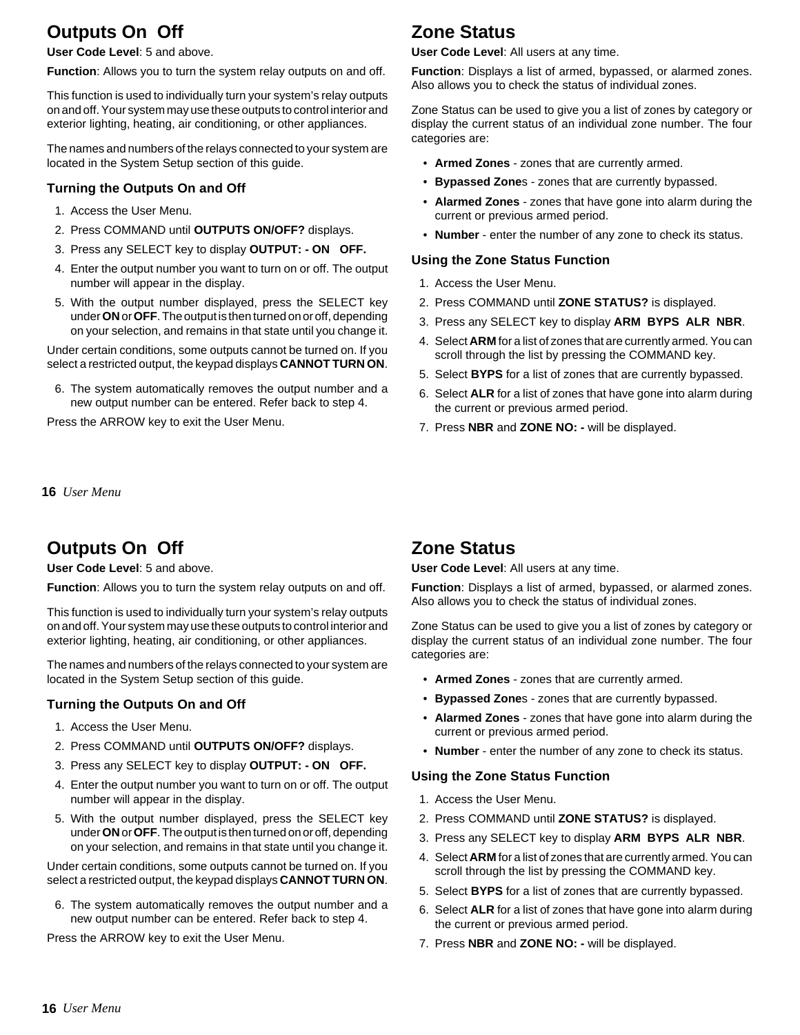## Outputs On Off

**User Code Level**: 5 and above.

**Function**: Allows you to turn the system relay outputs on and off.

This function is used to individually turn your system's relay outputs on and off. Your system may use these outputs to control interior and exterior lighting, heating, air conditioning, or other appliances.

The names and numbers of the relays connected to your system are located in the System Setup section of this guide.

### Turning the Outputs On and Off

1. Access the User Menu.
2. Press COMMAND until **OUTPUTS ON/OFF?** displays.
3. Press any SELECT key to display **OUTPUT: - ON OFF.**
4. Enter the output number you want to turn on or off. The output number will appear in the display.
5. With the output number displayed, press the SELECT key under **ON** or **OFF**. The output is then turned on or off, depending on your selection, and remains in that state until you change it.

Under certain conditions, some outputs cannot be turned on. If you select a restricted output, the keypad displays **CANNOT TURN ON**.

6. The system automatically removes the output number and a new output number can be entered. Refer back to step 4.

Press the ARROW key to exit the User Menu.

## Zone Status

**User Code Level**: All users at any time.

**Function**: Displays a list of armed, bypassed, or alarmed zones. Also allows you to check the status of individual zones.

Zone Status can be used to give you a list of zones by category or display the current status of an individual zone number. The four categories are:

- **Armed Zones** - zones that are currently armed.
- **Bypassed Zone**s - zones that are currently bypassed.
- **Alarmed Zones** - zones that have gone into alarm during the current or previous armed period.
- **Number** - enter the number of any zone to check its status.

### Using the Zone Status Function

1. Access the User Menu.
2. Press COMMAND until **ZONE STATUS?** is displayed.
3. Press any SELECT key to display **ARM BYPS ALR NBR**.
4. Select **ARM** for a list of zones that are currently armed. You can scroll through the list by pressing the COMMAND key.
5. Select **BYPS** for a list of zones that are currently bypassed.
6. Select **ALR** for a list of zones that have gone into alarm during the current or previous armed period.
7. Press **NBR** and **ZONE NO: -** will be displayed.

## Outputs On Off

**User Code Level**: 5 and above.

**Function**: Allows you to turn the system relay outputs on and off.

This function is used to individually turn your system's relay outputs on and off. Your system may use these outputs to control interior and exterior lighting, heating, air conditioning, or other appliances.

The names and numbers of the relays connected to your system are located in the System Setup section of this guide.

### Turning the Outputs On and Off

1. Access the User Menu.
2. Press COMMAND until **OUTPUTS ON/OFF?** displays.
3. Press any SELECT key to display **OUTPUT: - ON OFF.**
4. Enter the output number you want to turn on or off. The output number will appear in the display.
5. With the output number displayed, press the SELECT key under **ON** or **OFF**. The output is then turned on or off, depending on your selection, and remains in that state until you change it.

Under certain conditions, some outputs cannot be turned on. If you select a restricted output, the keypad displays **CANNOT TURN ON**.

6. The system automatically removes the output number and a new output number can be entered. Refer back to step 4.

Press the ARROW key to exit the User Menu.

## Zone Status

**User Code Level**: All users at any time.

**Function**: Displays a list of armed, bypassed, or alarmed zones. Also allows you to check the status of individual zones.

Zone Status can be used to give you a list of zones by category or display the current status of an individual zone number. The four categories are:

- **Armed Zones** - zones that are currently armed.
- **Bypassed Zone**s - zones that are currently bypassed.
- **Alarmed Zones** - zones that have gone into alarm during the current or previous armed period.
- **Number** - enter the number of any zone to check its status.

### Using the Zone Status Function

1. Access the User Menu.
2. Press COMMAND until **ZONE STATUS?** is displayed.
3. Press any SELECT key to display **ARM BYPS ALR NBR**.
4. Select **ARM** for a list of zones that are currently armed. You can scroll through the list by pressing the COMMAND key.
5. Select **BYPS** for a list of zones that are currently bypassed.
6. Select **ALR** for a list of zones that have gone into alarm during the current or previous armed period.
7. Press **NBR** and **ZONE NO: -** will be displayed.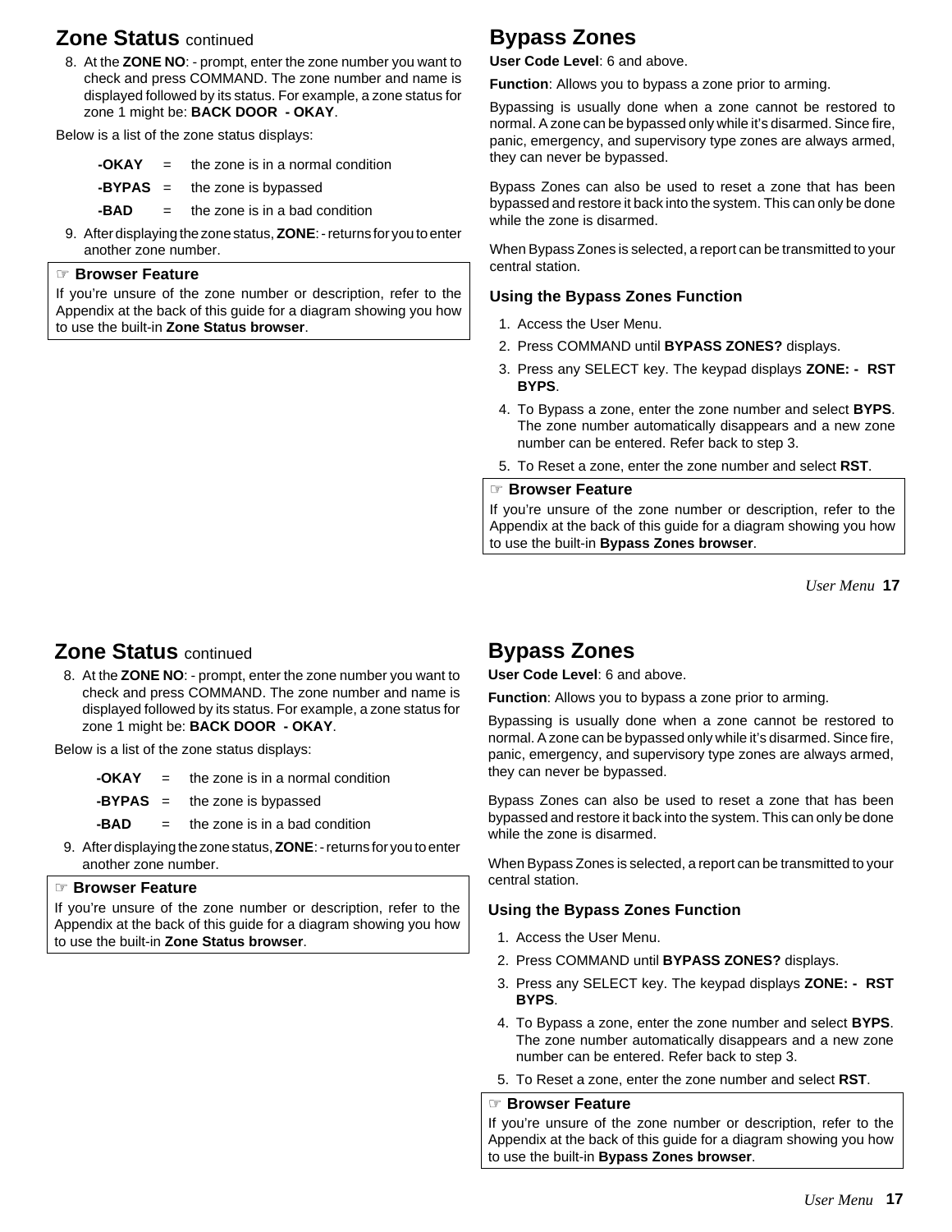## Zone Status continued

8. At the **ZONE NO**: - prompt, enter the zone number you want to check and press COMMAND. The zone number and name is displayed followed by its status. For example, a zone status for zone 1 might be: **BACK DOOR - OKAY**.

Below is a list of the zone status displays:

| | | |
|---|---|---|
| **-OKAY** | = | the zone is in a normal condition |
| **-BYPAS** | = | the zone is bypassed |
| **-BAD** | = | the zone is in a bad condition |

9. After displaying the zone status, **ZONE**: - returns for you to enter another zone number.

> ☞ **Browser Feature**
> If you're unsure of the zone number or description, refer to the Appendix at the back of this guide for a diagram showing you how to use the built-in **Zone Status browser**.

## Bypass Zones

**User Code Level**: 6 and above.

**Function**: Allows you to bypass a zone prior to arming.

Bypassing is usually done when a zone cannot be restored to normal. A zone can be bypassed only while it's disarmed. Since fire, panic, emergency, and supervisory type zones are always armed, they can never be bypassed.

Bypass Zones can also be used to reset a zone that has been bypassed and restore it back into the system. This can only be done while the zone is disarmed.

When Bypass Zones is selected, a report can be transmitted to your central station.

### Using the Bypass Zones Function

1. Access the User Menu.
2. Press COMMAND until **BYPASS ZONES?** displays.
3. Press any SELECT key. The keypad displays **ZONE: - RST BYPS**.
4. To Bypass a zone, enter the zone number and select **BYPS**. The zone number automatically disappears and a new zone number can be entered. Refer back to step 3.
5. To Reset a zone, enter the zone number and select **RST**.

> ☞ **Browser Feature**
> If you're unsure of the zone number or description, refer to the Appendix at the back of this guide for a diagram showing you how to use the built-in **Bypass Zones browser**.

## Zone Status continued

8. At the **ZONE NO**: - prompt, enter the zone number you want to check and press COMMAND. The zone number and name is displayed followed by its status. For example, a zone status for zone 1 might be: **BACK DOOR - OKAY**.

Below is a list of the zone status displays:

| | | |
|---|---|---|
| **-OKAY** | = | the zone is in a normal condition |
| **-BYPAS** | = | the zone is bypassed |
| **-BAD** | = | the zone is in a bad condition |

9. After displaying the zone status, **ZONE**: - returns for you to enter another zone number.

> ☞ **Browser Feature**
> If you're unsure of the zone number or description, refer to the Appendix at the back of this guide for a diagram showing you how to use the built-in **Zone Status browser**.

## Bypass Zones

**User Code Level**: 6 and above.

**Function**: Allows you to bypass a zone prior to arming.

Bypassing is usually done when a zone cannot be restored to normal. A zone can be bypassed only while it's disarmed. Since fire, panic, emergency, and supervisory type zones are always armed, they can never be bypassed.

Bypass Zones can also be used to reset a zone that has been bypassed and restore it back into the system. This can only be done while the zone is disarmed.

When Bypass Zones is selected, a report can be transmitted to your central station.

### Using the Bypass Zones Function

1. Access the User Menu.
2. Press COMMAND until **BYPASS ZONES?** displays.
3. Press any SELECT key. The keypad displays **ZONE: - RST BYPS**.
4. To Bypass a zone, enter the zone number and select **BYPS**. The zone number automatically disappears and a new zone number can be entered. Refer back to step 3.
5. To Reset a zone, enter the zone number and select **RST**.

> ☞ **Browser Feature**
> If you're unsure of the zone number or description, refer to the Appendix at the back of this guide for a diagram showing you how to use the built-in **Bypass Zones browser**.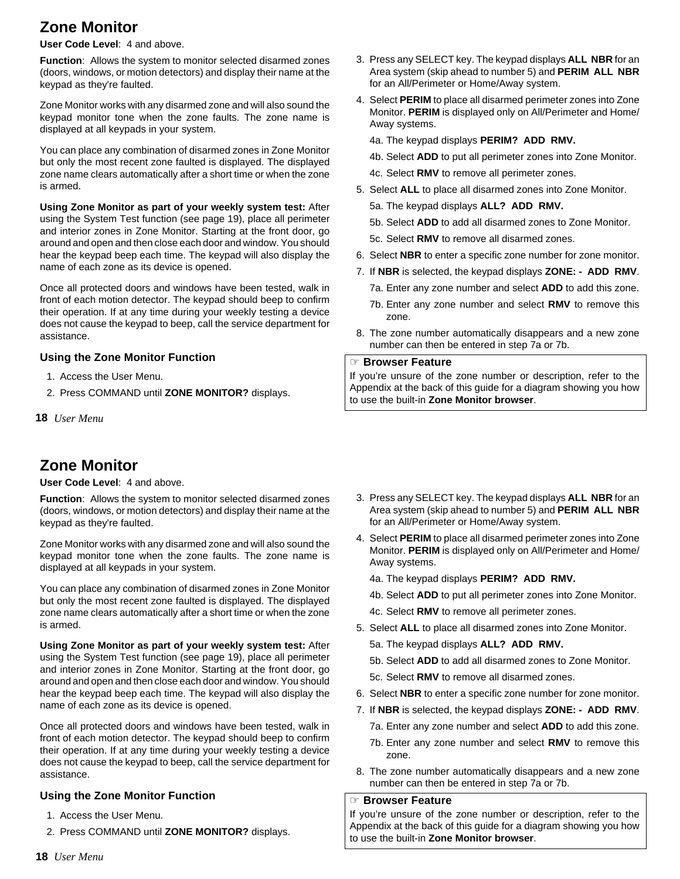# Zone Monitor

**User Code Level**: 4 and above.

**Function**: Allows the system to monitor selected disarmed zones (doors, windows, or motion detectors) and display their name at the keypad as they're faulted.

Zone Monitor works with any disarmed zone and will also sound the keypad monitor tone when the zone faults. The zone name is displayed at all keypads in your system.

You can place any combination of disarmed zones in Zone Monitor but only the most recent zone faulted is displayed. The displayed zone name clears automatically after a short time or when the zone is armed.

**Using Zone Monitor as part of your weekly system test:** After using the System Test function (see page 19), place all perimeter and interior zones in Zone Monitor. Starting at the front door, go around and open and then close each door and window. You should hear the keypad beep each time. The keypad will also display the name of each zone as its device is opened.

Once all protected doors and windows have been tested, walk in front of each motion detector. The keypad should beep to confirm their operation. If at any time during your weekly testing a device does not cause the keypad to beep, call the service department for assistance.

## Using the Zone Monitor Function

1. Access the User Menu.
2. Press COMMAND until **ZONE MONITOR?** displays.
3. Press any SELECT key. The keypad displays **ALL NBR** for an Area system (skip ahead to number 5) and **PERIM ALL NBR** for an All/Perimeter or Home/Away system.
4. Select **PERIM** to place all disarmed perimeter zones into Zone Monitor. **PERIM** is displayed only on All/Perimeter and Home/Away systems.

   4a. The keypad displays **PERIM? ADD RMV.**

   4b. Select **ADD** to put all perimeter zones into Zone Monitor.

   4c. Select **RMV** to remove all perimeter zones.
5. Select **ALL** to place all disarmed zones into Zone Monitor.

   5a. The keypad displays **ALL? ADD RMV.**

   5b. Select **ADD** to add all disarmed zones to Zone Monitor.

   5c. Select **RMV** to remove all disarmed zones.
6. Select **NBR** to enter a specific zone number for zone monitor.
7. If **NBR** is selected, the keypad displays **ZONE: - ADD RMV**.

   7a. Enter any zone number and select **ADD** to add this zone.

   7b. Enter any zone number and select **RMV** to remove this zone.
8. The zone number automatically disappears and a new zone number can then be entered in step 7a or 7b.

> ☞ **Browser Feature**
>
> If you're unsure of the zone number or description, refer to the Appendix at the back of this guide for a diagram showing you how to use the built-in **Zone Monitor browser**.

# Zone Monitor

**User Code Level**: 4 and above.

**Function**: Allows the system to monitor selected disarmed zones (doors, windows, or motion detectors) and display their name at the keypad as they're faulted.

Zone Monitor works with any disarmed zone and will also sound the keypad monitor tone when the zone faults. The zone name is displayed at all keypads in your system.

You can place any combination of disarmed zones in Zone Monitor but only the most recent zone faulted is displayed. The displayed zone name clears automatically after a short time or when the zone is armed.

**Using Zone Monitor as part of your weekly system test:** After using the System Test function (see page 19), place all perimeter and interior zones in Zone Monitor. Starting at the front door, go around and open and then close each door and window. You should hear the keypad beep each time. The keypad will also display the name of each zone as its device is opened.

Once all protected doors and windows have been tested, walk in front of each motion detector. The keypad should beep to confirm their operation. If at any time during your weekly testing a device does not cause the keypad to beep, call the service department for assistance.

## Using the Zone Monitor Function

1. Access the User Menu.
2. Press COMMAND until **ZONE MONITOR?** displays.
3. Press any SELECT key. The keypad displays **ALL NBR** for an Area system (skip ahead to number 5) and **PERIM ALL NBR** for an All/Perimeter or Home/Away system.
4. Select **PERIM** to place all disarmed perimeter zones into Zone Monitor. **PERIM** is displayed only on All/Perimeter and Home/Away systems.

   4a. The keypad displays **PERIM? ADD RMV.**

   4b. Select **ADD** to put all perimeter zones into Zone Monitor.

   4c. Select **RMV** to remove all perimeter zones.
5. Select **ALL** to place all disarmed zones into Zone Monitor.

   5a. The keypad displays **ALL? ADD RMV.**

   5b. Select **ADD** to add all disarmed zones to Zone Monitor.

   5c. Select **RMV** to remove all disarmed zones.
6. Select **NBR** to enter a specific zone number for zone monitor.
7. If **NBR** is selected, the keypad displays **ZONE: - ADD RMV**.

   7a. Enter any zone number and select **ADD** to add this zone.

   7b. Enter any zone number and select **RMV** to remove this zone.
8. The zone number automatically disappears and a new zone number can then be entered in step 7a or 7b.

> ☞ **Browser Feature**
>
> If you're unsure of the zone number or description, refer to the Appendix at the back of this guide for a diagram showing you how to use the built-in **Zone Monitor browser**.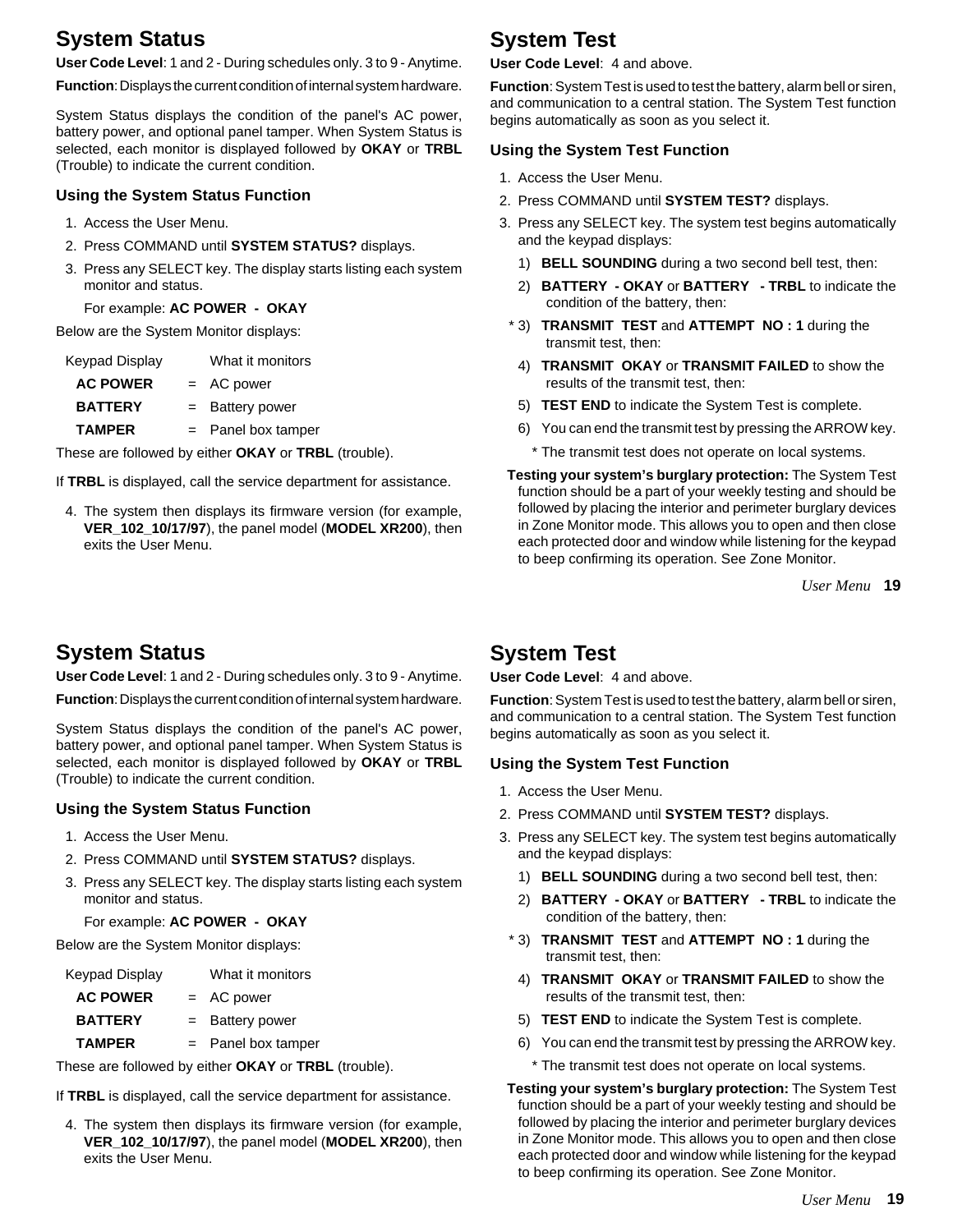## System Status

**User Code Level**: 1 and 2 - During schedules only. 3 to 9 - Anytime.

**Function**: Displays the current condition of internal system hardware.

System Status displays the condition of the panel's AC power, battery power, and optional panel tamper. When System Status is selected, each monitor is displayed followed by **OKAY** or **TRBL** (Trouble) to indicate the current condition.

### Using the System Status Function

1. Access the User Menu.
2. Press COMMAND until **SYSTEM STATUS?** displays.
3. Press any SELECT key. The display starts listing each system monitor and status.

   For example: **AC POWER - OKAY**

Below are the System Monitor displays:

| Keypad Display | | What it monitors |
|---|---|---|
| **AC POWER** | = | AC power |
| **BATTERY** | = | Battery power |
| **TAMPER** | = | Panel box tamper |

These are followed by either **OKAY** or **TRBL** (trouble).

If **TRBL** is displayed, call the service department for assistance.

4. The system then displays its firmware version (for example, **VER_102_10/17/97**), the panel model (**MODEL XR200**), then exits the User Menu.

## System Test

**User Code Level**: 4 and above.

**Function**: System Test is used to test the battery, alarm bell or siren, and communication to a central station. The System Test function begins automatically as soon as you select it.

### Using the System Test Function

1. Access the User Menu.
2. Press COMMAND until **SYSTEM TEST?** displays.
3. Press any SELECT key. The system test begins automatically and the keypad displays:
   1) **BELL SOUNDING** during a two second bell test, then:
   2) **BATTERY - OKAY** or **BATTERY - TRBL** to indicate the condition of the battery, then:
   * 3) **TRANSMIT TEST** and **ATTEMPT NO : 1** during the transmit test, then:
   4) **TRANSMIT OKAY** or **TRANSMIT FAILED** to show the results of the transmit test, then:
   5) **TEST END** to indicate the System Test is complete.
   6) You can end the transmit test by pressing the ARROW key.

   * The transmit test does not operate on local systems.

**Testing your system's burglary protection:** The System Test function should be a part of your weekly testing and should be followed by placing the interior and perimeter burglary devices in Zone Monitor mode. This allows you to open and then close each protected door and window while listening for the keypad to beep confirming its operation. See Zone Monitor.

## System Status

**User Code Level**: 1 and 2 - During schedules only. 3 to 9 - Anytime.

**Function**: Displays the current condition of internal system hardware.

System Status displays the condition of the panel's AC power, battery power, and optional panel tamper. When System Status is selected, each monitor is displayed followed by **OKAY** or **TRBL** (Trouble) to indicate the current condition.

### Using the System Status Function

1. Access the User Menu.
2. Press COMMAND until **SYSTEM STATUS?** displays.
3. Press any SELECT key. The display starts listing each system monitor and status.

   For example: **AC POWER - OKAY**

Below are the System Monitor displays:

| Keypad Display | | What it monitors |
|---|---|---|
| **AC POWER** | = | AC power |
| **BATTERY** | = | Battery power |
| **TAMPER** | = | Panel box tamper |

These are followed by either **OKAY** or **TRBL** (trouble).

If **TRBL** is displayed, call the service department for assistance.

4. The system then displays its firmware version (for example, **VER_102_10/17/97**), the panel model (**MODEL XR200**), then exits the User Menu.

## System Test

**User Code Level**: 4 and above.

**Function**: System Test is used to test the battery, alarm bell or siren, and communication to a central station. The System Test function begins automatically as soon as you select it.

### Using the System Test Function

1. Access the User Menu.
2. Press COMMAND until **SYSTEM TEST?** displays.
3. Press any SELECT key. The system test begins automatically and the keypad displays:
   1) **BELL SOUNDING** during a two second bell test, then:
   2) **BATTERY - OKAY** or **BATTERY - TRBL** to indicate the condition of the battery, then:
   * 3) **TRANSMIT TEST** and **ATTEMPT NO : 1** during the transmit test, then:
   4) **TRANSMIT OKAY** or **TRANSMIT FAILED** to show the results of the transmit test, then:
   5) **TEST END** to indicate the System Test is complete.
   6) You can end the transmit test by pressing the ARROW key.

   * The transmit test does not operate on local systems.

**Testing your system's burglary protection:** The System Test function should be a part of your weekly testing and should be followed by placing the interior and perimeter burglary devices in Zone Monitor mode. This allows you to open and then close each protected door and window while listening for the keypad to beep confirming its operation. See Zone Monitor.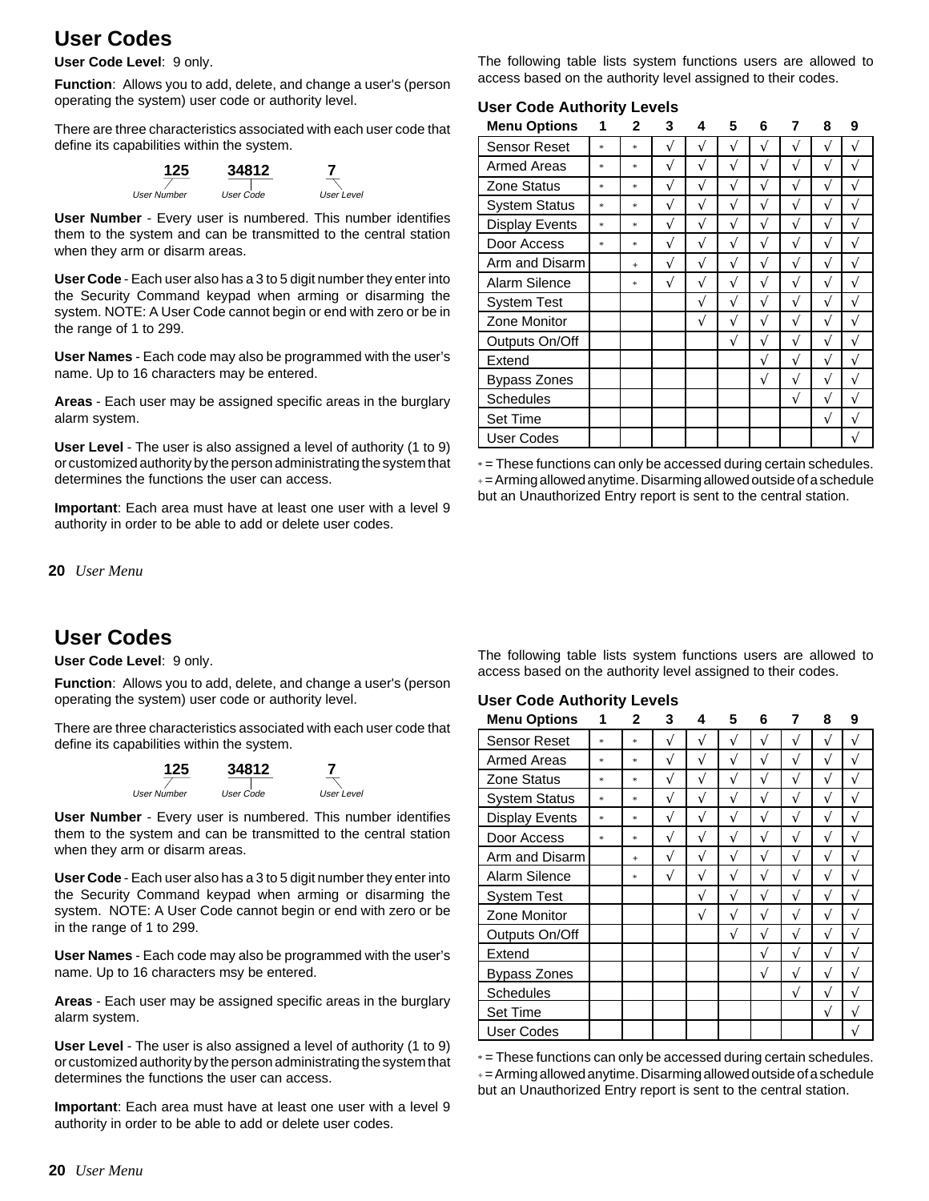# User Codes

**User Code Level**: 9 only.

**Function**: Allows you to add, delete, and change a user's (person operating the system) user code or authority level.

There are three characteristics associated with each user code that define its capabilities within the system.

| 125 | 34812 | 7 |
|---|---|---|
| User Number | User Code | User Level |

**User Number** - Every user is numbered. This number identifies them to the system and can be transmitted to the central station when they arm or disarm areas.

**User Code** - Each user also has a 3 to 5 digit number they enter into the Security Command keypad when arming or disarming the system. NOTE: A User Code cannot begin or end with zero or be in the range of 1 to 299.

**User Names** - Each code may also be programmed with the user's name. Up to 16 characters may be entered.

**Areas** - Each user may be assigned specific areas in the burglary alarm system.

**User Level** - The user is also assigned a level of authority (1 to 9) or customized authority by the person administrating the system that determines the functions the user can access.

**Important**: Each area must have at least one user with a level 9 authority in order to be able to add or delete user codes.

The following table lists system functions users are allowed to access based on the authority level assigned to their codes.

### User Code Authority Levels

| Menu Options | 1 | 2 | 3 | 4 | 5 | 6 | 7 | 8 | 9 |
|---|---|---|---|---|---|---|---|---|---|
| Sensor Reset | * | * | √ | √ | √ | √ | √ | √ | √ |
| Armed Areas | * | * | √ | √ | √ | √ | √ | √ | √ |
| Zone Status | * | * | √ | √ | √ | √ | √ | √ | √ |
| System Status | * | * | √ | √ | √ | √ | √ | √ | √ |
| Display Events | * | * | √ | √ | √ | √ | √ | √ | √ |
| Door Access | * | * | √ | √ | √ | √ | √ | √ | √ |
| Arm and Disarm | | + | √ | √ | √ | √ | √ | √ | √ |
| Alarm Silence | | * | √ | √ | √ | √ | √ | √ | √ |
| System Test | | | | √ | √ | √ | √ | √ | √ |
| Zone Monitor | | | | √ | √ | √ | √ | √ | √ |
| Outputs On/Off | | | | | √ | √ | √ | √ | √ |
| Extend | | | | | | √ | √ | √ | √ |
| Bypass Zones | | | | | | √ | √ | √ | √ |
| Schedules | | | | | | | √ | √ | √ |
| Set Time | | | | | | | | √ | √ |
| User Codes | | | | | | | | | √ |

* = These functions can only be accessed during certain schedules.
+ = Arming allowed anytime. Disarming allowed outside of a schedule but an Unauthorized Entry report is sent to the central station.

# User Codes

**User Code Level**: 9 only.

**Function**: Allows you to add, delete, and change a user's (person operating the system) user code or authority level.

There are three characteristics associated with each user code that define its capabilities within the system.

| 125 | 34812 | 7 |
|---|---|---|
| User Number | User Code | User Level |

**User Number** - Every user is numbered. This number identifies them to the system and can be transmitted to the central station when they arm or disarm areas.

**User Code** - Each user also has a 3 to 5 digit number they enter into the Security Command keypad when arming or disarming the system.  NOTE: A User Code cannot begin or end with zero or be in the range of 1 to 299.

**User Names** - Each code may also be programmed with the user's name. Up to 16 characters msy be entered.

**Areas** - Each user may be assigned specific areas in the burglary alarm system.

**User Level** - The user is also assigned a level of authority (1 to 9) or customized authority by the person administrating the system that determines the functions the user can access.

**Important**: Each area must have at least one user with a level 9 authority in order to be able to add or delete user codes.

The following table lists system functions users are allowed to access based on the authority level assigned to their codes.

### User Code Authority Levels

| Menu Options | 1 | 2 | 3 | 4 | 5 | 6 | 7 | 8 | 9 |
|---|---|---|---|---|---|---|---|---|---|
| Sensor Reset | * | * | √ | √ | √ | √ | √ | √ | √ |
| Armed Areas | * | * | √ | √ | √ | √ | √ | √ | √ |
| Zone Status | * | * | √ | √ | √ | √ | √ | √ | √ |
| System Status | * | * | √ | √ | √ | √ | √ | √ | √ |
| Display Events | * | * | √ | √ | √ | √ | √ | √ | √ |
| Door Access | * | * | √ | √ | √ | √ | √ | √ | √ |
| Arm and Disarm | | + | √ | √ | √ | √ | √ | √ | √ |
| Alarm Silence | | * | √ | √ | √ | √ | √ | √ | √ |
| System Test | | | | √ | √ | √ | √ | √ | √ |
| Zone Monitor | | | | √ | √ | √ | √ | √ | √ |
| Outputs On/Off | | | | | √ | √ | √ | √ | √ |
| Extend | | | | | | √ | √ | √ | √ |
| Bypass Zones | | | | | | √ | √ | √ | √ |
| Schedules | | | | | | | √ | √ | √ |
| Set Time | | | | | | | | √ | √ |
| User Codes | | | | | | | | | √ |

* = These functions can only be accessed during certain schedules.
+ = Arming allowed anytime. Disarming allowed outside of a schedule but an Unauthorized Entry report is sent to the central station.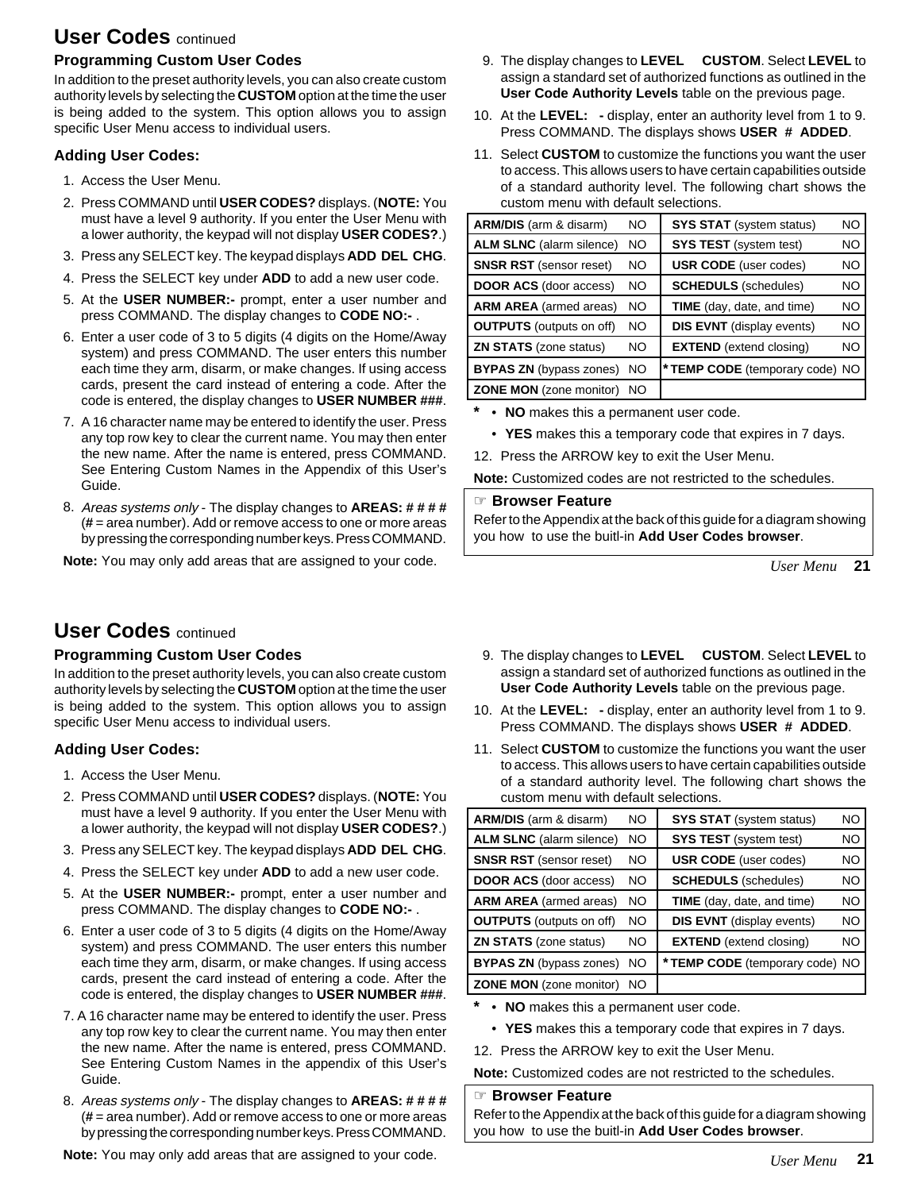# User Codes continued

## Programming Custom User Codes

In addition to the preset authority levels, you can also create custom authority levels by selecting the **CUSTOM** option at the time the user is being added to the system. This option allows you to assign specific User Menu access to individual users.

### Adding User Codes:

1. Access the User Menu.
2. Press COMMAND until **USER CODES?** displays. (**NOTE:** You must have a level 9 authority. If you enter the User Menu with a lower authority, the keypad will not display **USER CODES?**.)
3. Press any SELECT key. The keypad displays **ADD DEL CHG**.
4. Press the SELECT key under **ADD** to add a new user code.
5. At the **USER NUMBER:-** prompt, enter a user number and press COMMAND. The display changes to **CODE NO:-** .
6. Enter a user code of 3 to 5 digits (4 digits on the Home/Away system) and press COMMAND. The user enters this number each time they arm, disarm, or make changes. If using access cards, present the card instead of entering a code. After the code is entered, the display changes to **USER NUMBER ###**.
7. A 16 character name may be entered to identify the user. Press any top row key to clear the current name. You may then enter the new name. After the name is entered, press COMMAND. See Entering Custom Names in the Appendix of this User's Guide.
8. *Areas systems only* - The display changes to **AREAS: # # # #** (**#** = area number). Add or remove access to one or more areas by pressing the corresponding number keys. Press COMMAND.

**Note:** You may only add areas that are assigned to your code.

9. The display changes to **LEVEL CUSTOM**. Select **LEVEL** to assign a standard set of authorized functions as outlined in the **User Code Authority Levels** table on the previous page.
10. At the **LEVEL: -** display, enter an authority level from 1 to 9. Press COMMAND. The displays shows **USER # ADDED**.
11. Select **CUSTOM** to customize the functions you want the user to access. This allows users to have certain capabilities outside of a standard authority level. The following chart shows the custom menu with default selections.

| | | | |
|---|---|---|---|
| **ARM/DIS** (arm & disarm) | NO | **SYS STAT** (system status) | NO |
| **ALM SLNC** (alarm silence) | NO | **SYS TEST** (system test) | NO |
| **SNSR RST** (sensor reset) | NO | **USR CODE** (user codes) | NO |
| **DOOR ACS** (door access) | NO | **SCHEDULS** (schedules) | NO |
| **ARM AREA** (armed areas) | NO | **TIME** (day, date, and time) | NO |
| **OUTPUTS** (outputs on off) | NO | **DIS EVNT** (display events) | NO |
| **ZN STATS** (zone status) | NO | **EXTEND** (extend closing) | NO |
| **BYPAS ZN** (bypass zones) | NO | * **TEMP CODE** (temporary code) | NO |
| **ZONE MON** (zone monitor) | NO | | |

\* • **NO** makes this a permanent user code.
  • **YES** makes this a temporary code that expires in 7 days.

12. Press the ARROW key to exit the User Menu.

**Note:** Customized codes are not restricted to the schedules.

> ☞ **Browser Feature**
> Refer to the Appendix at the back of this guide for a diagram showing you how to use the buitl-in **Add User Codes browser**.

# User Codes continued

## Programming Custom User Codes

In addition to the preset authority levels, you can also create custom authority levels by selecting the **CUSTOM** option at the time the user is being added to the system. This option allows you to assign specific User Menu access to individual users.

### Adding User Codes:

1. Access the User Menu.
2. Press COMMAND until **USER CODES?** displays. (**NOTE:** You must have a level 9 authority. If you enter the User Menu with a lower authority, the keypad will not display **USER CODES?**.)
3. Press any SELECT key. The keypad displays **ADD DEL CHG**.
4. Press the SELECT key under **ADD** to add a new user code.
5. At the **USER NUMBER:-** prompt, enter a user number and press COMMAND. The display changes to **CODE NO:-** .
6. Enter a user code of 3 to 5 digits (4 digits on the Home/Away system) and press COMMAND. The user enters this number each time they arm, disarm, or make changes. If using access cards, present the card instead of entering a code. After the code is entered, the display changes to **USER NUMBER ###**.
7. A 16 character name may be entered to identify the user. Press any top row key to clear the current name. You may then enter the new name. After the name is entered, press COMMAND. See Entering Custom Names in the appendix of this User's Guide.
8. *Areas systems only* - The display changes to **AREAS: # # # #** (**#** = area number). Add or remove access to one or more areas by pressing the corresponding number keys. Press COMMAND.

**Note:** You may only add areas that are assigned to your code.

9. The display changes to **LEVEL CUSTOM**. Select **LEVEL** to assign a standard set of authorized functions as outlined in the **User Code Authority Levels** table on the previous page.
10. At the **LEVEL: -** display, enter an authority level from 1 to 9. Press COMMAND. The displays shows **USER # ADDED**.
11. Select **CUSTOM** to customize the functions you want the user to access. This allows users to have certain capabilities outside of a standard authority level. The following chart shows the custom menu with default selections.

| | | | |
|---|---|---|---|
| **ARM/DIS** (arm & disarm) | NO | **SYS STAT** (system status) | NO |
| **ALM SLNC** (alarm silence) | NO | **SYS TEST** (system test) | NO |
| **SNSR RST** (sensor reset) | NO | **USR CODE** (user codes) | NO |
| **DOOR ACS** (door access) | NO | **SCHEDULS** (schedules) | NO |
| **ARM AREA** (armed areas) | NO | **TIME** (day, date, and time) | NO |
| **OUTPUTS** (outputs on off) | NO | **DIS EVNT** (display events) | NO |
| **ZN STATS** (zone status) | NO | **EXTEND** (extend closing) | NO |
| **BYPAS ZN** (bypass zones) | NO | * **TEMP CODE** (temporary code) | NO |
| **ZONE MON** (zone monitor) | NO | | |

\* • **NO** makes this a permanent user code.
  • **YES** makes this a temporary code that expires in 7 days.

12. Press the ARROW key to exit the User Menu.

**Note:** Customized codes are not restricted to the schedules.

> ☞ **Browser Feature**
> Refer to the Appendix at the back of this guide for a diagram showing you how to use the buitl-in **Add User Codes browser**.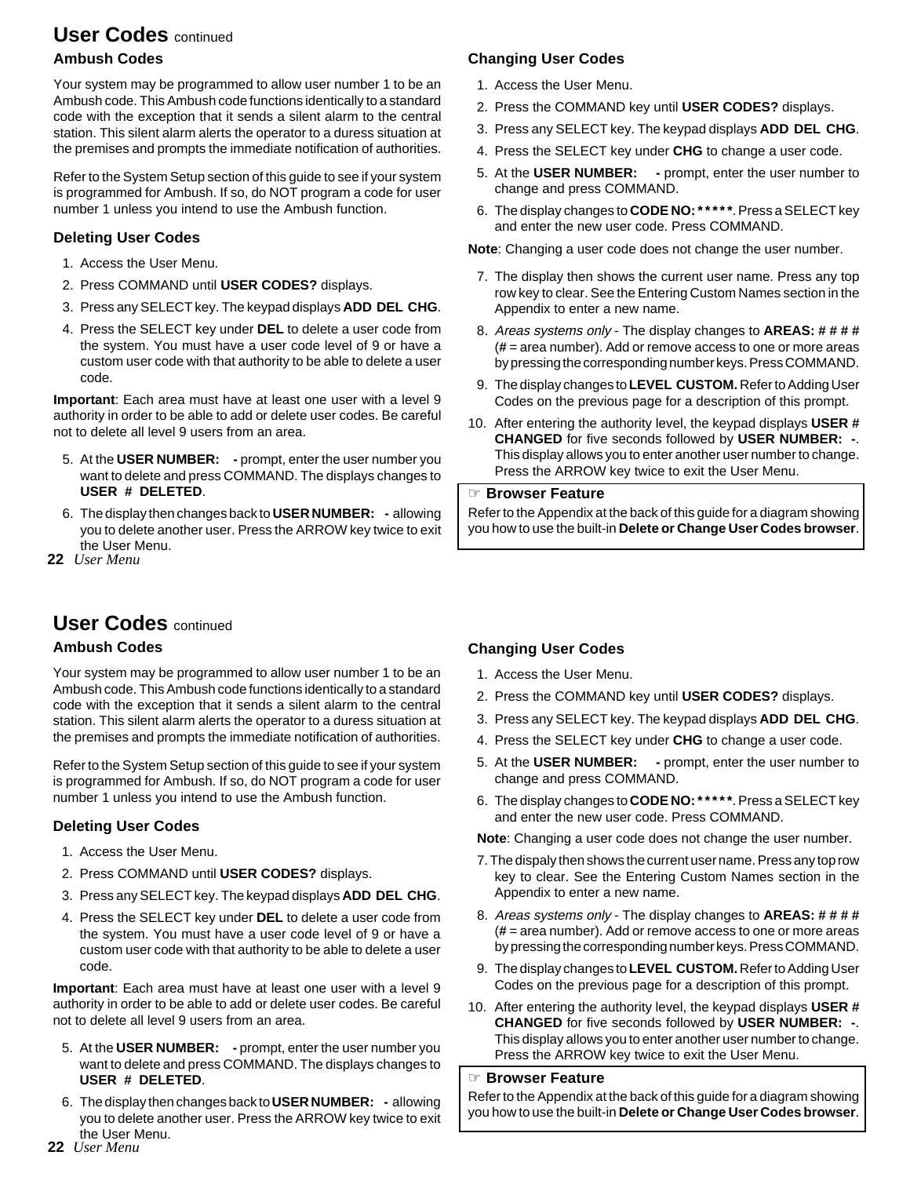# User Codes continued

## Ambush Codes

Your system may be programmed to allow user number 1 to be an Ambush code. This Ambush code functions identically to a standard code with the exception that it sends a silent alarm to the central station. This silent alarm alerts the operator to a duress situation at the premises and prompts the immediate notification of authorities.

Refer to the System Setup section of this guide to see if your system is programmed for Ambush. If so, do NOT program a code for user number 1 unless you intend to use the Ambush function.

## Deleting User Codes

1. Access the User Menu.
2. Press COMMAND until **USER CODES?** displays.
3. Press any SELECT key. The keypad displays **ADD DEL CHG**.
4. Press the SELECT key under **DEL** to delete a user code from the system. You must have a user code level of 9 or have a custom user code with that authority to be able to delete a user code.

**Important**: Each area must have at least one user with a level 9 authority in order to be able to add or delete user codes. Be careful not to delete all level 9 users from an area.

5. At the **USER NUMBER: -** prompt, enter the user number you want to delete and press COMMAND. The displays changes to **USER # DELETED**.
6. The display then changes back to **USER NUMBER: -** allowing you to delete another user. Press the ARROW key twice to exit the User Menu.

## Changing User Codes

1. Access the User Menu.
2. Press the COMMAND key until **USER CODES?** displays.
3. Press any SELECT key. The keypad displays **ADD DEL CHG**.
4. Press the SELECT key under **CHG** to change a user code.
5. At the **USER NUMBER: -** prompt, enter the user number to change and press COMMAND.
6. The display changes to **CODE NO: \*\*\*\*\***. Press a SELECT key and enter the new user code. Press COMMAND.

**Note**: Changing a user code does not change the user number.

7. The display then shows the current user name. Press any top row key to clear. See the Entering Custom Names section in the Appendix to enter a new name.
8. *Areas systems only* - The display changes to **AREAS: # # # #** (**#** = area number). Add or remove access to one or more areas by pressing the corresponding number keys. Press COMMAND.
9. The display changes to **LEVEL CUSTOM.** Refer to Adding User Codes on the previous page for a description of this prompt.
10. After entering the authority level, the keypad displays **USER # CHANGED** for five seconds followed by **USER NUMBER: -**. This display allows you to enter another user number to change. Press the ARROW key twice to exit the User Menu.

> ☞ **Browser Feature**
>
> Refer to the Appendix at the back of this guide for a diagram showing you how to use the built-in **Delete or Change User Codes browser**.

# User Codes continued

## Ambush Codes

Your system may be programmed to allow user number 1 to be an Ambush code. This Ambush code functions identically to a standard code with the exception that it sends a silent alarm to the central station. This silent alarm alerts the operator to a duress situation at the premises and prompts the immediate notification of authorities.

Refer to the System Setup section of this guide to see if your system is programmed for Ambush. If so, do NOT program a code for user number 1 unless you intend to use the Ambush function.

## Deleting User Codes

1. Access the User Menu.
2. Press COMMAND until **USER CODES?** displays.
3. Press any SELECT key. The keypad displays **ADD DEL CHG**.
4. Press the SELECT key under **DEL** to delete a user code from the system. You must have a user code level of 9 or have a custom user code with that authority to be able to delete a user code.

**Important**: Each area must have at least one user with a level 9 authority in order to be able to add or delete user codes. Be careful not to delete all level 9 users from an area.

5. At the **USER NUMBER: -** prompt, enter the user number you want to delete and press COMMAND. The displays changes to **USER # DELETED**.
6. The display then changes back to **USER NUMBER: -** allowing you to delete another user. Press the ARROW key twice to exit the User Menu.

## Changing User Codes

1. Access the User Menu.
2. Press the COMMAND key until **USER CODES?** displays.
3. Press any SELECT key. The keypad displays **ADD DEL CHG**.
4. Press the SELECT key under **CHG** to change a user code.
5. At the **USER NUMBER: -** prompt, enter the user number to change and press COMMAND.
6. The display changes to **CODE NO: \*\*\*\*\***. Press a SELECT key and enter the new user code. Press COMMAND.

**Note**: Changing a user code does not change the user number.

7. The dispaly then shows the current user name. Press any top row key to clear. See the Entering Custom Names section in the Appendix to enter a new name.
8. *Areas systems only* - The display changes to **AREAS: # # # #** (**#** = area number). Add or remove access to one or more areas by pressing the corresponding number keys. Press COMMAND.
9. The display changes to **LEVEL CUSTOM.** Refer to Adding User Codes on the previous page for a description of this prompt.
10. After entering the authority level, the keypad displays **USER # CHANGED** for five seconds followed by **USER NUMBER: -**. This display allows you to enter another user number to change. Press the ARROW key twice to exit the User Menu.

> ☞ **Browser Feature**
>
> Refer to the Appendix at the back of this guide for a diagram showing you how to use the built-in **Delete or Change User Codes browser**.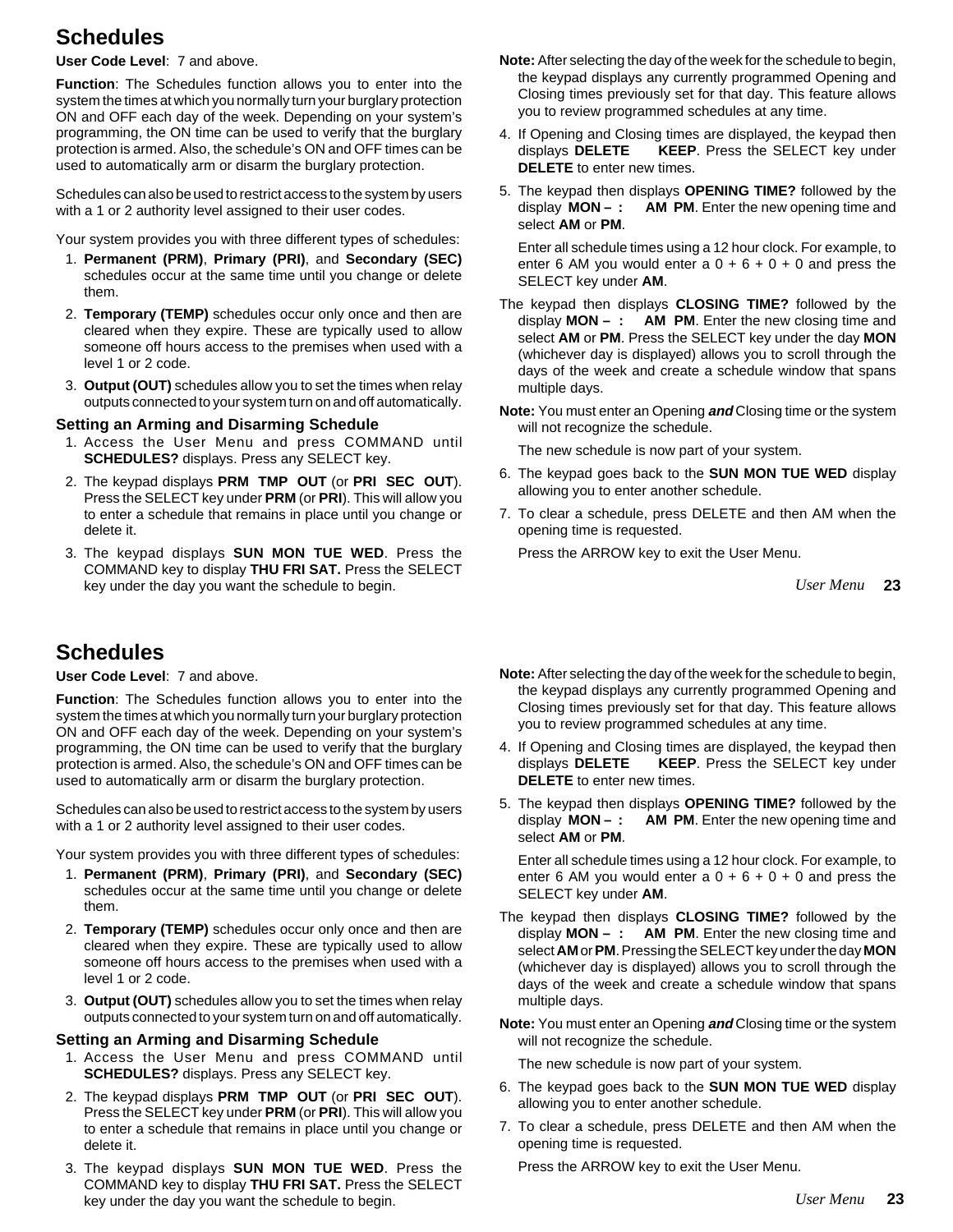# Schedules

**User Code Level**: 7 and above.

**Function**: The Schedules function allows you to enter into the system the times at which you normally turn your burglary protection ON and OFF each day of the week. Depending on your system's programming, the ON time can be used to verify that the burglary protection is armed. Also, the schedule's ON and OFF times can be used to automatically arm or disarm the burglary protection.

Schedules can also be used to restrict access to the system by users with a 1 or 2 authority level assigned to their user codes.

Your system provides you with three different types of schedules:

1. **Permanent (PRM)**, **Primary (PRI)**, and **Secondary (SEC)** schedules occur at the same time until you change or delete them.
2. **Temporary (TEMP)** schedules occur only once and then are cleared when they expire. These are typically used to allow someone off hours access to the premises when used with a level 1 or 2 code.
3. **Output (OUT)** schedules allow you to set the times when relay outputs connected to your system turn on and off automatically.

## Setting an Arming and Disarming Schedule

1. Access the User Menu and press COMMAND until **SCHEDULES?** displays. Press any SELECT key.
2. The keypad displays **PRM TMP OUT** (or **PRI SEC OUT**). Press the SELECT key under **PRM** (or **PRI**). This will allow you to enter a schedule that remains in place until you change or delete it.
3. The keypad displays **SUN MON TUE WED**. Press the COMMAND key to display **THU FRI SAT.** Press the SELECT key under the day you want the schedule to begin.

**Note:** After selecting the day of the week for the schedule to begin, the keypad displays any currently programmed Opening and Closing times previously set for that day. This feature allows you to review programmed schedules at any time.

4. If Opening and Closing times are displayed, the keypad then displays **DELETE KEEP**. Press the SELECT key under **DELETE** to enter new times.
5. The keypad then displays **OPENING TIME?** followed by the display **MON – : AM PM**. Enter the new opening time and select **AM** or **PM**.

   Enter all schedule times using a 12 hour clock. For example, to enter 6 AM you would enter a 0 + 6 + 0 + 0 and press the SELECT key under **AM**.

The keypad then displays **CLOSING TIME?** followed by the display **MON – : AM PM**. Enter the new closing time and select **AM** or **PM**. Press the SELECT key under the day **MON** (whichever day is displayed) allows you to scroll through the days of the week and create a schedule window that spans multiple days.

**Note:** You must enter an Opening ***and*** Closing time or the system will not recognize the schedule.

The new schedule is now part of your system.

6. The keypad goes back to the **SUN MON TUE WED** display allowing you to enter another schedule.
7. To clear a schedule, press DELETE and then AM when the opening time is requested.

   Press the ARROW key to exit the User Menu.

# Schedules

**User Code Level**: 7 and above.

**Function**: The Schedules function allows you to enter into the system the times at which you normally turn your burglary protection ON and OFF each day of the week. Depending on your system's programming, the ON time can be used to verify that the burglary protection is armed. Also, the schedule's ON and OFF times can be used to automatically arm or disarm the burglary protection.

Schedules can also be used to restrict access to the system by users with a 1 or 2 authority level assigned to their user codes.

Your system provides you with three different types of schedules:

1. **Permanent (PRM)**, **Primary (PRI)**, and **Secondary (SEC)** schedules occur at the same time until you change or delete them.
2. **Temporary (TEMP)** schedules occur only once and then are cleared when they expire. These are typically used to allow someone off hours access to the premises when used with a level 1 or 2 code.
3. **Output (OUT)** schedules allow you to set the times when relay outputs connected to your system turn on and off automatically.

## Setting an Arming and Disarming Schedule

1. Access the User Menu and press COMMAND until **SCHEDULES?** displays. Press any SELECT key.
2. The keypad displays **PRM TMP OUT** (or **PRI SEC OUT**). Press the SELECT key under **PRM** (or **PRI**). This will allow you to enter a schedule that remains in place until you change or delete it.
3. The keypad displays **SUN MON TUE WED**. Press the COMMAND key to display **THU FRI SAT.** Press the SELECT key under the day you want the schedule to begin.

**Note:** After selecting the day of the week for the schedule to begin, the keypad displays any currently programmed Opening and Closing times previously set for that day. This feature allows you to review programmed schedules at any time.

4. If Opening and Closing times are displayed, the keypad then displays **DELETE KEEP**. Press the SELECT key under **DELETE** to enter new times.
5. The keypad then displays **OPENING TIME?** followed by the display **MON – : AM PM**. Enter the new opening time and select **AM** or **PM**.

   Enter all schedule times using a 12 hour clock. For example, to enter 6 AM you would enter a 0 + 6 + 0 + 0 and press the SELECT key under **AM**.

The keypad then displays **CLOSING TIME?** followed by the display **MON – : AM PM**. Enter the new closing time and select **AM** or **PM**. Pressing the SELECT key under the day **MON** (whichever day is displayed) allows you to scroll through the days of the week and create a schedule window that spans multiple days.

**Note:** You must enter an Opening ***and*** Closing time or the system will not recognize the schedule.

The new schedule is now part of your system.

6. The keypad goes back to the **SUN MON TUE WED** display allowing you to enter another schedule.
7. To clear a schedule, press DELETE and then AM when the opening time is requested.

   Press the ARROW key to exit the User Menu.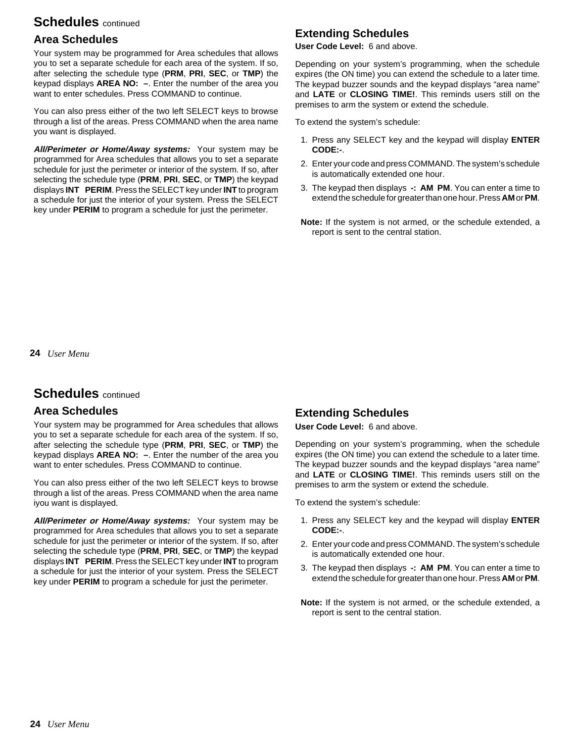# Schedules continued

## Area Schedules

Your system may be programmed for Area schedules that allows you to set a separate schedule for each area of the system. If so, after selecting the schedule type (**PRM**, **PRI**, **SEC**, or **TMP**) the keypad displays **AREA NO: –**. Enter the number of the area you want to enter schedules. Press COMMAND to continue.

You can also press either of the two left SELECT keys to browse through a list of the areas. Press COMMAND when the area name you want is displayed.

***All/Perimeter or Home/Away systems:*** Your system may be programmed for Area schedules that allows you to set a separate schedule for just the perimeter or interior of the system. If so, after selecting the schedule type (**PRM**, **PRI**, **SEC**, or **TMP**) the keypad displays **INT PERIM**. Press the SELECT key under **INT** to program a schedule for just the interior of your system. Press the SELECT key under **PERIM** to program a schedule for just the perimeter.

## Extending Schedules

**User Code Level:** 6 and above.

Depending on your system's programming, when the schedule expires (the ON time) you can extend the schedule to a later time. The keypad buzzer sounds and the keypad displays "area name" and **LATE** or **CLOSING TIME!**. This reminds users still on the premises to arm the system or extend the schedule.

To extend the system's schedule:

1. Press any SELECT key and the keypad will display **ENTER CODE:-**.
2. Enter your code and press COMMAND. The system's schedule is automatically extended one hour.
3. The keypad then displays **-: AM PM**. You can enter a time to extend the schedule for greater than one hour. Press **AM** or **PM**.

**Note:** If the system is not armed, or the schedule extended, a report is sent to the central station.

# Schedules continued

## Area Schedules

Your system may be programmed for Area schedules that allows you to set a separate schedule for each area of the system. If so, after selecting the schedule type (**PRM**, **PRI**, **SEC**, or **TMP**) the keypad displays **AREA NO: –**. Enter the number of the area you want to enter schedules. Press COMMAND to continue.

You can also press either of the two left SELECT keys to browse through a list of the areas. Press COMMAND when the area name iyou want is displayed.

***All/Perimeter or Home/Away systems:*** Your system may be programmed for Area schedules that allows you to set a separate schedule for just the perimeter or interior of the system. If so, after selecting the schedule type (**PRM**, **PRI**, **SEC**, or **TMP**) the keypad displays **INT PERIM**. Press the SELECT key under **INT** to program a schedule for just the interior of your system. Press the SELECT key under **PERIM** to program a schedule for just the perimeter.

## Extending Schedules

**User Code Level:** 6 and above.

Depending on your system's programming, when the schedule expires (the ON time) you can extend the schedule to a later time. The keypad buzzer sounds and the keypad displays "area name" and **LATE** or **CLOSING TIME!**. This reminds users still on the premises to arm the system or extend the schedule.

To extend the system's schedule:

1. Press any SELECT key and the keypad will display **ENTER CODE:-**.
2. Enter your code and press COMMAND. The system's schedule is automatically extended one hour.
3. The keypad then displays **-: AM PM**. You can enter a time to extend the schedule for greater than one hour. Press **AM** or **PM**.

**Note:** If the system is not armed, or the schedule extended, a report is sent to the central station.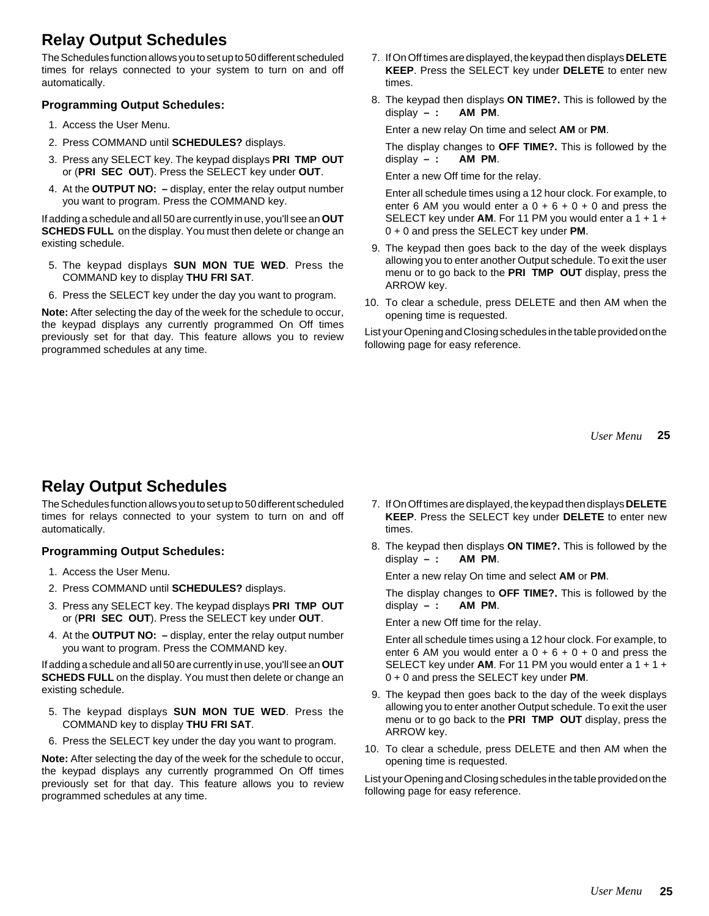# Relay Output Schedules

The Schedules function allows you to set up to 50 different scheduled times for relays connected to your system to turn on and off automatically.

### Programming Output Schedules:

1. Access the User Menu.
2. Press COMMAND until **SCHEDULES?** displays.
3. Press any SELECT key. The keypad displays **PRI TMP OUT** or (**PRI SEC OUT**). Press the SELECT key under **OUT**.
4. At the **OUTPUT NO: –** display, enter the relay output number you want to program. Press the COMMAND key.

If adding a schedule and all 50 are currently in use, you'll see an **OUT SCHEDS FULL** on the display. You must then delete or change an existing schedule.

5. The keypad displays **SUN MON TUE WED**. Press the COMMAND key to display **THU FRI SAT**.
6. Press the SELECT key under the day you want to program.

**Note:** After selecting the day of the week for the schedule to occur, the keypad displays any currently programmed On Off times previously set for that day. This feature allows you to review programmed schedules at any time.

7. If On Off times are displayed, the keypad then displays **DELETE KEEP**. Press the SELECT key under **DELETE** to enter new times.
8. The keypad then displays **ON TIME?.** This is followed by the display **– : AM PM**.

   Enter a new relay On time and select **AM** or **PM**.

   The display changes to **OFF TIME?.** This is followed by the display **– : AM PM**.

   Enter a new Off time for the relay.

   Enter all schedule times using a 12 hour clock. For example, to enter 6 AM you would enter a 0 + 6 + 0 + 0 and press the SELECT key under **AM**. For 11 PM you would enter a 1 + 1 + 0 + 0 and press the SELECT key under **PM**.
9. The keypad then goes back to the day of the week displays allowing you to enter another Output schedule. To exit the user menu or to go back to the **PRI TMP OUT** display, press the ARROW key.
10. To clear a schedule, press DELETE and then AM when the opening time is requested.

List your Opening and Closing schedules in the table provided on the following page for easy reference.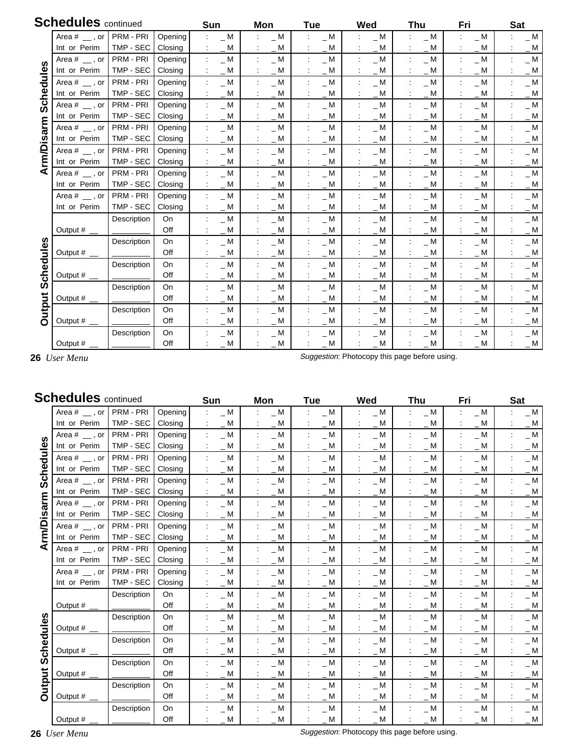## Schedules continued

| | | | | Sun | Mon | Tue | Wed | Thu | Fri | Sat |
|---|---|---|---|---|---|---|---|---|---|---|
| Arm/Disarm Schedules | Area # __ , or | PRM - PRI | Opening | : _ M | : _ M | : _ M | : _ M | : _ M | : _ M | : _ M |
| | Int or Perim | TMP - SEC | Closing | : _ M | : _ M | : _ M | : _ M | : _ M | : _ M | : _ M |
| | Area # __ , or | PRM - PRI | Opening | : _ M | : _ M | : _ M | : _ M | : _ M | : _ M | : _ M |
| | Int or Perim | TMP - SEC | Closing | : _ M | : _ M | : _ M | : _ M | : _ M | : _ M | : _ M |
| | Area # __ , or | PRM - PRI | Opening | : _ M | : _ M | : _ M | : _ M | : _ M | : _ M | : _ M |
| | Int or Perim | TMP - SEC | Closing | : _ M | : _ M | : _ M | : _ M | : _ M | : _ M | : _ M |
| | Area # __ , or | PRM - PRI | Opening | : _ M | : _ M | : _ M | : _ M | : _ M | : _ M | : _ M |
| | Int or Perim | TMP - SEC | Closing | : _ M | : _ M | : _ M | : _ M | : _ M | : _ M | : _ M |
| | Area # __ , or | PRM - PRI | Opening | : _ M | : _ M | : _ M | : _ M | : _ M | : _ M | : _ M |
| | Int or Perim | TMP - SEC | Closing | : _ M | : _ M | : _ M | : _ M | : _ M | : _ M | : _ M |
| | Area # __ , or | PRM - PRI | Opening | : _ M | : _ M | : _ M | : _ M | : _ M | : _ M | : _ M |
| | Int or Perim | TMP - SEC | Closing | : _ M | : _ M | : _ M | : _ M | : _ M | : _ M | : _ M |
| | Area # __ , or | PRM - PRI | Opening | : _ M | : _ M | : _ M | : _ M | : _ M | : _ M | : _ M |
| | Int or Perim | TMP - SEC | Closing | : _ M | : _ M | : _ M | : _ M | : _ M | : _ M | : _ M |
| | Area # __ , or | PRM - PRI | Opening | : _ M | : _ M | : _ M | : _ M | : _ M | : _ M | : _ M |
| | Int or Perim | TMP - SEC | Closing | : _ M | : _ M | : _ M | : _ M | : _ M | : _ M | : _ M |
| Output Schedules | | Description | On | : _ M | : _ M | : _ M | : _ M | : _ M | : _ M | : _ M |
| | Output # __ | ________ | Off | : _ M | : _ M | : _ M | : _ M | : _ M | : _ M | : _ M |
| | | Description | On | : _ M | : _ M | : _ M | : _ M | : _ M | : _ M | : _ M |
| | Output # __ | ________ | Off | : _ M | : _ M | : _ M | : _ M | : _ M | : _ M | : _ M |
| | | Description | On | : _ M | : _ M | : _ M | : _ M | : _ M | : _ M | : _ M |
| | Output # __ | ________ | Off | : _ M | : _ M | : _ M | : _ M | : _ M | : _ M | : _ M |
| | | Description | On | : _ M | : _ M | : _ M | : _ M | : _ M | : _ M | : _ M |
| | Output # __ | ________ | Off | : _ M | : _ M | : _ M | : _ M | : _ M | : _ M | : _ M |
| | | Description | On | : _ M | : _ M | : _ M | : _ M | : _ M | : _ M | : _ M |
| | Output # __ | ________ | Off | : _ M | : _ M | : _ M | : _ M | : _ M | : _ M | : _ M |
| | | Description | On | : _ M | : _ M | : _ M | : _ M | : _ M | : _ M | : _ M |
| | Output # __ | ________ | Off | : _ M | : _ M | : _ M | : _ M | : _ M | : _ M | : _ M |

*Suggestion*: Photocopy this page before using.

## Schedules continued

| | | | | Sun | Mon | Tue | Wed | Thu | Fri | Sat |
|---|---|---|---|---|---|---|---|---|---|---|
| Arm/Disarm Schedules | Area # __ , or | PRM - PRI | Opening | : _ M | : _ M | : _ M | : _ M | : _ M | : _ M | : _ M |
| | Int or Perim | TMP - SEC | Closing | : _ M | : _ M | : _ M | : _ M | : _ M | : _ M | : _ M |
| | Area # __ , or | PRM - PRI | Opening | : _ M | : _ M | : _ M | : _ M | : _ M | : _ M | : _ M |
| | Int or Perim | TMP - SEC | Closing | : _ M | : _ M | : _ M | : _ M | : _ M | : _ M | : _ M |
| | Area # __ , or | PRM - PRI | Opening | : _ M | : _ M | : _ M | : _ M | : _ M | : _ M | : _ M |
| | Int or Perim | TMP - SEC | Closing | : _ M | : _ M | : _ M | : _ M | : _ M | : _ M | : _ M |
| | Area # __ , or | PRM - PRI | Opening | : _ M | : _ M | : _ M | : _ M | : _ M | : _ M | : _ M |
| | Int or Perim | TMP - SEC | Closing | : _ M | : _ M | : _ M | : _ M | : _ M | : _ M | : _ M |
| | Area # __ , or | PRM - PRI | Opening | : _ M | : _ M | : _ M | : _ M | : _ M | : _ M | : _ M |
| | Int or Perim | TMP - SEC | Closing | : _ M | : _ M | : _ M | : _ M | : _ M | : _ M | : _ M |
| | Area # __ , or | PRM - PRI | Opening | : _ M | : _ M | : _ M | : _ M | : _ M | : _ M | : _ M |
| | Int or Perim | TMP - SEC | Closing | : _ M | : _ M | : _ M | : _ M | : _ M | : _ M | : _ M |
| | Area # __ , or | PRM - PRI | Opening | : _ M | : _ M | : _ M | : _ M | : _ M | : _ M | : _ M |
| | Int or Perim | TMP - SEC | Closing | : _ M | : _ M | : _ M | : _ M | : _ M | : _ M | : _ M |
| | Area # __ , or | PRM - PRI | Opening | : _ M | : _ M | : _ M | : _ M | : _ M | : _ M | : _ M |
| | Int or Perim | TMP - SEC | Closing | : _ M | : _ M | : _ M | : _ M | : _ M | : _ M | : _ M |
| Output Schedules | | Description | On | : _ M | : _ M | : _ M | : _ M | : _ M | : _ M | : _ M |
| | Output # __ | ________ | Off | : _ M | : _ M | : _ M | : _ M | : _ M | : _ M | : _ M |
| | | Description | On | : _ M | : _ M | : _ M | : _ M | : _ M | : _ M | : _ M |
| | Output # __ | ________ | Off | : _ M | : _ M | : _ M | : _ M | : _ M | : _ M | : _ M |
| | | Description | On | : _ M | : _ M | : _ M | : _ M | : _ M | : _ M | : _ M |
| | Output # __ | ________ | Off | : _ M | : _ M | : _ M | : _ M | : _ M | : _ M | : _ M |
| | | Description | On | : _ M | : _ M | : _ M | : _ M | : _ M | : _ M | : _ M |
| | Output # __ | ________ | Off | : _ M | : _ M | : _ M | : _ M | : _ M | : _ M | : _ M |
| | | Description | On | : _ M | : _ M | : _ M | : _ M | : _ M | : _ M | : _ M |
| | Output # __ | ________ | Off | : _ M | : _ M | : _ M | : _ M | : _ M | : _ M | : _ M |
| | | Description | On | : _ M | : _ M | : _ M | : _ M | : _ M | : _ M | : _ M |
| | Output # __ | ________ | Off | : _ M | : _ M | : _ M | : _ M | : _ M | : _ M | : _ M |

*Suggestion*: Photocopy this page before using.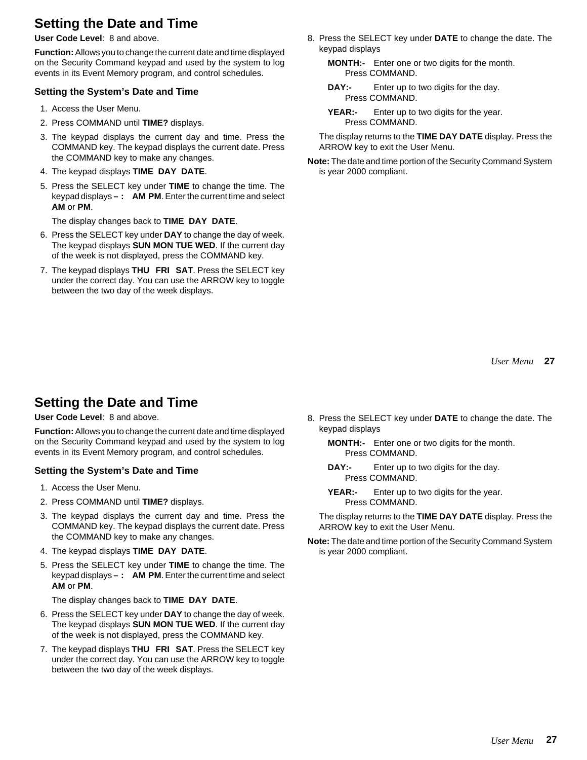# Setting the Date and Time

**User Code Level**: 8 and above.

**Function:** Allows you to change the current date and time displayed on the Security Command keypad and used by the system to log events in its Event Memory program, and control schedules.

### Setting the System's Date and Time

1. Access the User Menu.
2. Press COMMAND until **TIME?** displays.
3. The keypad displays the current day and time. Press the COMMAND key. The keypad displays the current date. Press the COMMAND key to make any changes.
4. The keypad displays **TIME DAY DATE**.
5. Press the SELECT key under **TIME** to change the time. The keypad displays **– : AM PM**. Enter the current time and select **AM** or **PM**.

   The display changes back to **TIME DAY DATE**.
6. Press the SELECT key under **DAY** to change the day of week. The keypad displays **SUN MON TUE WED**. If the current day of the week is not displayed, press the COMMAND key.
7. The keypad displays **THU FRI SAT**. Press the SELECT key under the correct day. You can use the ARROW key to toggle between the two day of the week displays.
8. Press the SELECT key under **DATE** to change the date. The keypad displays

   **MONTH:-** Enter one or two digits for the month. Press COMMAND.

   **DAY:-** Enter up to two digits for the day. Press COMMAND.

   **YEAR:-** Enter up to two digits for the year. Press COMMAND.

   The display returns to the **TIME DAY DATE** display. Press the ARROW key to exit the User Menu.

**Note:** The date and time portion of the Security Command System is year 2000 compliant.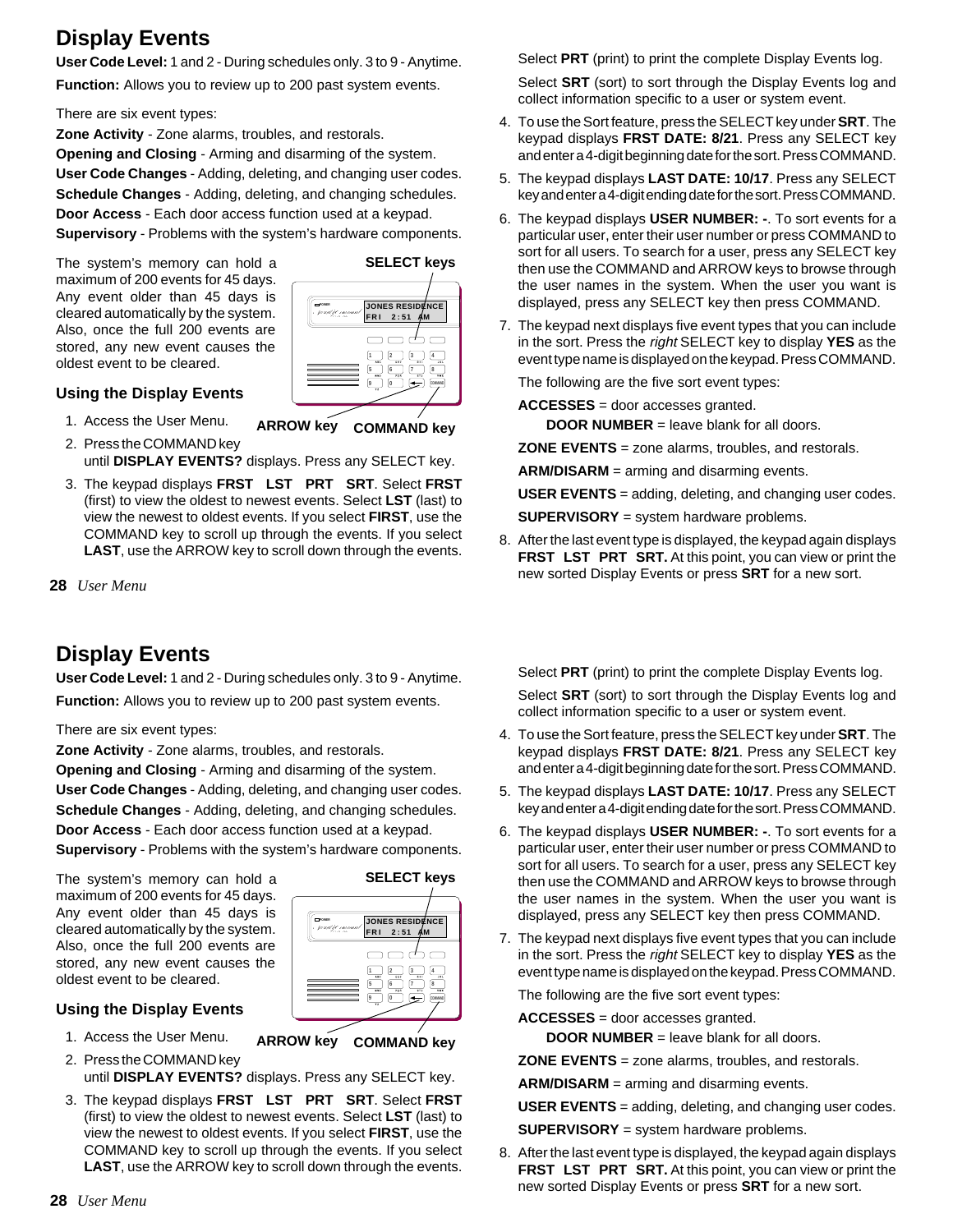# Display Events

**User Code Level:** 1 and 2 - During schedules only. 3 to 9 - Anytime.

**Function:** Allows you to review up to 200 past system events.

There are six event types:

**Zone Activity** - Zone alarms, troubles, and restorals.

**Opening and Closing** - Arming and disarming of the system.

**User Code Changes** - Adding, deleting, and changing user codes.

**Schedule Changes** - Adding, deleting, and changing schedules.

**Door Access** - Each door access function used at a keypad.

**Supervisory** - Problems with the system's hardware components.

The system's memory can hold a maximum of 200 events for 45 days. Any event older than 45 days is cleared automatically by the system. Also, once the full 200 events are stored, any new event causes the oldest event to be cleared.

### Using the Display Events

1. Access the User Menu.
2. Press the COMMAND key until **DISPLAY EVENTS?** displays. Press any SELECT key.
3. The keypad displays **FRST LST PRT SRT**. Select **FRST** (first) to view the oldest to newest events. Select **LST** (last) to view the newest to oldest events. If you select **FIRST**, use the COMMAND key to scroll up through the events. If you select **LAST**, use the ARROW key to scroll down through the events.

   Select **PRT** (print) to print the complete Display Events log.

   Select **SRT** (sort) to sort through the Display Events log and collect information specific to a user or system event.
4. To use the Sort feature, press the SELECT key under **SRT**. The keypad displays **FRST DATE: 8/21**. Press any SELECT key and enter a 4-digit beginning date for the sort. Press COMMAND.
5. The keypad displays **LAST DATE: 10/17**. Press any SELECT key and enter a 4-digit ending date for the sort. Press COMMAND.
6. The keypad displays **USER NUMBER: -**. To sort events for a particular user, enter their user number or press COMMAND to sort for all users. To search for a user, press any SELECT key then use the COMMAND and ARROW keys to browse through the user names in the system. When the user you want is displayed, press any SELECT key then press COMMAND.
7. The keypad next displays five event types that you can include in the sort. Press the *right* SELECT key to display **YES** as the event type name is displayed on the keypad. Press COMMAND.

   The following are the five sort event types:

   **ACCESSES** = door accesses granted.

   **DOOR NUMBER** = leave blank for all doors.

   **ZONE EVENTS** = zone alarms, troubles, and restorals.

   **ARM/DISARM** = arming and disarming events.

   **USER EVENTS** = adding, deleting, and changing user codes.

   **SUPERVISORY** = system hardware problems.
8. After the last event type is displayed, the keypad again displays **FRST LST PRT SRT.** At this point, you can view or print the new sorted Display Events or press **SRT** for a new sort.

# Display Events

**User Code Level:** 1 and 2 - During schedules only. 3 to 9 - Anytime.

**Function:** Allows you to review up to 200 past system events.

There are six event types:

**Zone Activity** - Zone alarms, troubles, and restorals.

**Opening and Closing** - Arming and disarming of the system.

**User Code Changes** - Adding, deleting, and changing user codes.

**Schedule Changes** - Adding, deleting, and changing schedules.

**Door Access** - Each door access function used at a keypad.

**Supervisory** - Problems with the system's hardware components.

The system's memory can hold a maximum of 200 events for 45 days. Any event older than 45 days is cleared automatically by the system. Also, once the full 200 events are stored, any new event causes the oldest event to be cleared.

### Using the Display Events

1. Access the User Menu.
2. Press the COMMAND key until **DISPLAY EVENTS?** displays. Press any SELECT key.
3. The keypad displays **FRST LST PRT SRT**. Select **FRST** (first) to view the oldest to newest events. Select **LST** (last) to view the newest to oldest events. If you select **FIRST**, use the COMMAND key to scroll up through the events. If you select **LAST**, use the ARROW key to scroll down through the events.

   Select **PRT** (print) to print the complete Display Events log.

   Select **SRT** (sort) to sort through the Display Events log and collect information specific to a user or system event.
4. To use the Sort feature, press the SELECT key under **SRT**. The keypad displays **FRST DATE: 8/21**. Press any SELECT key and enter a 4-digit beginning date for the sort. Press COMMAND.
5. The keypad displays **LAST DATE: 10/17**. Press any SELECT key and enter a 4-digit ending date for the sort. Press COMMAND.
6. The keypad displays **USER NUMBER: -**. To sort events for a particular user, enter their user number or press COMMAND to sort for all users. To search for a user, press any SELECT key then use the COMMAND and ARROW keys to browse through the user names in the system. When the user you want is displayed, press any SELECT key then press COMMAND.
7. The keypad next displays five event types that you can include in the sort. Press the *right* SELECT key to display **YES** as the event type name is displayed on the keypad. Press COMMAND.

   The following are the five sort event types:

   **ACCESSES** = door accesses granted.

   **DOOR NUMBER** = leave blank for all doors.

   **ZONE EVENTS** = zone alarms, troubles, and restorals.

   **ARM/DISARM** = arming and disarming events.

   **USER EVENTS** = adding, deleting, and changing user codes.

   **SUPERVISORY** = system hardware problems.
8. After the last event type is displayed, the keypad again displays **FRST LST PRT SRT.** At this point, you can view or print the new sorted Display Events or press **SRT** for a new sort.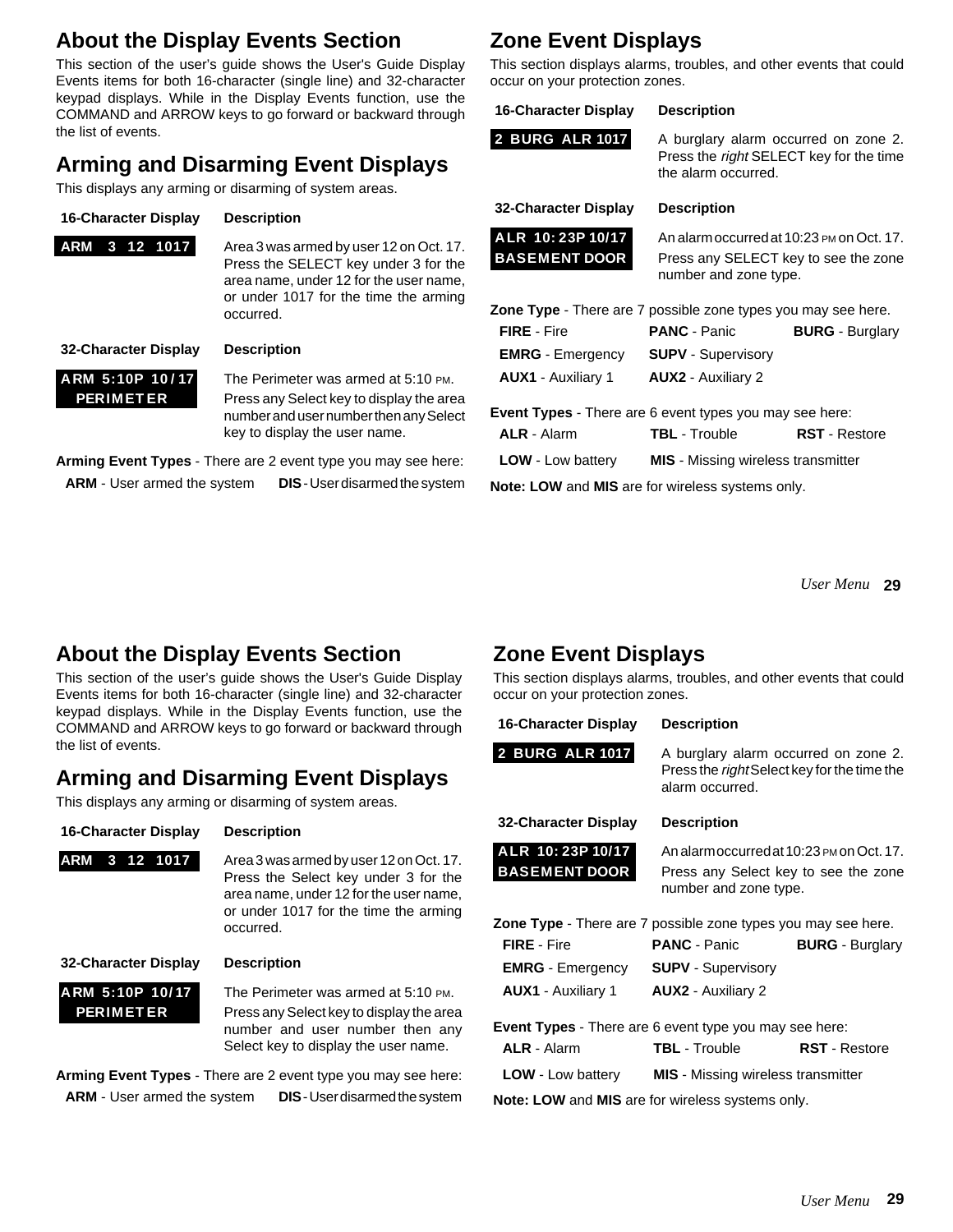## About the Display Events Section

This section of the user's guide shows the User's Guide Display Events items for both 16-character (single line) and 32-character keypad displays. While in the Display Events function, use the COMMAND and ARROW keys to go forward or backward through the list of events.

## Arming and Disarming Event Displays

This displays any arming or disarming of system areas.

| 16-Character Display | Description |
|---|---|
| ARM 3 12 1017 | Area 3 was armed by user 12 on Oct. 17. Press the SELECT key under 3 for the area name, under 12 for the user name, or under 1017 for the time the arming occurred. |

| 32-Character Display | Description |
|---|---|
| ARM 5:10P 10/17<br>PERIMETER | The Perimeter was armed at 5:10 PM.<br>Press any Select key to display the area number and user number then any Select key to display the user name. |

**Arming Event Types** - There are 2 event type you may see here:

**ARM** - User armed the system **DIS** - User disarmed the system

## Zone Event Displays

This section displays alarms, troubles, and other events that could occur on your protection zones.

| 16-Character Display | Description |
|---|---|
| 2 BURG ALR 1017 | A burglary alarm occurred on zone 2. Press the *right* SELECT key for the time the alarm occurred. |

| 32-Character Display | Description |
|---|---|
| ALR 10:23P 10/17<br>BASEMENT DOOR | An alarm occurred at 10:23 PM on Oct. 17.<br>Press any SELECT key to see the zone number and zone type. |

**Zone Type** - There are 7 possible zone types you may see here.

| | | |
|---|---|---|
| **FIRE** - Fire | **PANC** - Panic | **BURG** - Burglary |
| **EMRG** - Emergency | **SUPV** - Supervisory | |
| **AUX1** - Auxiliary 1 | **AUX2** - Auxiliary 2 | |

**Event Types** - There are 6 event types you may see here:

| | | |
|---|---|---|
| **ALR** - Alarm | **TBL** - Trouble | **RST** - Restore |
| **LOW** - Low battery | **MIS** - Missing wireless transmitter | |

**Note: LOW** and **MIS** are for wireless systems only.

## About the Display Events Section

This section of the user's guide shows the User's Guide Display Events items for both 16-character (single line) and 32-character keypad displays. While in the Display Events function, use the COMMAND and ARROW keys to go forward or backward through the list of events.

## Arming and Disarming Event Displays

This displays any arming or disarming of system areas.

| 16-Character Display | Description |
|---|---|
| ARM 3 12 1017 | Area 3 was armed by user 12 on Oct. 17. Press the Select key under 3 for the area name, under 12 for the user name, or under 1017 for the time the arming occurred. |

| 32-Character Display | Description |
|---|---|
| ARM 5:10P 10/17<br>PERIMETER | The Perimeter was armed at 5:10 PM.<br>Press any Select key to display the area number and user number then any Select key to display the user name. |

**Arming Event Types** - There are 2 event type you may see here:

**ARM** - User armed the system **DIS** - User disarmed the system

## Zone Event Displays

This section displays alarms, troubles, and other events that could occur on your protection zones.

| 16-Character Display | Description |
|---|---|
| 2 BURG ALR 1017 | A burglary alarm occurred on zone 2. Press the *right* Select key for the time the alarm occurred. |

| 32-Character Display | Description |
|---|---|
| ALR 10:23P 10/17<br>BASEMENT DOOR | An alarm occurred at 10:23 PM on Oct. 17.<br>Press any Select key to see the zone number and zone type. |

**Zone Type** - There are 7 possible zone types you may see here.

| | | |
|---|---|---|
| **FIRE** - Fire | **PANC** - Panic | **BURG** - Burglary |
| **EMRG** - Emergency | **SUPV** - Supervisory | |
| **AUX1** - Auxiliary 1 | **AUX2** - Auxiliary 2 | |

**Event Types** - There are 6 event type you may see here:

| | | |
|---|---|---|
| **ALR** - Alarm | **TBL** - Trouble | **RST** - Restore |
| **LOW** - Low battery | **MIS** - Missing wireless transmitter | |

**Note: LOW** and **MIS** are for wireless systems only.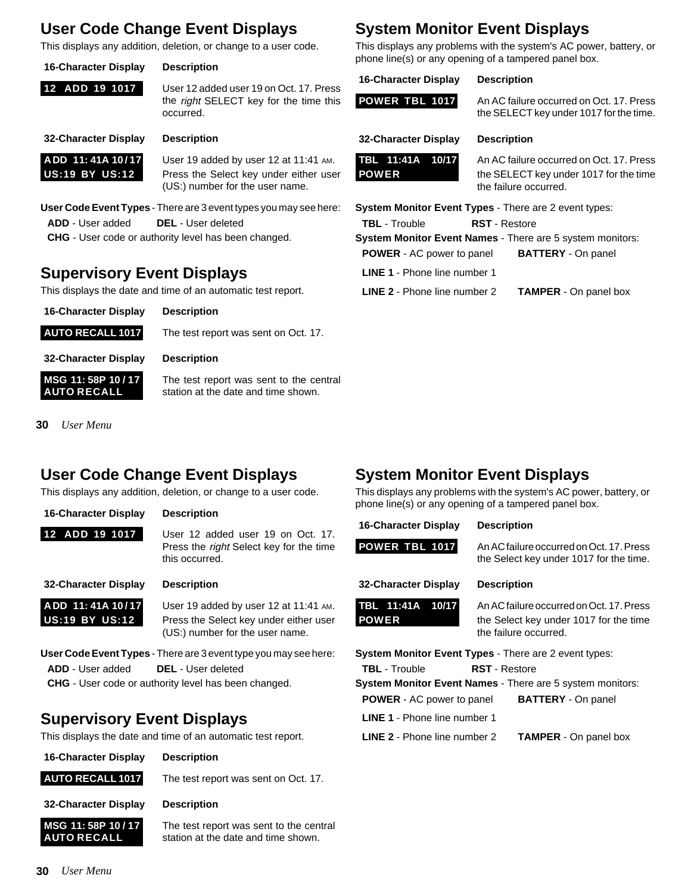## User Code Change Event Displays

This displays any addition, deletion, or change to a user code.

| 16-Character Display | Description |
|---|---|
| 12 ADD 19 1017 | User 12 added user 19 on Oct. 17. Press the *right* SELECT key for the time this occurred. |

| 32-Character Display | Description |
|---|---|
| ADD 11: 41A 10/17<br>US:19 BY US:12 | User 19 added by user 12 at 11:41 AM. Press the Select key under either user (US:) number for the user name. |

**User Code Event Types** - There are 3 event types you may see here:

**ADD** - User added  **DEL** - User deleted

**CHG** - User code or authority level has been changed.

## Supervisory Event Displays

This displays the date and time of an automatic test report.

| 16-Character Display | Description |
|---|---|
| AUTO RECALL 1017 | The test report was sent on Oct. 17. |

| 32-Character Display | Description |
|---|---|
| MSG 11: 58P 10 / 17<br>AUTO RECALL | The test report was sent to the central station at the date and time shown. |

## System Monitor Event Displays

This displays any problems with the system's AC power, battery, or phone line(s) or any opening of a tampered panel box.

| 16-Character Display | Description |
|---|---|
| POWER TBL 1017 | An AC failure occurred on Oct. 17. Press the SELECT key under 1017 for the time. |

| 32-Character Display | Description |
|---|---|
| TBL 11:41A 10/17<br>POWER | An AC failure occurred on Oct. 17. Press the SELECT key under 1017 for the time the failure occurred. |

**System Monitor Event Types** - There are 2 event types:

**TBL** - Trouble  **RST** - Restore

**System Monitor Event Names** - There are 5 system monitors:

**POWER** - AC power to panel  **BATTERY** - On panel

**LINE 1** - Phone line number 1

**LINE 2** - Phone line number 2  **TAMPER** - On panel box

## User Code Change Event Displays

This displays any addition, deletion, or change to a user code.

| 16-Character Display | Description |
|---|---|
| 12 ADD 19 1017 | User 12 added user 19 on Oct. 17. Press the *right* Select key for the time this occurred. |

| 32-Character Display | Description |
|---|---|
| ADD 11: 41A 10/17<br>US:19 BY US:12 | User 19 added by user 12 at 11:41 AM. Press the Select key under either user (US:) number for the user name. |

**User Code Event Types** - There are 3 event type you may see here:

**ADD** - User added  **DEL** - User deleted

**CHG** - User code or authority level has been changed.

## Supervisory Event Displays

This displays the date and time of an automatic test report.

| 16-Character Display | Description |
|---|---|
| AUTO RECALL 1017 | The test report was sent on Oct. 17. |

| 32-Character Display | Description |
|---|---|
| MSG 11: 58P 10 / 17<br>AUTO RECALL | The test report was sent to the central station at the date and time shown. |

## System Monitor Event Displays

This displays any problems with the system's AC power, battery, or phone line(s) or any opening of a tampered panel box.

| 16-Character Display | Description |
|---|---|
| POWER TBL 1017 | An AC failure occurred on Oct. 17. Press the Select key under 1017 for the time. |

| 32-Character Display | Description |
|---|---|
| TBL 11:41A 10/17<br>POWER | An AC failure occurred on Oct. 17. Press the Select key under 1017 for the time the failure occurred. |

**System Monitor Event Types** - There are 2 event types:

**TBL** - Trouble  **RST** - Restore

**System Monitor Event Names** - There are 5 system monitors:

**POWER** - AC power to panel  **BATTERY** - On panel

**LINE 1** - Phone line number 1

**LINE 2** - Phone line number 2  **TAMPER** - On panel box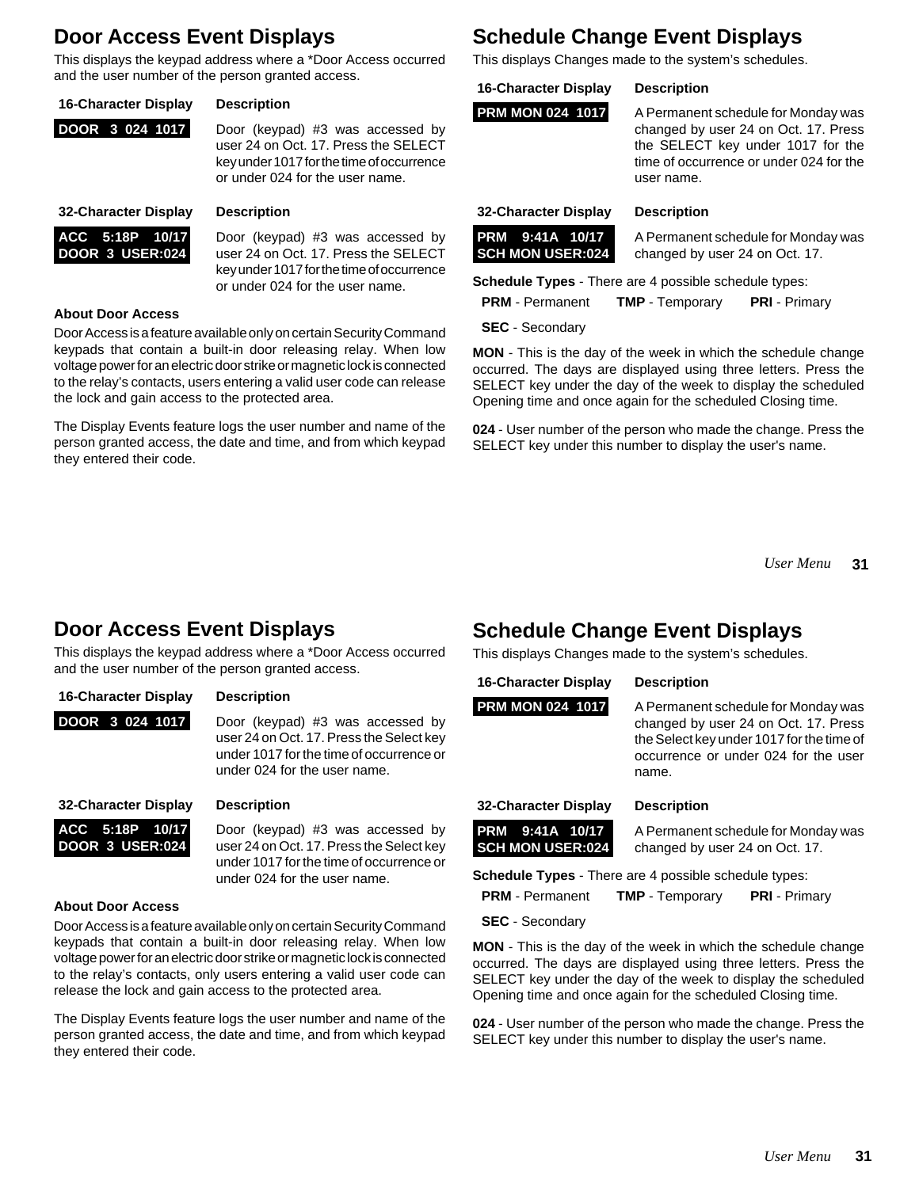## Door Access Event Displays

This displays the keypad address where a *Door Access occurred and the user number of the person granted access.

| 16-Character Display | Description |
|---|---|
| DOOR 3 024 1017 | Door (keypad) #3 was accessed by user 24 on Oct. 17. Press the SELECT key under 1017 for the time of occurrence or under 024 for the user name. |

| 32-Character Display | Description |
|---|---|
| ACC 5:18P 10/17<br>DOOR 3 USER:024 | Door (keypad) #3 was accessed by user 24 on Oct. 17. Press the SELECT key under 1017 for the time of occurrence or under 024 for the user name. |

### About Door Access

Door Access is a feature available only on certain Security Command keypads that contain a built-in door releasing relay. When low voltage power for an electric door strike or magnetic lock is connected to the relay's contacts, users entering a valid user code can release the lock and gain access to the protected area.

The Display Events feature logs the user number and name of the person granted access, the date and time, and from which keypad they entered their code.

## Schedule Change Event Displays

This displays Changes made to the system's schedules.

| 16-Character Display | Description |
|---|---|
| PRM MON 024 1017 | A Permanent schedule for Monday was changed by user 24 on Oct. 17. Press the SELECT key under 1017 for the time of occurrence or under 024 for the user name. |

| 32-Character Display | Description |
|---|---|
| PRM 9:41A 10/17<br>SCH MON USER:024 | A Permanent schedule for Monday was changed by user 24 on Oct. 17. |

**Schedule Types** - There are 4 possible schedule types:

**PRM** - Permanent **TMP** - Temporary **PRI** - Primary

**SEC** - Secondary

**MON** - This is the day of the week in which the schedule change occurred. The days are displayed using three letters. Press the SELECT key under the day of the week to display the scheduled Opening time and once again for the scheduled Closing time.

**024** - User number of the person who made the change. Press the SELECT key under this number to display the user's name.

## Door Access Event Displays

This displays the keypad address where a *Door Access occurred and the user number of the person granted access.

| 16-Character Display | Description |
|---|---|
| DOOR 3 024 1017 | Door (keypad) #3 was accessed by user 24 on Oct. 17. Press the Select key under 1017 for the time of occurrence or under 024 for the user name. |

| 32-Character Display | Description |
|---|---|
| ACC 5:18P 10/17<br>DOOR 3 USER:024 | Door (keypad) #3 was accessed by user 24 on Oct. 17. Press the Select key under 1017 for the time of occurrence or under 024 for the user name. |

### About Door Access

Door Access is a feature available only on certain Security Command keypads that contain a built-in door releasing relay. When low voltage power for an electric door strike or magnetic lock is connected to the relay's contacts, only users entering a valid user code can release the lock and gain access to the protected area.

The Display Events feature logs the user number and name of the person granted access, the date and time, and from which keypad they entered their code.

## Schedule Change Event Displays

This displays Changes made to the system's schedules.

| 16-Character Display | Description |
|---|---|
| PRM MON 024 1017 | A Permanent schedule for Monday was changed by user 24 on Oct. 17. Press the Select key under 1017 for the time of occurrence or under 024 for the user name. |

| 32-Character Display | Description |
|---|---|
| PRM 9:41A 10/17<br>SCH MON USER:024 | A Permanent schedule for Monday was changed by user 24 on Oct. 17. |

**Schedule Types** - There are 4 possible schedule types:

**PRM** - Permanent **TMP** - Temporary **PRI** - Primary

**SEC** - Secondary

**MON** - This is the day of the week in which the schedule change occurred. The days are displayed using three letters. Press the SELECT key under the day of the week to display the scheduled Opening time and once again for the scheduled Closing time.

**024** - User number of the person who made the change. Press the SELECT key under this number to display the user's name.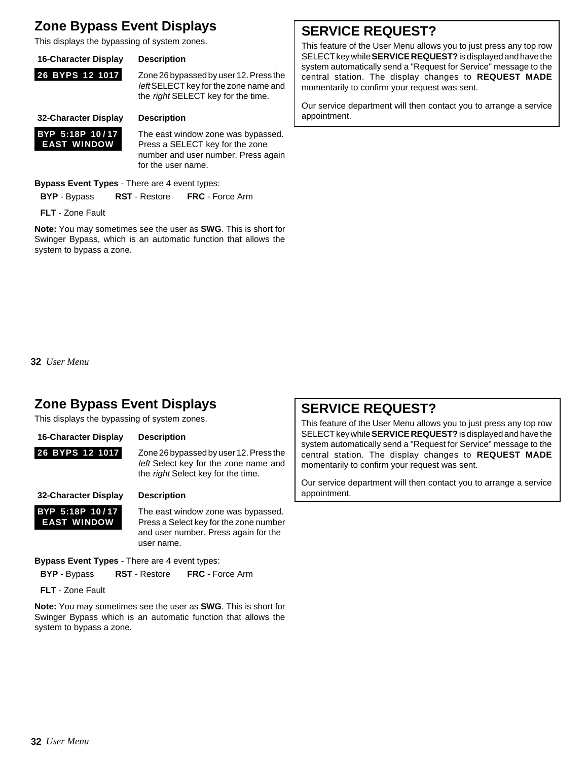## Zone Bypass Event Displays

This displays the bypassing of system zones.

| 16-Character Display | Description |
| --- | --- |
| 26 BYPS 12 1017 | Zone 26 bypassed by user 12. Press the *left* SELECT key for the zone name and the *right* SELECT key for the time. |

| 32-Character Display | Description |
| --- | --- |
| BYP 5:18P 10/17 EAST WINDOW | The east window zone was bypassed. Press a SELECT key for the zone number and user number. Press again for the user name. |

**Bypass Event Types** - There are 4 event types:

**BYP** - Bypass **RST** - Restore **FRC** - Force Arm

**FLT** - Zone Fault

**Note:** You may sometimes see the user as **SWG**. This is short for Swinger Bypass, which is an automatic function that allows the system to bypass a zone.

## SERVICE REQUEST?

This feature of the User Menu allows you to just press any top row SELECT key while **SERVICE REQUEST?** is displayed and have the system automatically send a "Request for Service" message to the central station. The display changes to **REQUEST MADE** momentarily to confirm your request was sent.

Our service department will then contact you to arrange a service appointment.

## Zone Bypass Event Displays

This displays the bypassing of system zones.

| 16-Character Display | Description |
| --- | --- |
| 26 BYPS 12 1017 | Zone 26 bypassed by user 12. Press the *left* Select key for the zone name and the *right* Select key for the time. |

| 32-Character Display | Description |
| --- | --- |
| BYP 5:18P 10/17 EAST WINDOW | The east window zone was bypassed. Press a Select key for the zone number and user number. Press again for the user name. |

**Bypass Event Types** - There are 4 event types:

**BYP** - Bypass **RST** - Restore **FRC** - Force Arm

**FLT** - Zone Fault

**Note:** You may sometimes see the user as **SWG**. This is short for Swinger Bypass which is an automatic function that allows the system to bypass a zone.

## SERVICE REQUEST?

This feature of the User Menu allows you to just press any top row SELECT key while **SERVICE REQUEST?** is displayed and have the system automatically send a "Request for Service" message to the central station. The display changes to **REQUEST MADE** momentarily to confirm your request was sent.

Our service department will then contact you to arrange a service appointment.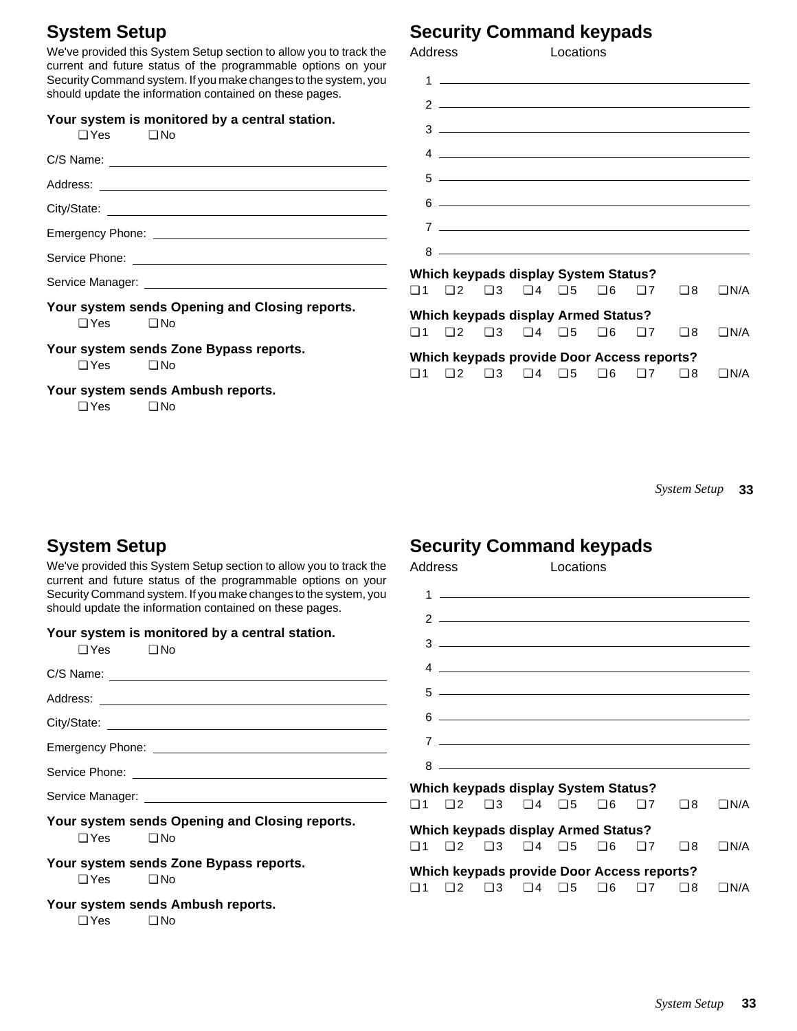## System Setup

We've provided this System Setup section to allow you to track the current and future status of the programmable options on your Security Command system. If you make changes to the system, you should update the information contained on these pages.

**Your system is monitored by a central station.**

❑ Yes ❑ No

C/S Name: ______________________________

Address: ______________________________

City/State: ______________________________

Emergency Phone: ______________________________

Service Phone: ______________________________

Service Manager: ______________________________

**Your system sends Opening and Closing reports.**

❑ Yes ❑ No

**Your system sends Zone Bypass reports.**

❑ Yes ❑ No

**Your system sends Ambush reports.**

❑ Yes ❑ No

## Security Command keypads

| Address | Locations |
| --- | --- |
| 1 | |
| 2 | |
| 3 | |
| 4 | |
| 5 | |
| 6 | |
| 7 | |
| 8 | |

**Which keypads display System Status?**

❑ 1 ❑ 2 ❑ 3 ❑ 4 ❑ 5 ❑ 6 ❑ 7 ❑ 8 ❑ N/A

**Which keypads display Armed Status?**

❑ 1 ❑ 2 ❑ 3 ❑ 4 ❑ 5 ❑ 6 ❑ 7 ❑ 8 ❑ N/A

**Which keypads provide Door Access reports?**

❑ 1 ❑ 2 ❑ 3 ❑ 4 ❑ 5 ❑ 6 ❑ 7 ❑ 8 ❑ N/A

## System Setup

We've provided this System Setup section to allow you to track the current and future status of the programmable options on your Security Command system. If you make changes to the system, you should update the information contained on these pages.

**Your system is monitored by a central station.**

❑ Yes ❑ No

C/S Name: ______________________________

Address: ______________________________

City/State: ______________________________

Emergency Phone: ______________________________

Service Phone: ______________________________

Service Manager: ______________________________

**Your system sends Opening and Closing reports.**

❑ Yes ❑ No

**Your system sends Zone Bypass reports.**

❑ Yes ❑ No

**Your system sends Ambush reports.**

❑ Yes ❑ No

## Security Command keypads

| Address | Locations |
| --- | --- |
| 1 | |
| 2 | |
| 3 | |
| 4 | |
| 5 | |
| 6 | |
| 7 | |
| 8 | |

**Which keypads display System Status?**

❑ 1 ❑ 2 ❑ 3 ❑ 4 ❑ 5 ❑ 6 ❑ 7 ❑ 8 ❑ N/A

**Which keypads display Armed Status?**

❑ 1 ❑ 2 ❑ 3 ❑ 4 ❑ 5 ❑ 6 ❑ 7 ❑ 8 ❑ N/A

**Which keypads provide Door Access reports?**

❑ 1 ❑ 2 ❑ 3 ❑ 4 ❑ 5 ❑ 6 ❑ 7 ❑ 8 ❑ N/A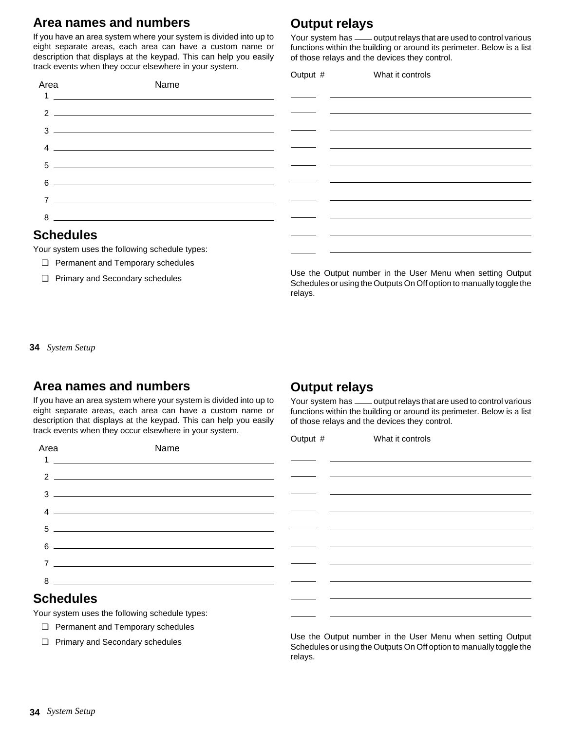## Area names and numbers

If you have an area system where your system is divided into up to eight separate areas, each area can have a custom name or description that displays at the keypad. This can help you easily track events when they occur elsewhere in your system.

| Area | Name |
|---|---|
| 1 | |
| 2 | |
| 3 | |
| 4 | |
| 5 | |
| 6 | |
| 7 | |
| 8 | |

## Schedules

Your system uses the following schedule types:

- ❑ Permanent and Temporary schedules
- ❑ Primary and Secondary schedules

## Output relays

Your system has \_\_\_\_ output relays that are used to control various functions within the building or around its perimeter. Below is a list of those relays and the devices they control.

| Output # | What it controls |
|---|---|
| | |
| | |
| | |
| | |
| | |
| | |
| | |
| | |
| | |
| | |

Use the Output number in the User Menu when setting Output Schedules or using the Outputs On Off option to manually toggle the relays.

## Area names and numbers

If you have an area system where your system is divided into up to eight separate areas, each area can have a custom name or description that displays at the keypad. This can help you easily track events when they occur elsewhere in your system.

| Area | Name |
|---|---|
| 1 | |
| 2 | |
| 3 | |
| 4 | |
| 5 | |
| 6 | |
| 7 | |
| 8 | |

## Schedules

Your system uses the following schedule types:

- ❑ Permanent and Temporary schedules
- ❑ Primary and Secondary schedules

## Output relays

Your system has \_\_\_\_ output relays that are used to control various functions within the building or around its perimeter. Below is a list of those relays and the devices they control.

| Output # | What it controls |
|---|---|
| | |
| | |
| | |
| | |
| | |
| | |
| | |
| | |
| | |
| | |

Use the Output number in the User Menu when setting Output Schedules or using the Outputs On Off option to manually toggle the relays.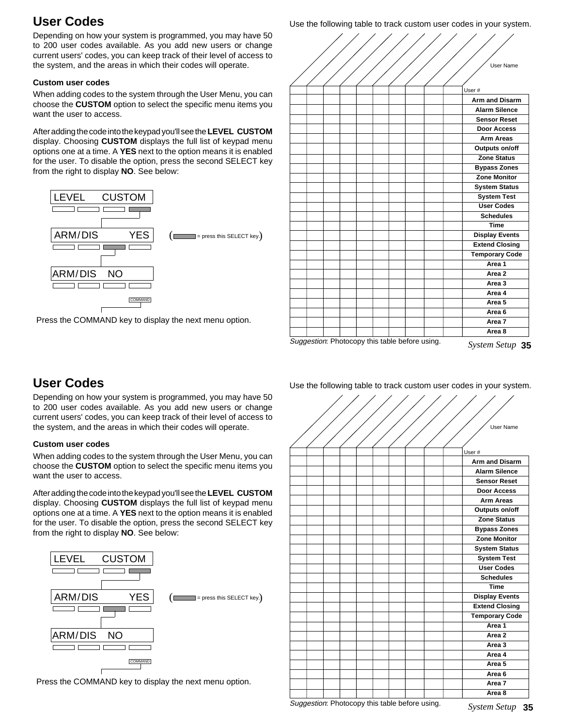## User Codes

Depending on how your system is programmed, you may have 50 to 200 user codes available. As you add new users or change current users' codes, you can keep track of their level of access to the system, and the areas in which their codes will operate.

### Custom user codes

When adding codes to the system through the User Menu, you can choose the **CUSTOM** option to select the specific menu items you want the user to access.

After adding the code into the keypad you'll see the **LEVEL CUSTOM** display. Choosing **CUSTOM** displays the full list of keypad menu options one at a time. A **YES** next to the option means it is enabled for the user. To disable the option, press the second SELECT key from the right to display **NO**. See below:

LEVEL CUSTOM

ARM/DIS YES

ARM/DIS NO

COMMAND

( = press this SELECT key.)

Press the COMMAND key to display the next menu option.

Use the following table to track custom user codes in your system.

| | | | | | | | | | User Name |
|---|---|---|---|---|---|---|---|---|---|
| | | | | | | | | | User # |
| | | | | | | | | | **Arm and Disarm** |
| | | | | | | | | | **Alarm Silence** |
| | | | | | | | | | **Sensor Reset** |
| | | | | | | | | | **Door Access** |
| | | | | | | | | | **Arm Areas** |
| | | | | | | | | | **Outputs on/off** |
| | | | | | | | | | **Zone Status** |
| | | | | | | | | | **Bypass Zones** |
| | | | | | | | | | **Zone Monitor** |
| | | | | | | | | | **System Status** |
| | | | | | | | | | **System Test** |
| | | | | | | | | | **User Codes** |
| | | | | | | | | | **Schedules** |
| | | | | | | | | | **Time** |
| | | | | | | | | | **Display Events** |
| | | | | | | | | | **Extend Closing** |
| | | | | | | | | | **Temporary Code** |
| | | | | | | | | | **Area 1** |
| | | | | | | | | | **Area 2** |
| | | | | | | | | | **Area 3** |
| | | | | | | | | | **Area 4** |
| | | | | | | | | | **Area 5** |
| | | | | | | | | | **Area 6** |
| | | | | | | | | | **Area 7** |
| | | | | | | | | | **Area 8** |

*Suggestion*: Photocopy this table before using.

## User Codes

Depending on how your system is programmed, you may have 50 to 200 user codes available. As you add new users or change current users' codes, you can keep track of their level of access to the system, and the areas in which their codes will operate.

### Custom user codes

When adding codes to the system through the User Menu, you can choose the **CUSTOM** option to select the specific menu items you want the user to access.

After adding the code into the keypad you'll see the **LEVEL CUSTOM** display. Choosing **CUSTOM** displays the full list of keypad menu options one at a time. A **YES** next to the option means it is enabled for the user. To disable the option, press the second SELECT key from the right to display **NO**. See below:

LEVEL CUSTOM

ARM/DIS YES

ARM/DIS NO

COMMAND

( = press this SELECT key.)

Press the COMMAND key to display the next menu option.

Use the following table to track custom user codes in your system.

| | | | | | | | | | User Name |
|---|---|---|---|---|---|---|---|---|---|
| | | | | | | | | | User # |
| | | | | | | | | | **Arm and Disarm** |
| | | | | | | | | | **Alarm Silence** |
| | | | | | | | | | **Sensor Reset** |
| | | | | | | | | | **Door Access** |
| | | | | | | | | | **Arm Areas** |
| | | | | | | | | | **Outputs on/off** |
| | | | | | | | | | **Zone Status** |
| | | | | | | | | | **Bypass Zones** |
| | | | | | | | | | **Zone Monitor** |
| | | | | | | | | | **System Status** |
| | | | | | | | | | **System Test** |
| | | | | | | | | | **User Codes** |
| | | | | | | | | | **Schedules** |
| | | | | | | | | | **Time** |
| | | | | | | | | | **Display Events** |
| | | | | | | | | | **Extend Closing** |
| | | | | | | | | | **Temporary Code** |
| | | | | | | | | | **Area 1** |
| | | | | | | | | | **Area 2** |
| | | | | | | | | | **Area 3** |
| | | | | | | | | | **Area 4** |
| | | | | | | | | | **Area 5** |
| | | | | | | | | | **Area 6** |
| | | | | | | | | | **Area 7** |
| | | | | | | | | | **Area 8** |

*Suggestion*: Photocopy this table before using.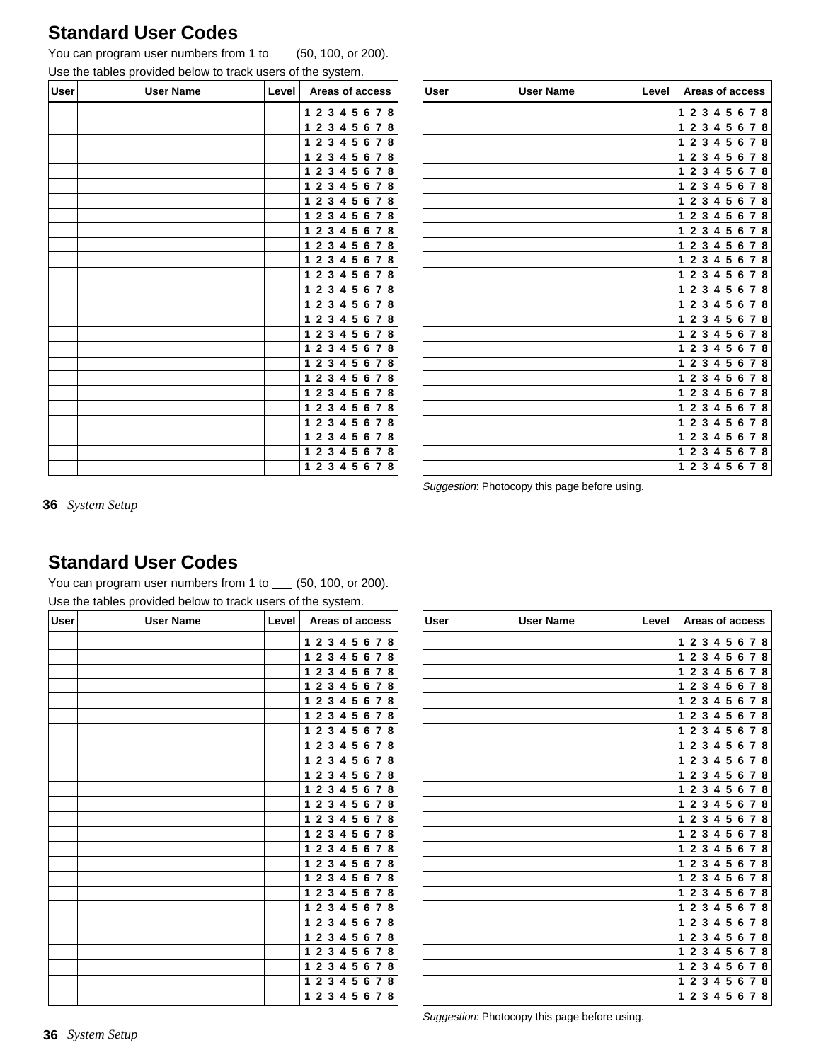# Standard User Codes

You can program user numbers from 1 to ___ (50, 100, or 200).

Use the tables provided below to track users of the system.

| User | User Name | Level | Areas of access |
|---|---|---|---|
| | | | 1 2 3 4 5 6 7 8 |
| | | | 1 2 3 4 5 6 7 8 |
| | | | 1 2 3 4 5 6 7 8 |
| | | | 1 2 3 4 5 6 7 8 |
| | | | 1 2 3 4 5 6 7 8 |
| | | | 1 2 3 4 5 6 7 8 |
| | | | 1 2 3 4 5 6 7 8 |
| | | | 1 2 3 4 5 6 7 8 |
| | | | 1 2 3 4 5 6 7 8 |
| | | | 1 2 3 4 5 6 7 8 |
| | | | 1 2 3 4 5 6 7 8 |
| | | | 1 2 3 4 5 6 7 8 |
| | | | 1 2 3 4 5 6 7 8 |
| | | | 1 2 3 4 5 6 7 8 |
| | | | 1 2 3 4 5 6 7 8 |
| | | | 1 2 3 4 5 6 7 8 |
| | | | 1 2 3 4 5 6 7 8 |
| | | | 1 2 3 4 5 6 7 8 |
| | | | 1 2 3 4 5 6 7 8 |
| | | | 1 2 3 4 5 6 7 8 |
| | | | 1 2 3 4 5 6 7 8 |
| | | | 1 2 3 4 5 6 7 8 |
| | | | 1 2 3 4 5 6 7 8 |
| | | | 1 2 3 4 5 6 7 8 |
| | | | 1 2 3 4 5 6 7 8 |

| User | User Name | Level | Areas of access |
|---|---|---|---|
| | | | 1 2 3 4 5 6 7 8 |
| | | | 1 2 3 4 5 6 7 8 |
| | | | 1 2 3 4 5 6 7 8 |
| | | | 1 2 3 4 5 6 7 8 |
| | | | 1 2 3 4 5 6 7 8 |
| | | | 1 2 3 4 5 6 7 8 |
| | | | 1 2 3 4 5 6 7 8 |
| | | | 1 2 3 4 5 6 7 8 |
| | | | 1 2 3 4 5 6 7 8 |
| | | | 1 2 3 4 5 6 7 8 |
| | | | 1 2 3 4 5 6 7 8 |
| | | | 1 2 3 4 5 6 7 8 |
| | | | 1 2 3 4 5 6 7 8 |
| | | | 1 2 3 4 5 6 7 8 |
| | | | 1 2 3 4 5 6 7 8 |
| | | | 1 2 3 4 5 6 7 8 |
| | | | 1 2 3 4 5 6 7 8 |
| | | | 1 2 3 4 5 6 7 8 |
| | | | 1 2 3 4 5 6 7 8 |
| | | | 1 2 3 4 5 6 7 8 |
| | | | 1 2 3 4 5 6 7 8 |
| | | | 1 2 3 4 5 6 7 8 |
| | | | 1 2 3 4 5 6 7 8 |
| | | | 1 2 3 4 5 6 7 8 |
| | | | 1 2 3 4 5 6 7 8 |

*Suggestion*: Photocopy this page before using.

# Standard User Codes

You can program user numbers from 1 to ___ (50, 100, or 200).

Use the tables provided below to track users of the system.

| User | User Name | Level | Areas of access |
|---|---|---|---|
| | | | 1 2 3 4 5 6 7 8 |
| | | | 1 2 3 4 5 6 7 8 |
| | | | 1 2 3 4 5 6 7 8 |
| | | | 1 2 3 4 5 6 7 8 |
| | | | 1 2 3 4 5 6 7 8 |
| | | | 1 2 3 4 5 6 7 8 |
| | | | 1 2 3 4 5 6 7 8 |
| | | | 1 2 3 4 5 6 7 8 |
| | | | 1 2 3 4 5 6 7 8 |
| | | | 1 2 3 4 5 6 7 8 |
| | | | 1 2 3 4 5 6 7 8 |
| | | | 1 2 3 4 5 6 7 8 |
| | | | 1 2 3 4 5 6 7 8 |
| | | | 1 2 3 4 5 6 7 8 |
| | | | 1 2 3 4 5 6 7 8 |
| | | | 1 2 3 4 5 6 7 8 |
| | | | 1 2 3 4 5 6 7 8 |
| | | | 1 2 3 4 5 6 7 8 |
| | | | 1 2 3 4 5 6 7 8 |
| | | | 1 2 3 4 5 6 7 8 |
| | | | 1 2 3 4 5 6 7 8 |
| | | | 1 2 3 4 5 6 7 8 |
| | | | 1 2 3 4 5 6 7 8 |
| | | | 1 2 3 4 5 6 7 8 |
| | | | 1 2 3 4 5 6 7 8 |

| User | User Name | Level | Areas of access |
|---|---|---|---|
| | | | 1 2 3 4 5 6 7 8 |
| | | | 1 2 3 4 5 6 7 8 |
| | | | 1 2 3 4 5 6 7 8 |
| | | | 1 2 3 4 5 6 7 8 |
| | | | 1 2 3 4 5 6 7 8 |
| | | | 1 2 3 4 5 6 7 8 |
| | | | 1 2 3 4 5 6 7 8 |
| | | | 1 2 3 4 5 6 7 8 |
| | | | 1 2 3 4 5 6 7 8 |
| | | | 1 2 3 4 5 6 7 8 |
| | | | 1 2 3 4 5 6 7 8 |
| | | | 1 2 3 4 5 6 7 8 |
| | | | 1 2 3 4 5 6 7 8 |
| | | | 1 2 3 4 5 6 7 8 |
| | | | 1 2 3 4 5 6 7 8 |
| | | | 1 2 3 4 5 6 7 8 |
| | | | 1 2 3 4 5 6 7 8 |
| | | | 1 2 3 4 5 6 7 8 |
| | | | 1 2 3 4 5 6 7 8 |
| | | | 1 2 3 4 5 6 7 8 |
| | | | 1 2 3 4 5 6 7 8 |
| | | | 1 2 3 4 5 6 7 8 |
| | | | 1 2 3 4 5 6 7 8 |
| | | | 1 2 3 4 5 6 7 8 |
| | | | 1 2 3 4 5 6 7 8 |

*Suggestion*: Photocopy this page before using.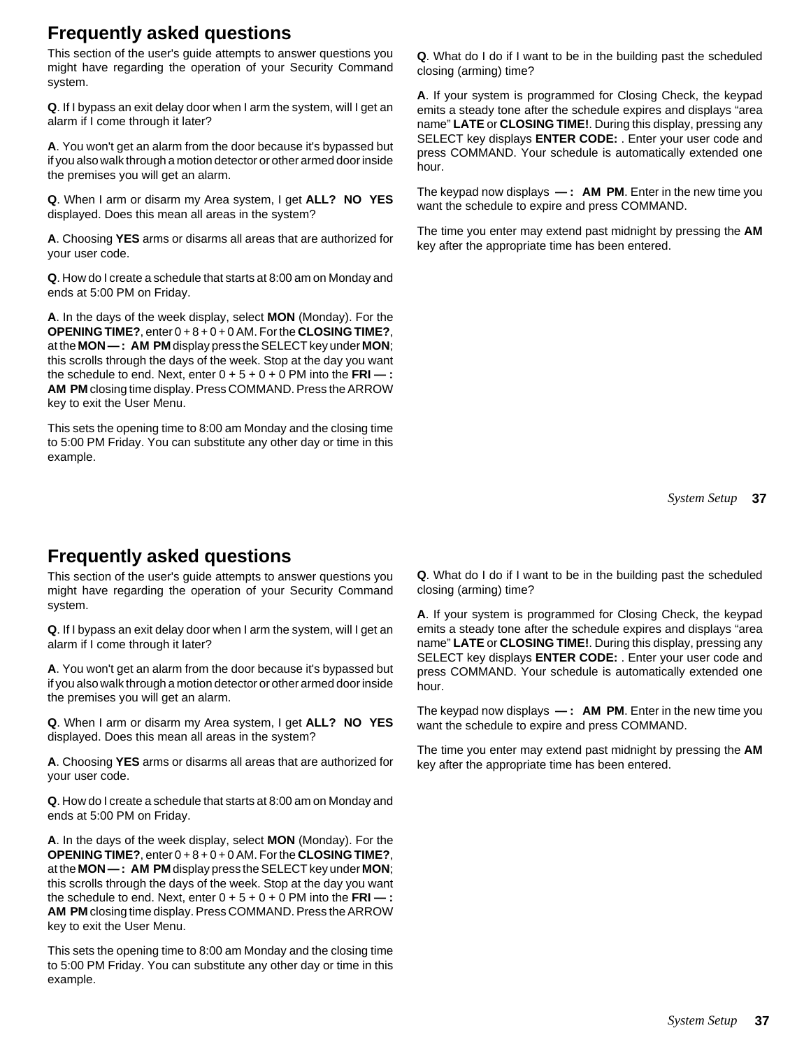## Frequently asked questions

This section of the user's guide attempts to answer questions you might have regarding the operation of your Security Command system.

**Q**. If I bypass an exit delay door when I arm the system, will I get an alarm if I come through it later?

**A**. You won't get an alarm from the door because it's bypassed but if you also walk through a motion detector or other armed door inside the premises you will get an alarm.

**Q**. When I arm or disarm my Area system, I get **ALL? NO YES** displayed. Does this mean all areas in the system?

**A**. Choosing **YES** arms or disarms all areas that are authorized for your user code.

**Q**. How do I create a schedule that starts at 8:00 am on Monday and ends at 5:00 PM on Friday.

**A**. In the days of the week display, select **MON** (Monday). For the **OPENING TIME?**, enter 0 + 8 + 0 + 0 AM. For the **CLOSING TIME?**, at the **MON — : AM PM** display press the SELECT key under **MON**; this scrolls through the days of the week. Stop at the day you want the schedule to end. Next, enter 0 + 5 + 0 + 0 PM into the **FRI — : AM PM** closing time display. Press COMMAND. Press the ARROW key to exit the User Menu.

This sets the opening time to 8:00 am Monday and the closing time to 5:00 PM Friday. You can substitute any other day or time in this example.

**Q**. What do I do if I want to be in the building past the scheduled closing (arming) time?

**A**. If your system is programmed for Closing Check, the keypad emits a steady tone after the schedule expires and displays “area name” **LATE** or **CLOSING TIME!**. During this display, pressing any SELECT key displays **ENTER CODE:** . Enter your user code and press COMMAND. Your schedule is automatically extended one hour.

The keypad now displays **— : AM PM**. Enter in the new time you want the schedule to expire and press COMMAND.

The time you enter may extend past midnight by pressing the **AM** key after the appropriate time has been entered.

## Frequently asked questions

This section of the user's guide attempts to answer questions you might have regarding the operation of your Security Command system.

**Q**. If I bypass an exit delay door when I arm the system, will I get an alarm if I come through it later?

**A**. You won't get an alarm from the door because it's bypassed but if you also walk through a motion detector or other armed door inside the premises you will get an alarm.

**Q**. When I arm or disarm my Area system, I get **ALL? NO YES** displayed. Does this mean all areas in the system?

**A**. Choosing **YES** arms or disarms all areas that are authorized for your user code.

**Q**. How do I create a schedule that starts at 8:00 am on Monday and ends at 5:00 PM on Friday.

**A**. In the days of the week display, select **MON** (Monday). For the **OPENING TIME?**, enter 0 + 8 + 0 + 0 AM. For the **CLOSING TIME?**, at the **MON — : AM PM** display press the SELECT key under **MON**; this scrolls through the days of the week. Stop at the day you want the schedule to end. Next, enter 0 + 5 + 0 + 0 PM into the **FRI — : AM PM** closing time display. Press COMMAND. Press the ARROW key to exit the User Menu.

This sets the opening time to 8:00 am Monday and the closing time to 5:00 PM Friday. You can substitute any other day or time in this example.

**Q**. What do I do if I want to be in the building past the scheduled closing (arming) time?

**A**. If your system is programmed for Closing Check, the keypad emits a steady tone after the schedule expires and displays “area name” **LATE** or **CLOSING TIME!**. During this display, pressing any SELECT key displays **ENTER CODE:** . Enter your user code and press COMMAND. Your schedule is automatically extended one hour.

The keypad now displays **— : AM PM**. Enter in the new time you want the schedule to expire and press COMMAND.

The time you enter may extend past midnight by pressing the **AM** key after the appropriate time has been entered.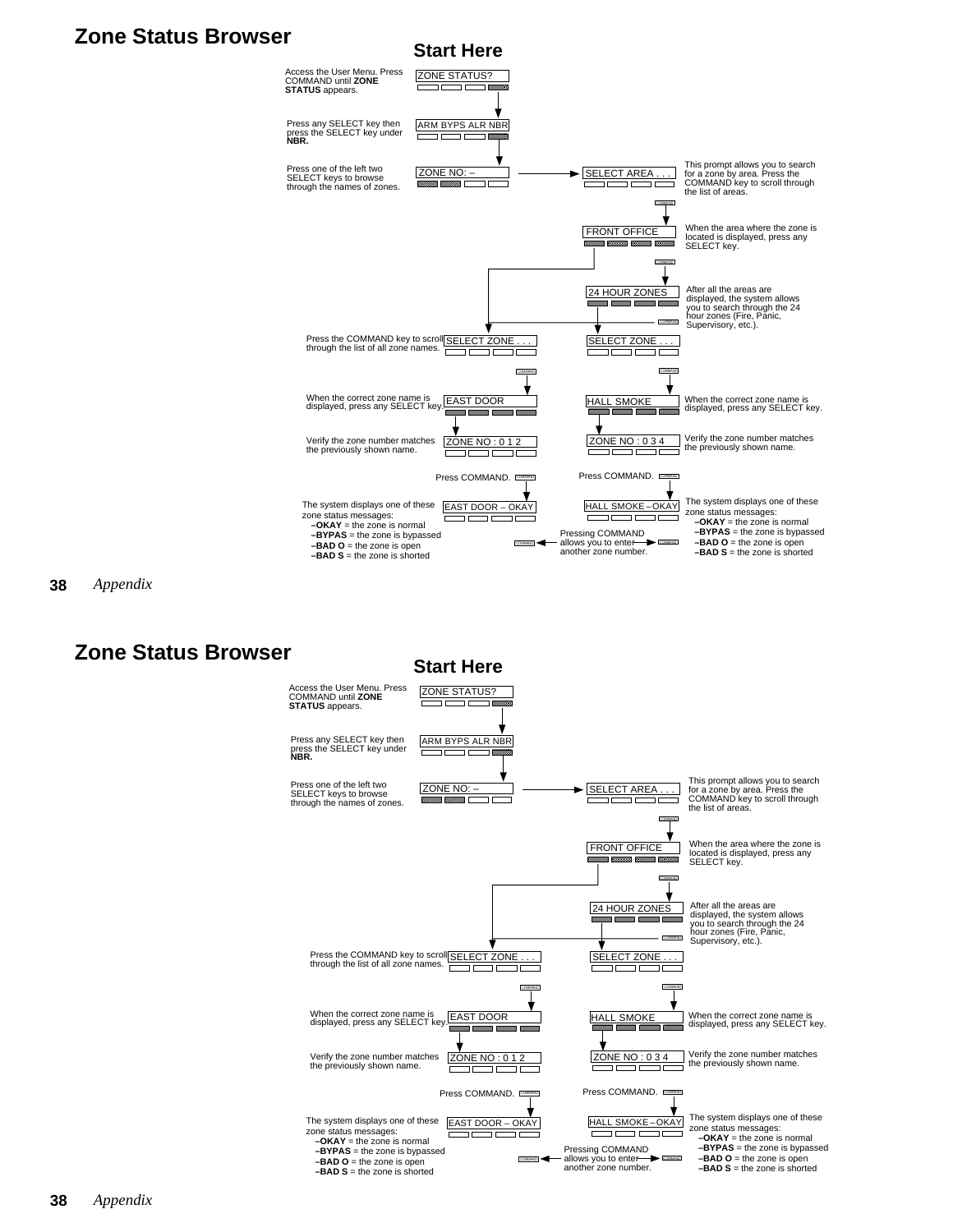# Zone Status Browser

## Start Here

Access the User Menu. Press COMMAND until **ZONE STATUS** appears.

ZONE STATUS?

Press any SELECT key then press the SELECT key under **NBR.**

ARM BYPS ALR NBR

Press one of the left two SELECT keys to browse through the names of zones.

ZONE NO: –

SELECT AREA . . .

This prompt allows you to search for a zone by area. Press the COMMAND key to scroll through the list of areas.

COMMAND

FRONT OFFICE

When the area where the zone is located is displayed, press any SELECT key.

COMMAND

24 HOUR ZONES

After all the areas are displayed, the system allows you to search through the 24 hour zones (Fire, Panic, Supervisory, etc.).

COMMAND

Press the COMMAND key to scroll through the list of all zone names.

SELECT ZONE . . .

SELECT ZONE . . .

COMMAND

COMMAND

When the correct zone name is displayed, press any SELECT key.

EAST DOOR

HALL SMOKE

When the correct zone name is displayed, press any SELECT key.

Verify the zone number matches the previously shown name.

ZONE NO : 0 1 2

ZONE NO : 0 3 4

Verify the zone number matches the previously shown name.

Press COMMAND. COMMAND

Press COMMAND. COMMAND

The system displays one of these zone status messages:

- **–OKAY** = the zone is normal
- **–BYPAS** = the zone is bypassed
- **–BAD O** = the zone is open
- **–BAD S** = the zone is shorted

EAST DOOR – OKAY

HALL SMOKE – OKAY

The system displays one of these zone status messages:

- **–OKAY** = the zone is normal
- **–BYPAS** = the zone is bypassed
- **–BAD O** = the zone is open
- **–BAD S** = the zone is shorted

COMMAND ← Pressing COMMAND allows you to enter another zone number. → COMMAND

*Appendix*

# Zone Status Browser

## Start Here

Access the User Menu. Press COMMAND until **ZONE STATUS** appears.

ZONE STATUS?

Press any SELECT key then press the SELECT key under **NBR.**

ARM BYPS ALR NBR

Press one of the left two SELECT keys to browse through the names of zones.

ZONE NO: –

SELECT AREA . . .

This prompt allows you to search for a zone by area. Press the COMMAND key to scroll through the list of areas.

COMMAND

FRONT OFFICE

When the area where the zone is located is displayed, press any SELECT key.

COMMAND

24 HOUR ZONES

After all the areas are displayed, the system allows you to search through the 24 hour zones (Fire, Panic, Supervisory, etc.).

COMMAND

Press the COMMAND key to scroll through the list of all zone names.

SELECT ZONE . . .

SELECT ZONE . . .

COMMAND

COMMAND

When the correct zone name is displayed, press any SELECT key.

EAST DOOR

HALL SMOKE

When the correct zone name is displayed, press any SELECT key.

Verify the zone number matches the previously shown name.

ZONE NO : 0 1 2

ZONE NO : 0 3 4

Verify the zone number matches the previously shown name.

Press COMMAND. COMMAND

Press COMMAND. COMMAND

The system displays one of these zone status messages:

- **–OKAY** = the zone is normal
- **–BYPAS** = the zone is bypassed
- **–BAD O** = the zone is open
- **–BAD S** = the zone is shorted

EAST DOOR – OKAY

HALL SMOKE – OKAY

The system displays one of these zone status messages:

- **–OKAY** = the zone is normal
- **–BYPAS** = the zone is bypassed
- **–BAD O** = the zone is open
- **–BAD S** = the zone is shorted

COMMAND ← Pressing COMMAND allows you to enter another zone number. → COMMAND

*Appendix*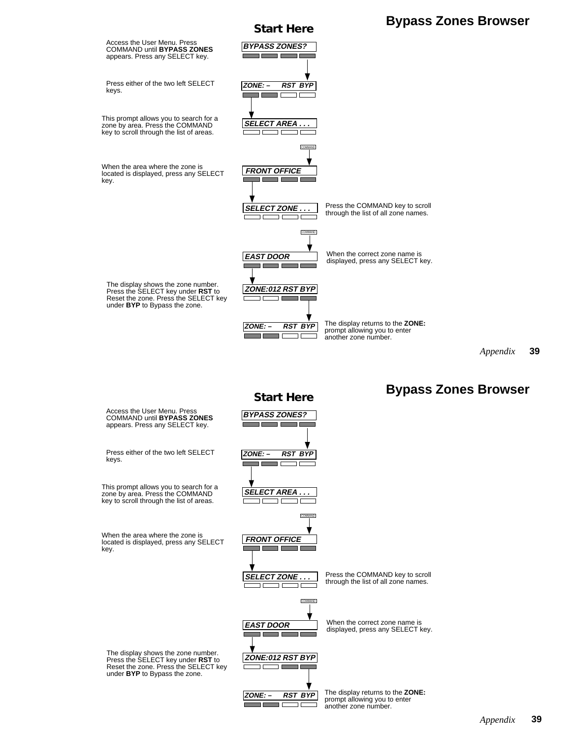# Bypass Zones Browser

**Start Here**

Access the User Menu. Press COMMAND until **BYPASS ZONES** appears. Press any SELECT key.

BYPASS ZONES?

Press either of the two left SELECT keys.

ZONE: – RST BYP

This prompt allows you to search for a zone by area. Press the COMMAND key to scroll through the list of areas.

SELECT AREA . . .

COMMAND

When the area where the zone is located is displayed, press any SELECT key.

FRONT OFFICE

SELECT ZONE . . .

Press the COMMAND key to scroll through the list of all zone names.

COMMAND

EAST DOOR

When the correct zone name is displayed, press any SELECT key.

The display shows the zone number. Press the SELECT key under **RST** to Reset the zone. Press the SELECT key under **BYP** to Bypass the zone.

ZONE:012 RST BYP

ZONE: – RST BYP

The display returns to the **ZONE:** prompt allowing you to enter another zone number.

# Bypass Zones Browser

**Start Here**

Access the User Menu. Press COMMAND until **BYPASS ZONES** appears. Press any SELECT key.

BYPASS ZONES?

Press either of the two left SELECT keys.

ZONE: – RST BYP

This prompt allows you to search for a zone by area. Press the COMMAND key to scroll through the list of areas.

SELECT AREA . . .

COMMAND

When the area where the zone is located is displayed, press any SELECT key.

FRONT OFFICE

SELECT ZONE . . .

Press the COMMAND key to scroll through the list of all zone names.

COMMAND

EAST DOOR

When the correct zone name is displayed, press any SELECT key.

The display shows the zone number. Press the SELECT key under **RST** to Reset the zone. Press the SELECT key under **BYP** to Bypass the zone.

ZONE:012 RST BYP

ZONE: – RST BYP

The display returns to the **ZONE:** prompt allowing you to enter another zone number.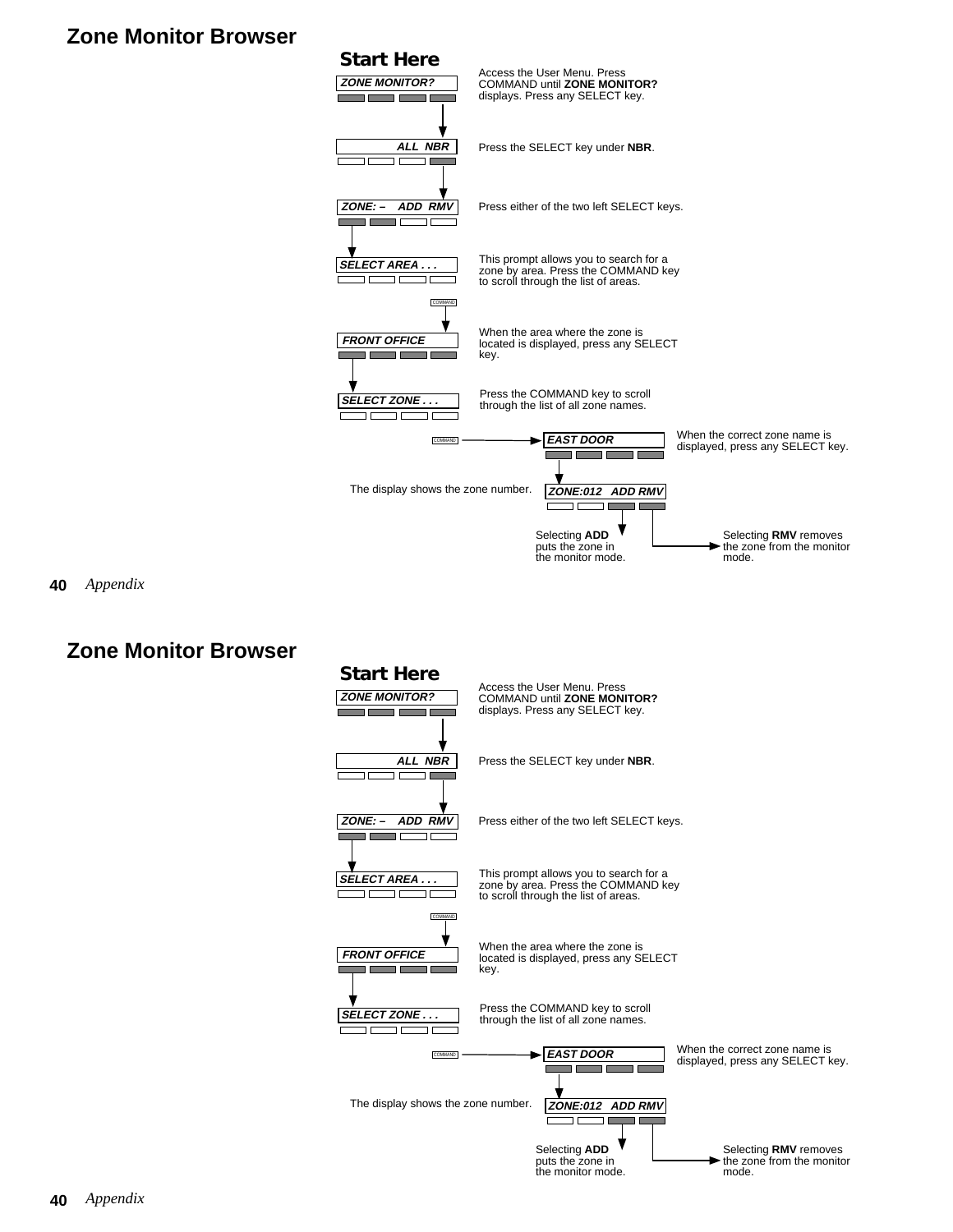## Zone Monitor Browser

**Start Here**

ZONE MONITOR?

Access the User Menu. Press COMMAND until **ZONE MONITOR?** displays. Press any SELECT key.

ALL NBR

Press the SELECT key under **NBR**.

ZONE: – ADD RMV

Press either of the two left SELECT keys.

SELECT AREA . . .

This prompt allows you to search for a zone by area. Press the COMMAND key to scroll through the list of areas.

COMMAND

FRONT OFFICE

When the area where the zone is located is displayed, press any SELECT key.

SELECT ZONE . . .

Press the COMMAND key to scroll through the list of all zone names.

COMMAND

EAST DOOR

When the correct zone name is displayed, press any SELECT key.

The display shows the zone number.

ZONE:012 ADD RMV

Selecting **ADD** puts the zone in the monitor mode.

Selecting **RMV** removes the zone from the monitor mode.

## Zone Monitor Browser

**Start Here**

ZONE MONITOR?

Access the User Menu. Press COMMAND until **ZONE MONITOR?** displays. Press any SELECT key.

ALL NBR

Press the SELECT key under **NBR**.

ZONE: – ADD RMV

Press either of the two left SELECT keys.

SELECT AREA . . .

This prompt allows you to search for a zone by area. Press the COMMAND key to scroll through the list of areas.

COMMAND

FRONT OFFICE

When the area where the zone is located is displayed, press any SELECT key.

SELECT ZONE . . .

Press the COMMAND key to scroll through the list of all zone names.

COMMAND

EAST DOOR

When the correct zone name is displayed, press any SELECT key.

The display shows the zone number.

ZONE:012 ADD RMV

Selecting **ADD** puts the zone in the monitor mode.

Selecting **RMV** removes the zone from the monitor mode.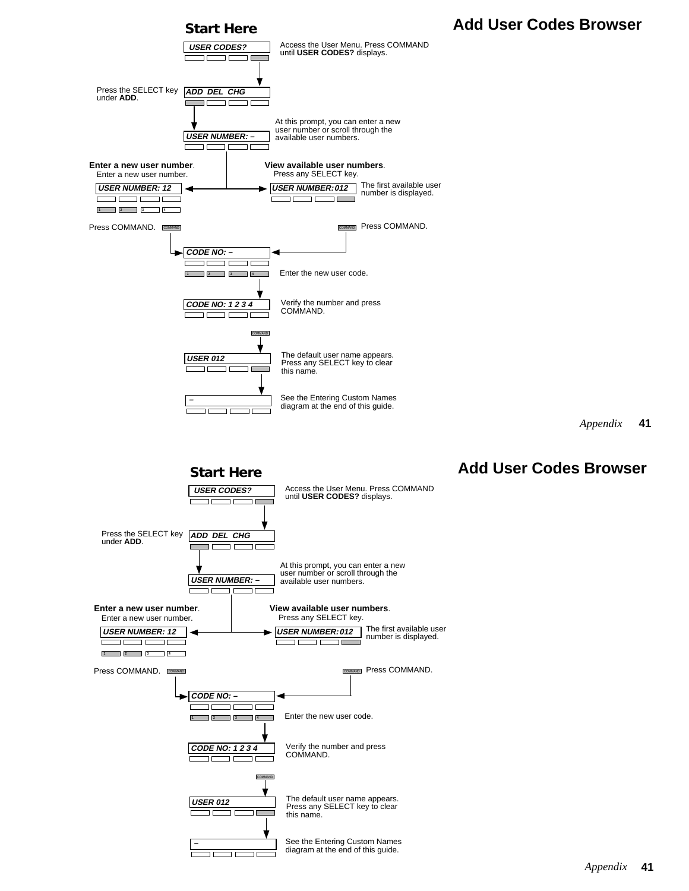# Add User Codes Browser

## Start Here

**USER CODES?**

Access the User Menu. Press COMMAND until **USER CODES?** displays.

**ADD DEL CHG**

Press the SELECT key under **ADD**.

**USER NUMBER: –**

At this prompt, you can enter a new user number or scroll through the available user numbers.

**Enter a new user number**. Enter a new user number.

**USER NUMBER: 12**

Press COMMAND.

**View available user numbers**. Press any SELECT key.

**USER NUMBER: 012**

The first available user number is displayed.

Press COMMAND.

**CODE NO: –**

Enter the new user code.

**CODE NO: 1 2 3 4**

Verify the number and press COMMAND.

**USER 012**

The default user name appears. Press any SELECT key to clear this name.

**–**

See the Entering Custom Names diagram at the end of this guide.

# Add User Codes Browser

## Start Here

**USER CODES?**

Access the User Menu. Press COMMAND until **USER CODES?** displays.

**ADD DEL CHG**

Press the SELECT key under **ADD**.

**USER NUMBER: –**

At this prompt, you can enter a new user number or scroll through the available user numbers.

**Enter a new user number**. Enter a new user number.

**USER NUMBER: 12**

Press COMMAND.

**View available user numbers**. Press any SELECT key.

**USER NUMBER: 012**

The first available user number is displayed.

Press COMMAND.

**CODE NO: –**

Enter the new user code.

**CODE NO: 1 2 3 4**

Verify the number and press COMMAND.

**USER 012**

The default user name appears. Press any SELECT key to clear this name.

**–**

See the Entering Custom Names diagram at the end of this guide.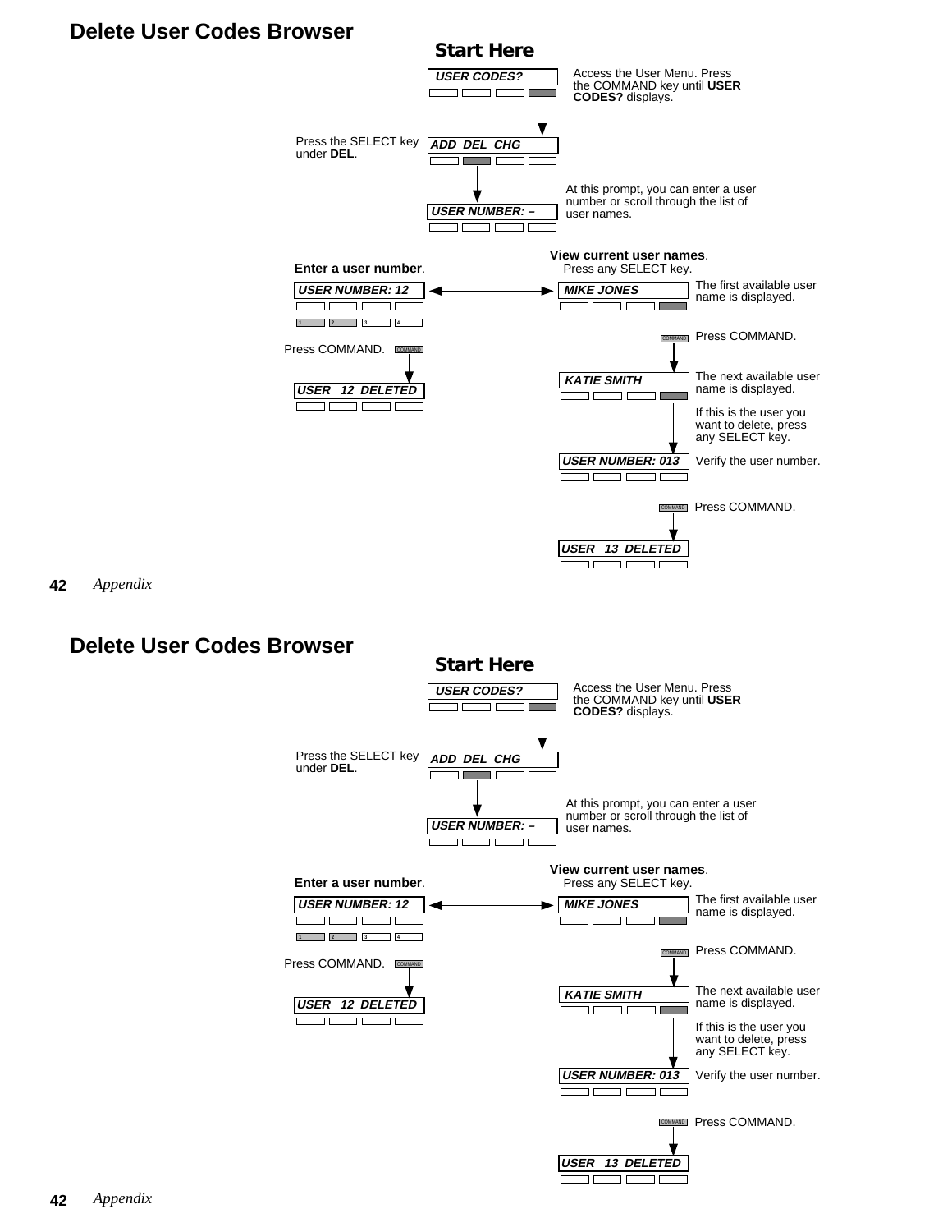# Delete User Codes Browser

**Start Here**

USER CODES?

Access the User Menu. Press the COMMAND key until **USER CODES?** displays.

Press the SELECT key under **DEL**.

ADD DEL CHG

At this prompt, you can enter a user number or scroll through the list of user names.

USER NUMBER: –

**Enter a user number**.

USER NUMBER: 12

Press COMMAND.

USER 12 DELETED

**View current user names**.
Press any SELECT key.

MIKE JONES

The first available user name is displayed.

Press COMMAND.

KATIE SMITH

The next available user name is displayed.

If this is the user you want to delete, press any SELECT key.

USER NUMBER: 013

Verify the user number.

Press COMMAND.

USER 13 DELETED

# Delete User Codes Browser

**Start Here**

USER CODES?

Access the User Menu. Press the COMMAND key until **USER CODES?** displays.

Press the SELECT key under **DEL**.

ADD DEL CHG

At this prompt, you can enter a user number or scroll through the list of user names.

USER NUMBER: –

**Enter a user number**.

USER NUMBER: 12

Press COMMAND.

USER 12 DELETED

**View current user names**.
Press any SELECT key.

MIKE JONES

The first available user name is displayed.

Press COMMAND.

KATIE SMITH

The next available user name is displayed.

If this is the user you want to delete, press any SELECT key.

USER NUMBER: 013

Verify the user number.

Press COMMAND.

USER 13 DELETED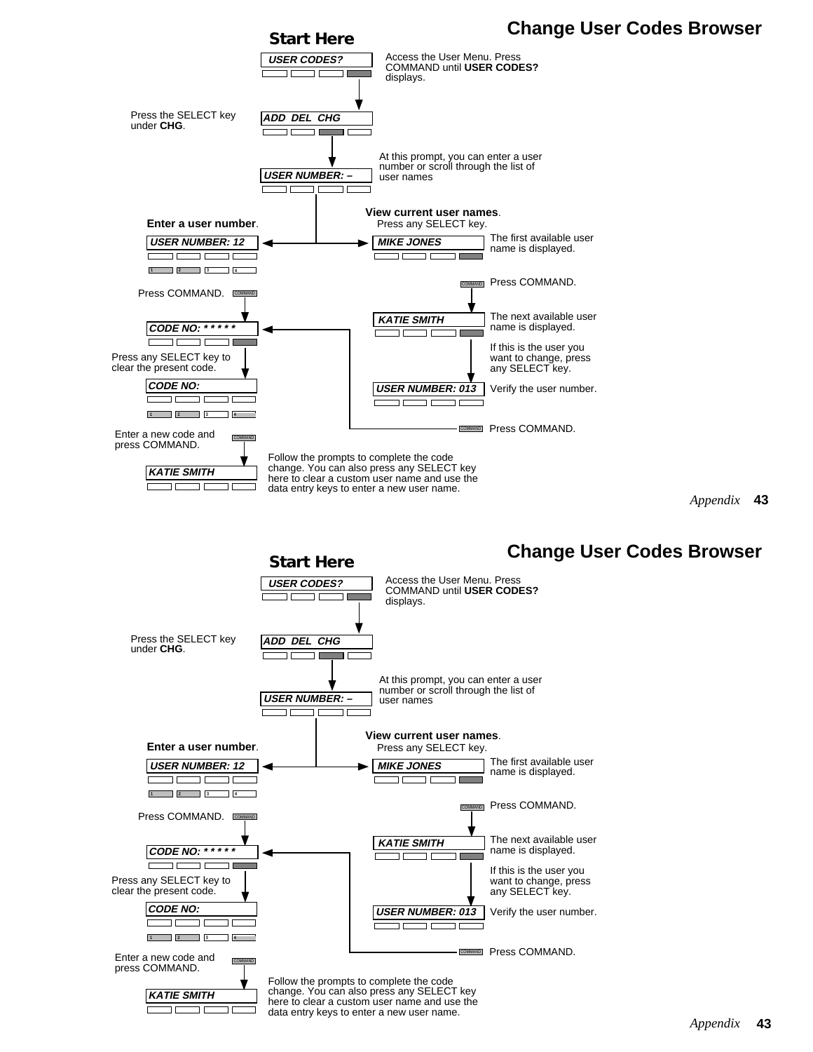# Change User Codes Browser

**Start Here**

USER CODES?

Access the User Menu. Press COMMAND until **USER CODES?** displays.

ADD DEL CHG

Press the SELECT key under **CHG**.

USER NUMBER: –

At this prompt, you can enter a user number or scroll through the list of user names

**Enter a user number**.

USER NUMBER: 12

Press COMMAND.

CODE NO: * * * * *

Press any SELECT key to clear the present code.

CODE NO:

Enter a new code and press COMMAND.

KATIE SMITH

Follow the prompts to complete the code change. You can also press any SELECT key here to clear a custom user name and use the data entry keys to enter a new user name.

**View current user names**.
Press any SELECT key.

MIKE JONES

The first available user name is displayed.

Press COMMAND.

KATIE SMITH

The next available user name is displayed.

If this is the user you want to change, press any SELECT key.

USER NUMBER: 013

Verify the user number.

Press COMMAND.

# Change User Codes Browser

**Start Here**

USER CODES?

Access the User Menu. Press COMMAND until **USER CODES?** displays.

ADD DEL CHG

Press the SELECT key under **CHG**.

USER NUMBER: –

At this prompt, you can enter a user number or scroll through the list of user names

**Enter a user number**.

USER NUMBER: 12

Press COMMAND.

CODE NO: * * * * *

Press any SELECT key to clear the present code.

CODE NO:

Enter a new code and press COMMAND.

KATIE SMITH

Follow the prompts to complete the code change. You can also press any SELECT key here to clear a custom user name and use the data entry keys to enter a new user name.

**View current user names**.
Press any SELECT key.

MIKE JONES

The first available user name is displayed.

Press COMMAND.

KATIE SMITH

The next available user name is displayed.

If this is the user you want to change, press any SELECT key.

USER NUMBER: 013

Verify the user number.

Press COMMAND.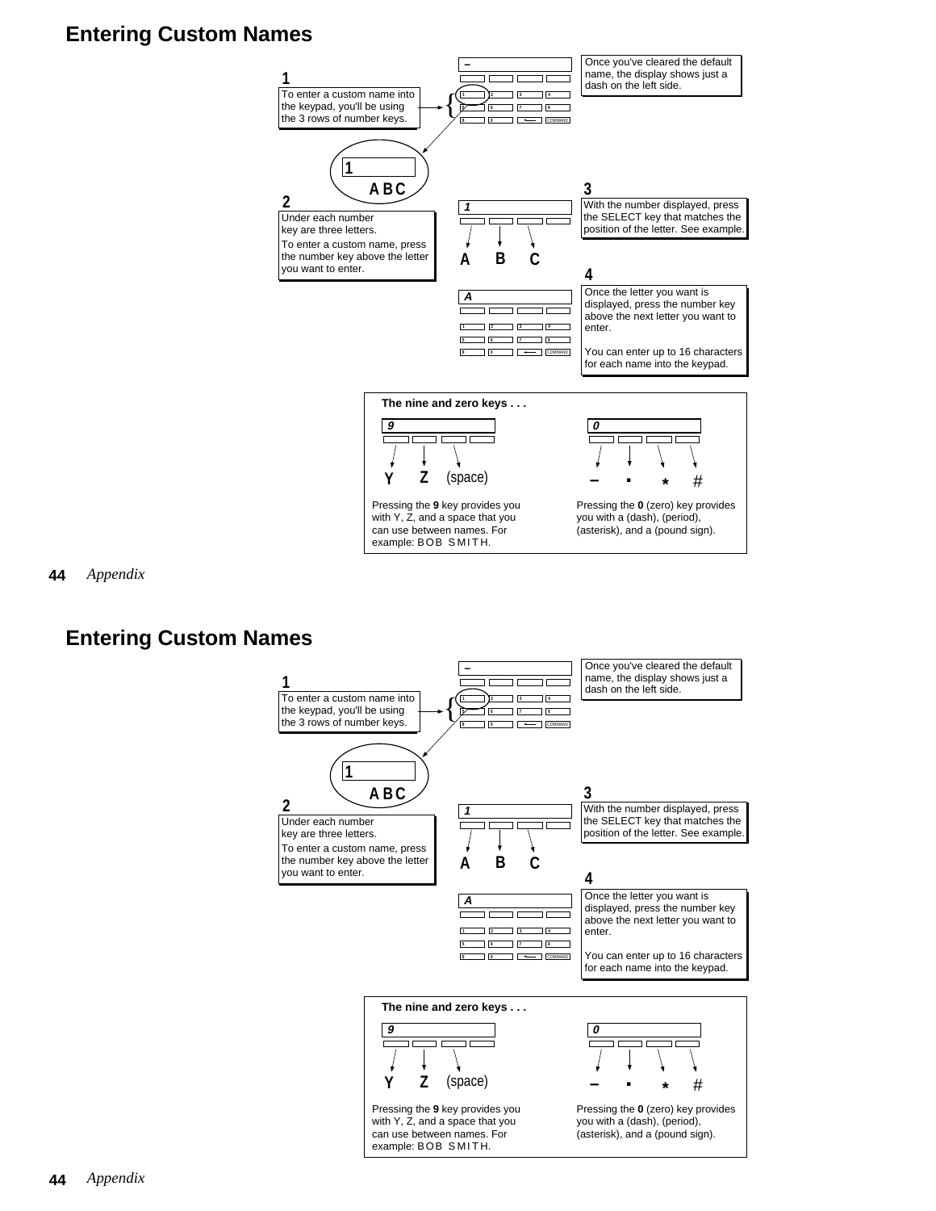# Entering Custom Names

**1**

To enter a custom name into the keypad, you'll be using the 3 rows of number keys.

Once you've cleared the default name, the display shows just a dash on the left side.

**2**

Under each number key are three letters.

To enter a custom name, press the number key above the letter you want to enter.

**3**

With the number displayed, press the SELECT key that matches the position of the letter. See example.

**4**

Once the letter you want is displayed, press the number key above the next letter you want to enter.

You can enter up to 16 characters for each name into the keypad.

**The nine and zero keys . . .**

Y Z (space)

Pressing the **9** key provides you with Y, Z, and a space that you can use between names. For example: BOB SMITH.

– . * #

Pressing the **0** (zero) key provides you with a (dash), (period), (asterisk), and a (pound sign).

# Entering Custom Names

**1**

To enter a custom name into the keypad, you'll be using the 3 rows of number keys.

Once you've cleared the default name, the display shows just a dash on the left side.

**2**

Under each number key are three letters.

To enter a custom name, press the number key above the letter you want to enter.

**3**

With the number displayed, press the SELECT key that matches the position of the letter. See example.

**4**

Once the letter you want is displayed, press the number key above the next letter you want to enter.

You can enter up to 16 characters for each name into the keypad.

**The nine and zero keys . . .**

Y Z (space)

Pressing the **9** key provides you with Y, Z, and a space that you can use between names. For example: BOB SMITH.

– . * #

Pressing the **0** (zero) key provides you with a (dash), (period), (asterisk), and a (pound sign).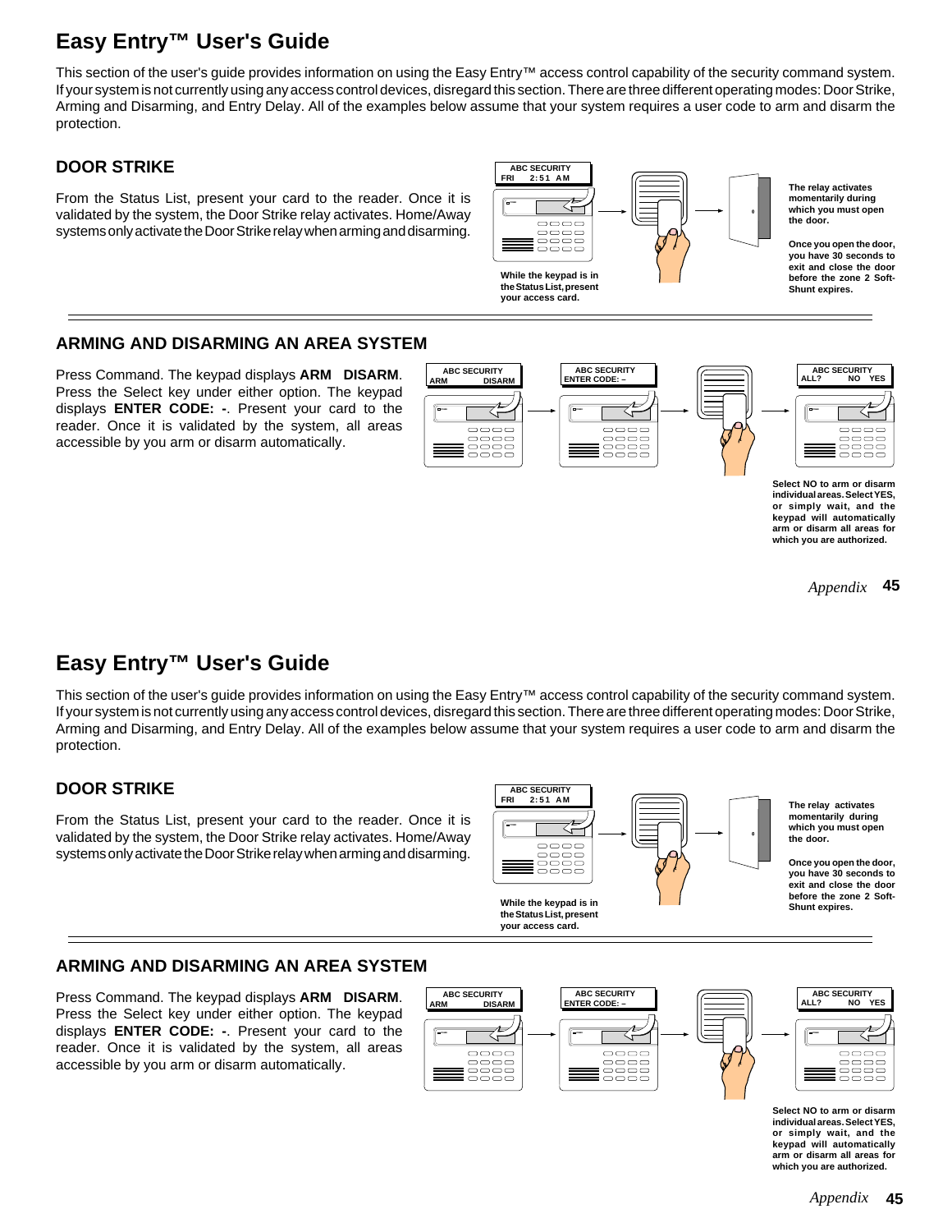# Easy Entry™ User's Guide

This section of the user's guide provides information on using the Easy Entry™ access control capability of the security command system. If your system is not currently using any access control devices, disregard this section. There are three different operating modes: Door Strike, Arming and Disarming, and Entry Delay. All of the examples below assume that your system requires a user code to arm and disarm the protection.

## DOOR STRIKE

From the Status List, present your card to the reader. Once it is validated by the system, the Door Strike relay activates. Home/Away systems only activate the Door Strike relay when arming and disarming.

ABC SECURITY
FRI 2:51 AM

**While the keypad is in the Status List, present your access card.**

**The relay activates momentarily during which you must open the door.**

**Once you open the door, you have 30 seconds to exit and close the door before the zone 2 Soft-Shunt expires.**

## ARMING AND DISARMING AN AREA SYSTEM

Press Command. The keypad displays **ARM DISARM**. Press the Select key under either option. The keypad displays **ENTER CODE: -**. Present your card to the reader. Once it is validated by the system, all areas accessible by you arm or disarm automatically.

ABC SECURITY
ARM DISARM

ABC SECURITY
ENTER CODE: –

ABC SECURITY
ALL? NO YES

**Select NO to arm or disarm individual areas. Select YES, or simply wait, and the keypad will automatically arm or disarm all areas for which you are authorized.**

# Easy Entry™ User's Guide

This section of the user's guide provides information on using the Easy Entry™ access control capability of the security command system. If your system is not currently using any access control devices, disregard this section. There are three different operating modes: Door Strike, Arming and Disarming, and Entry Delay. All of the examples below assume that your system requires a user code to arm and disarm the protection.

## DOOR STRIKE

From the Status List, present your card to the reader. Once it is validated by the system, the Door Strike relay activates. Home/Away systems only activate the Door Strike relay when arming and disarming.

ABC SECURITY
FRI 2:51 AM

**While the keypad is in the Status List, present your access card.**

**The relay activates momentarily during which you must open the door.**

**Once you open the door, you have 30 seconds to exit and close the door before the zone 2 Soft-Shunt expires.**

## ARMING AND DISARMING AN AREA SYSTEM

Press Command. The keypad displays **ARM DISARM**. Press the Select key under either option. The keypad displays **ENTER CODE: -**. Present your card to the reader. Once it is validated by the system, all areas accessible by you arm or disarm automatically.

ABC SECURITY
ARM DISARM

ABC SECURITY
ENTER CODE: –

ABC SECURITY
ALL? NO YES

**Select NO to arm or disarm individual areas. Select YES, or simply wait, and the keypad will automatically arm or disarm all areas for which you are authorized.**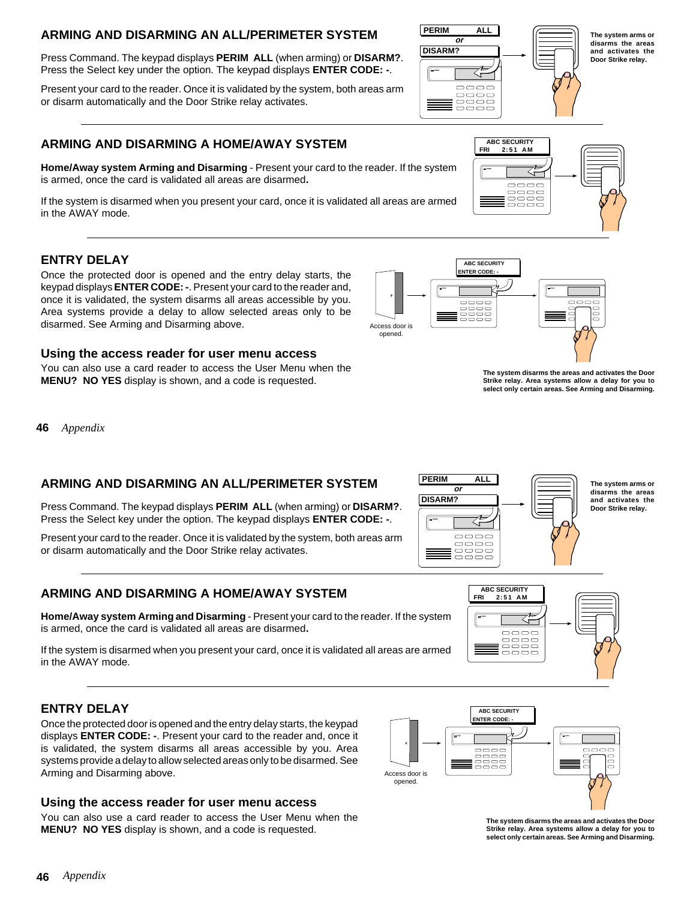## ARMING AND DISARMING AN ALL/PERIMETER SYSTEM

Press Command. The keypad displays **PERIM ALL** (when arming) or **DISARM?**. Press the Select key under the option. The keypad displays **ENTER CODE: -**.

Present your card to the reader. Once it is validated by the system, both areas arm or disarm automatically and the Door Strike relay activates.

**The system arms or disarms the areas and activates the Door Strike relay.**

## ARMING AND DISARMING A HOME/AWAY SYSTEM

**Home/Away system Arming and Disarming** - Present your card to the reader. If the system is armed, once the card is validated all areas are disarmed**.**

If the system is disarmed when you present your card, once it is validated all areas are armed in the AWAY mode.

## ENTRY DELAY

Once the protected door is opened and the entry delay starts, the keypad displays **ENTER CODE: -**. Present your card to the reader and, once it is validated, the system disarms all areas accessible by you. Area systems provide a delay to allow selected areas only to be disarmed. See Arming and Disarming above.

Access door is opened.

**The system disarms the areas and activates the Door Strike relay. Area systems allow a delay for you to select only certain areas. See Arming and Disarming.**

## Using the access reader for user menu access

You can also use a card reader to access the User Menu when the **MENU? NO YES** display is shown, and a code is requested.

## ARMING AND DISARMING AN ALL/PERIMETER SYSTEM

Press Command. The keypad displays **PERIM ALL** (when arming) or **DISARM?**. Press the Select key under the option. The keypad displays **ENTER CODE: -**.

Present your card to the reader. Once it is validated by the system, both areas arm or disarm automatically and the Door Strike relay activates.

**The system arms or disarms the areas and activates the Door Strike relay.**

## ARMING AND DISARMING A HOME/AWAY SYSTEM

**Home/Away system Arming and Disarming** - Present your card to the reader. If the system is armed, once the card is validated all areas are disarmed**.**

If the system is disarmed when you present your card, once it is validated all areas are armed in the AWAY mode.

## ENTRY DELAY

Once the protected door is opened and the entry delay starts, the keypad displays **ENTER CODE: -**. Present your card to the reader and, once it is validated, the system disarms all areas accessible by you. Area systems provide a delay to allow selected areas only to be disarmed. See Arming and Disarming above.

Access door is opened.

**The system disarms the areas and activates the Door Strike relay. Area systems allow a delay for you to select only certain areas. See Arming and Disarming.**

## Using the access reader for user menu access

You can also use a card reader to access the User Menu when the **MENU? NO YES** display is shown, and a code is requested.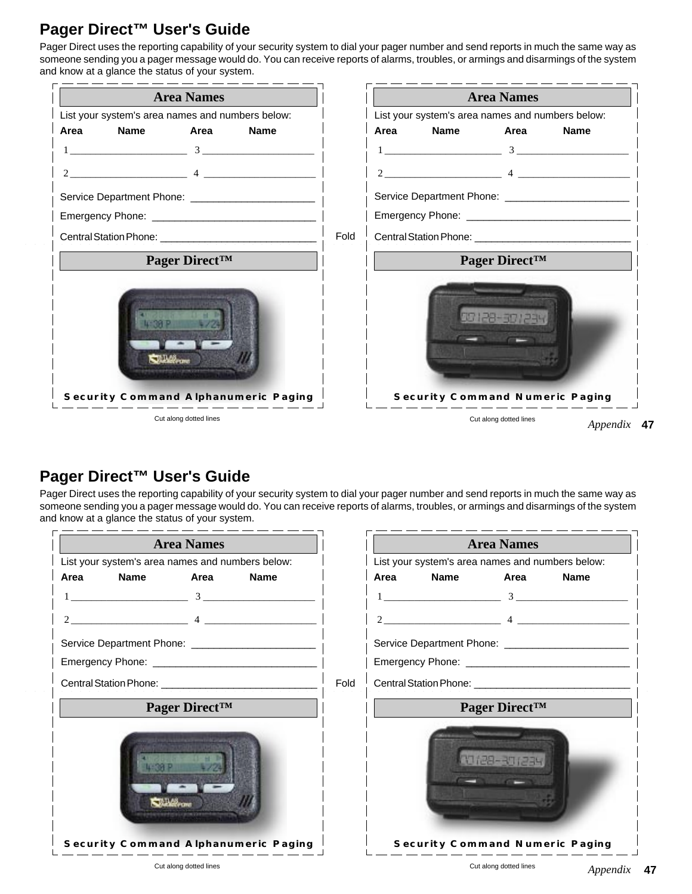# Pager Direct™ User's Guide

Pager Direct uses the reporting capability of your security system to dial your pager number and send reports in much the same way as someone sending you a pager message would do. You can receive reports of alarms, troubles, or armings and disarmings of the system and know at a glance the status of your system.

## Area Names

List your system's area names and numbers below:

| Area | Name | Area | Name |
|---|---|---|---|
| 1 | ____________________ | 3 | ____________________ |
| 2 | ____________________ | 4 | ____________________ |

Service Department Phone: ______________________

Emergency Phone: ______________________________

Central Station Phone: ___________________________

Fold

## Pager Direct™

**Security Command Alphanumeric Paging**

Cut along dotted lines

## Area Names

List your system's area names and numbers below:

| Area | Name | Area | Name |
|---|---|---|---|
| 1 | ____________________ | 3 | ____________________ |
| 2 | ____________________ | 4 | ____________________ |

Service Department Phone: ______________________

Emergency Phone: ______________________________

Central Station Phone: ___________________________

## Pager Direct™

**Security Command Numeric Paging**

Cut along dotted lines

# Pager Direct™ User's Guide

Pager Direct uses the reporting capability of your security system to dial your pager number and send reports in much the same way as someone sending you a pager message would do. You can receive reports of alarms, troubles, or armings and disarmings of the system and know at a glance the status of your system.

## Area Names

List your system's area names and numbers below:

| Area | Name | Area | Name |
|---|---|---|---|
| 1 | ____________________ | 3 | ____________________ |
| 2 | ____________________ | 4 | ____________________ |

Service Department Phone: ______________________

Emergency Phone: ______________________________

Central Station Phone: ___________________________

Fold

## Pager Direct™

**Security Command Alphanumeric Paging**

Cut along dotted lines

## Area Names

List your system's area names and numbers below:

| Area | Name | Area | Name |
|---|---|---|---|
| 1 | ____________________ | 3 | ____________________ |
| 2 | ____________________ | 4 | ____________________ |

Service Department Phone: ______________________

Emergency Phone: ______________________________

Central Station Phone: ___________________________

## Pager Direct™

**Security Command Numeric Paging**

Cut along dotted lines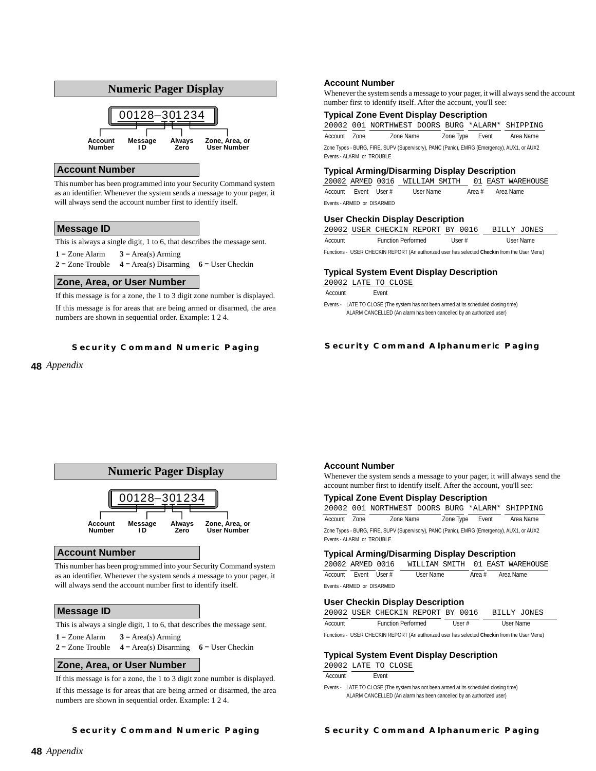## Numeric Pager Display

```
00128–301234
```

Account Number | Message ID | Always Zero | Zone, Area, or User Number

### Account Number

This number has been programmed into your Security Command system as an identifier. Whenever the system sends a message to your pager, it will always send the account number first to identify itself.

### Message ID

This is always a single digit, 1 to 6, that describes the message sent.

**1** = Zone Alarm  **3** = Area(s) Arming
**2** = Zone Trouble  **4** = Area(s) Disarming  **6** = User Checkin

### Zone, Area, or User Number

If this message is for a zone, the 1 to 3 digit zone number is displayed.

If this message is for areas that are being armed or disarmed, the area numbers are shown in sequential order. Example: 1 2 4.

**Security Command Numeric Paging**

### Account Number

Whenever the system sends a message to your pager, it will always send the account number first to identify itself. After the account, you'll see:

### Typical Zone Event Display Description

```
20002 001 NORTHWEST DOORS BURG *ALARM* SHIPPING
```

Account | Zone | Zone Name | Zone Type | Event | Area Name

Zone Types - BURG, FIRE, SUPV (Supervisory), PANC (Panic), EMRG (Emergency), AUX1, or AUX2
Events - ALARM or TROUBLE

### Typical Arming/Disarming Display Description

```
20002 ARMED 0016  WILLIAM SMITH  01 EAST WAREHOUSE
```

Account | Event | User # | User Name | Area # | Area Name

Events - ARMED or DISARMED

### User Checkin Display Description

```
20002 USER CHECKIN REPORT BY 0016   BILLY JONES
```

Account | Function Performed | User # | User Name

Functions - USER CHECKIN REPORT (An authorized user has selected **Checkin** from the User Menu)

### Typical System Event Display Description

```
20002 LATE TO CLOSE
```

Account | Event

Events - LATE TO CLOSE (The system has not been armed at its scheduled closing time)
ALARM CANCELLED (An alarm has been cancelled by an authorized user)

**Security Command Alphanumeric Paging**

## Numeric Pager Display

```
00128–301234
```

Account Number | Message ID | Always Zero | Zone, Area, or User Number

### Account Number

This number has been programmed into your Security Command system as an identifier. Whenever the system sends a message to your pager, it will always send the account number first to identify itself.

### Message ID

This is always a single digit, 1 to 6, that describes the message sent.

**1** = Zone Alarm  **3** = Area(s) Arming
**2** = Zone Trouble  **4** = Area(s) Disarming  **6** = User Checkin

### Zone, Area, or User Number

If this message is for a zone, the 1 to 3 digit zone number is displayed.

If this message is for areas that are being armed or disarmed, the area numbers are shown in sequential order. Example: 1 2 4.

**Security Command Numeric Paging**

### Account Number

Whenever the system sends a message to your pager, it will always send the account number first to identify itself. After the account, you'll see:

### Typical Zone Event Display Description

```
20002 001 NORTHWEST DOORS BURG *ALARM* SHIPPING
```

Account | Zone | Zone Name | Zone Type | Event | Area Name

Zone Types - BURG, FIRE, SUPV (Supervisory), PANC (Panic), EMRG (Emergency), AUX1, or AUX2
Events - ALARM or TROUBLE

### Typical Arming/Disarming Display Description

```
20002 ARMED 0016   WILLIAM SMITH  01 EAST WAREHOUSE
```

Account | Event | User # | User Name | Area # | Area Name

Events - ARMED or DISARMED

### User Checkin Display Description

```
20002 USER CHECKIN REPORT BY 0016   BILLY JONES
```

Account | Function Performed | User # | User Name

Functions - USER CHECKIN REPORT (An authorized user has selected **Checkin** from the User Menu)

### Typical System Event Display Description

```
20002 LATE TO CLOSE
```

Account | Event

Events - LATE TO CLOSE (The system has not been armed at its scheduled closing time)
ALARM CANCELLED (An alarm has been cancelled by an authorized user)

**Security Command Alphanumeric Paging**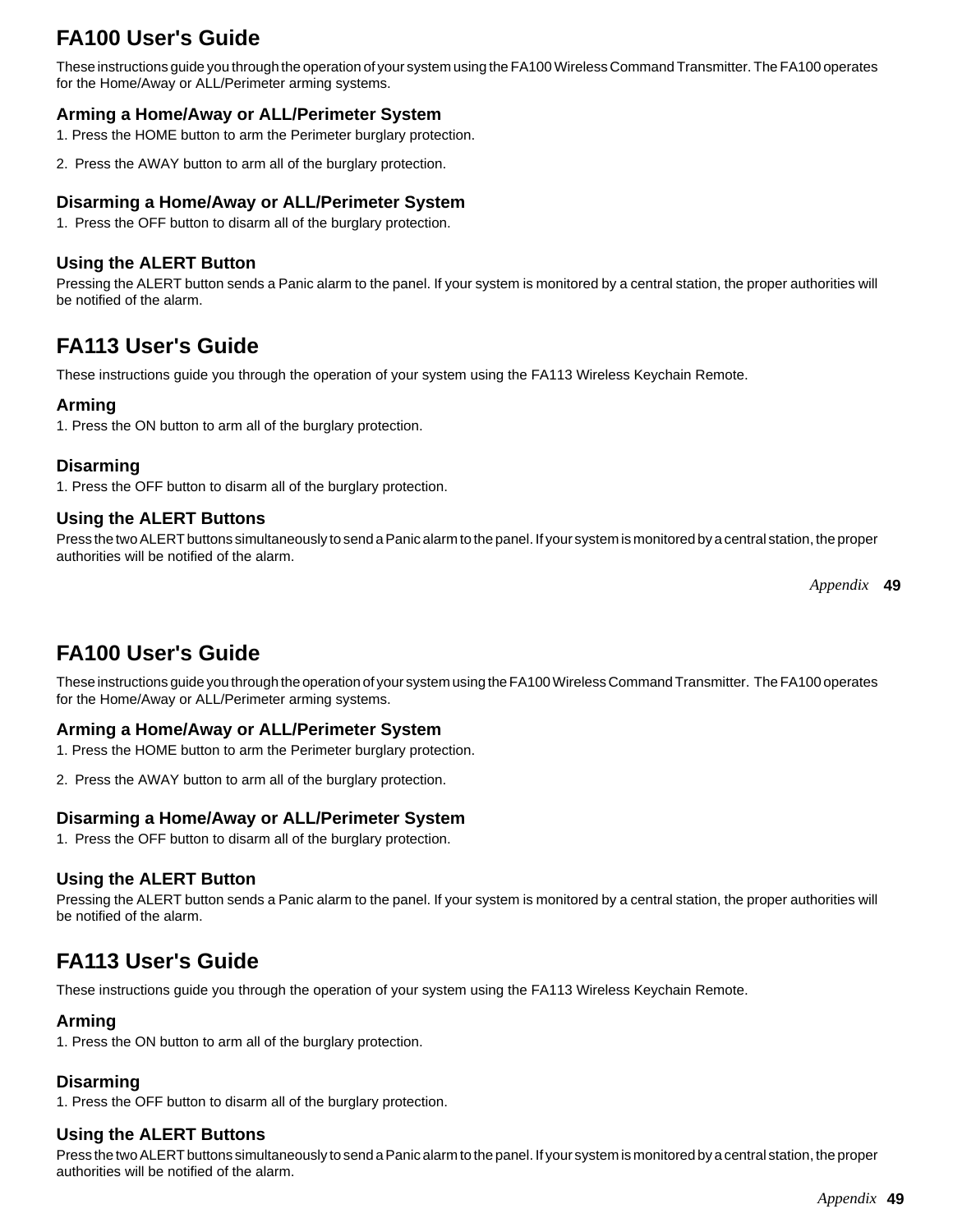# FA100 User's Guide

These instructions guide you through the operation of your system using the FA100 Wireless Command Transmitter. The FA100 operates for the Home/Away or ALL/Perimeter arming systems.

### Arming a Home/Away or ALL/Perimeter System

1. Press the HOME button to arm the Perimeter burglary protection.
2. Press the AWAY button to arm all of the burglary protection.

### Disarming a Home/Away or ALL/Perimeter System

1. Press the OFF button to disarm all of the burglary protection.

### Using the ALERT Button

Pressing the ALERT button sends a Panic alarm to the panel. If your system is monitored by a central station, the proper authorities will be notified of the alarm.

# FA113 User's Guide

These instructions guide you through the operation of your system using the FA113 Wireless Keychain Remote.

### Arming

1. Press the ON button to arm all of the burglary protection.

### Disarming

1. Press the OFF button to disarm all of the burglary protection.

### Using the ALERT Buttons

Press the two ALERT buttons simultaneously to send a Panic alarm to the panel. If your system is monitored by a central station, the proper authorities will be notified of the alarm.

# FA100 User's Guide

These instructions guide you through the operation of your system using the FA100 Wireless Command Transmitter. The FA100 operates for the Home/Away or ALL/Perimeter arming systems.

### Arming a Home/Away or ALL/Perimeter System

1. Press the HOME button to arm the Perimeter burglary protection.
2. Press the AWAY button to arm all of the burglary protection.

### Disarming a Home/Away or ALL/Perimeter System

1. Press the OFF button to disarm all of the burglary protection.

### Using the ALERT Button

Pressing the ALERT button sends a Panic alarm to the panel. If your system is monitored by a central station, the proper authorities will be notified of the alarm.

# FA113 User's Guide

These instructions guide you through the operation of your system using the FA113 Wireless Keychain Remote.

### Arming

1. Press the ON button to arm all of the burglary protection.

### Disarming

1. Press the OFF button to disarm all of the burglary protection.

### Using the ALERT Buttons

Press the two ALERT buttons simultaneously to send a Panic alarm to the panel. If your system is monitored by a central station, the proper authorities will be notified of the alarm.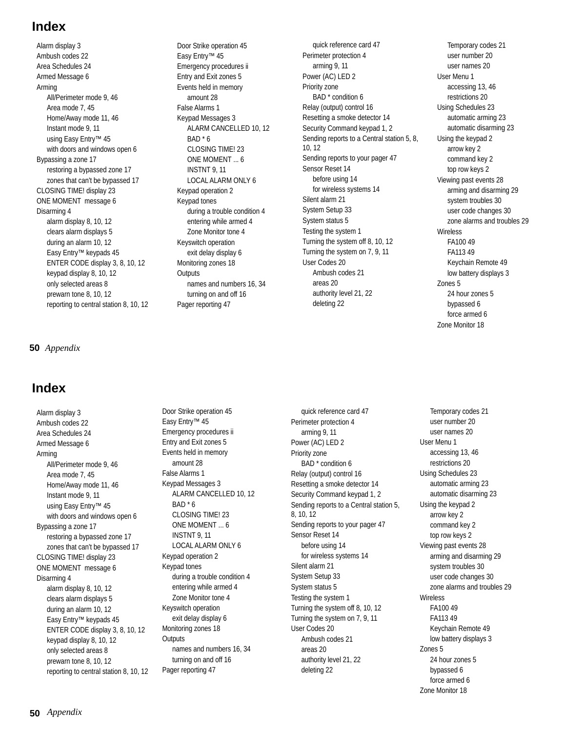# Index

- Alarm display 3
- Ambush codes 22
- Area Schedules 24
- Armed Message 6
- Arming
  - All/Perimeter mode 9, 46
  - Area mode 7, 45
  - Home/Away mode 11, 46
  - Instant mode 9, 11
  - using Easy Entry™ 45
  - with doors and windows open 6
- Bypassing a zone 17
  - restoring a bypassed zone 17
  - zones that can't be bypassed 17
- CLOSING TIME! display 23
- ONE MOMENT message 6
- Disarming 4
  - alarm display 8, 10, 12
  - clears alarm displays 5
  - during an alarm 10, 12
  - Easy Entry™ keypads 45
  - ENTER CODE display 3, 8, 10, 12
  - keypad display 8, 10, 12
  - only selected areas 8
  - prewarn tone 8, 10, 12
  - reporting to central station 8, 10, 12
- Door Strike operation 45
- Easy Entry™ 45
- Emergency procedures ii
- Entry and Exit zones 5
- Events held in memory
  - amount 28
- False Alarms 1
- Keypad Messages 3
  - ALARM CANCELLED 10, 12
  - BAD * 6
  - CLOSING TIME! 23
  - ONE MOMENT ... 6
  - INSTNT 9, 11
  - LOCAL ALARM ONLY 6
- Keypad operation 2
- Keypad tones
  - during a trouble condition 4
  - entering while armed 4
  - Zone Monitor tone 4
- Keyswitch operation
  - exit delay display 6
- Monitoring zones 18
- Outputs
  - names and numbers 16, 34
  - turning on and off 16
- Pager reporting 47
  - quick reference card 47
- Perimeter protection 4
  - arming 9, 11
- Power (AC) LED 2
- Priority zone
  - BAD * condition 6
- Relay (output) control 16
- Resetting a smoke detector 14
- Security Command keypad 1, 2
- Sending reports to a Central station 5, 8, 10, 12
- Sending reports to your pager 47
- Sensor Reset 14
  - before using 14
  - for wireless systems 14
- Silent alarm 21
- System Setup 33
- System status 5
- Testing the system 1
- Turning the system off 8, 10, 12
- Turning the system on 7, 9, 11
- User Codes 20
  - Ambush codes 21
  - areas 20
  - authority level 21, 22
  - deleting 22
  - Temporary codes 21
  - user number 20
  - user names 20
- User Menu 1
  - accessing 13, 46
  - restrictions 20
- Using Schedules 23
  - automatic arming 23
  - automatic disarming 23
- Using the keypad 2
  - arrow key 2
  - command key 2
  - top row keys 2
- Viewing past events 28
  - arming and disarming 29
  - system troubles 30
  - user code changes 30
  - zone alarms and troubles 29
- Wireless
  - FA100 49
  - FA113 49
  - Keychain Remote 49
  - low battery displays 3
- Zones 5
  - 24 hour zones 5
  - bypassed 6
  - force armed 6
- Zone Monitor 18

# Index

- Alarm display 3
- Ambush codes 22
- Area Schedules 24
- Armed Message 6
- Arming
  - All/Perimeter mode 9, 46
  - Area mode 7, 45
  - Home/Away mode 11, 46
  - Instant mode 9, 11
  - using Easy Entry™ 45
  - with doors and windows open 6
- Bypassing a zone 17
  - restoring a bypassed zone 17
  - zones that can't be bypassed 17
- CLOSING TIME! display 23
- ONE MOMENT message 6
- Disarming 4
  - alarm display 8, 10, 12
  - clears alarm displays 5
  - during an alarm 10, 12
  - Easy Entry™ keypads 45
  - ENTER CODE display 3, 8, 10, 12
  - keypad display 8, 10, 12
  - only selected areas 8
  - prewarn tone 8, 10, 12
  - reporting to central station 8, 10, 12
- Door Strike operation 45
- Easy Entry™ 45
- Emergency procedures ii
- Entry and Exit zones 5
- Events held in memory
  - amount 28
- False Alarms 1
- Keypad Messages 3
  - ALARM CANCELLED 10, 12
  - BAD * 6
  - CLOSING TIME! 23
  - ONE MOMENT ... 6
  - INSTNT 9, 11
  - LOCAL ALARM ONLY 6
- Keypad operation 2
- Keypad tones
  - during a trouble condition 4
  - entering while armed 4
  - Zone Monitor tone 4
- Keyswitch operation
  - exit delay display 6
- Monitoring zones 18
- Outputs
  - names and numbers 16, 34
  - turning on and off 16
- Pager reporting 47
  - quick reference card 47
- Perimeter protection 4
  - arming 9, 11
- Power (AC) LED 2
- Priority zone
  - BAD * condition 6
- Relay (output) control 16
- Resetting a smoke detector 14
- Security Command keypad 1, 2
- Sending reports to a Central station 5, 8, 10, 12
- Sending reports to your pager 47
- Sensor Reset 14
  - before using 14
  - for wireless systems 14
- Silent alarm 21
- System Setup 33
- System status 5
- Testing the system 1
- Turning the system off 8, 10, 12
- Turning the system on 7, 9, 11
- User Codes 20
  - Ambush codes 21
  - areas 20
  - authority level 21, 22
  - deleting 22
  - Temporary codes 21
  - user number 20
  - user names 20
- User Menu 1
  - accessing 13, 46
  - restrictions 20
- Using Schedules 23
  - automatic arming 23
  - automatic disarming 23
- Using the keypad 2
  - arrow key 2
  - command key 2
  - top row keys 2
- Viewing past events 28
  - arming and disarming 29
  - system troubles 30
  - user code changes 30
  - zone alarms and troubles 29
- Wireless
  - FA100 49
  - FA113 49
  - Keychain Remote 49
  - low battery displays 3
- Zones 5
  - 24 hour zones 5
  - bypassed 6
  - force armed 6
- Zone Monitor 18